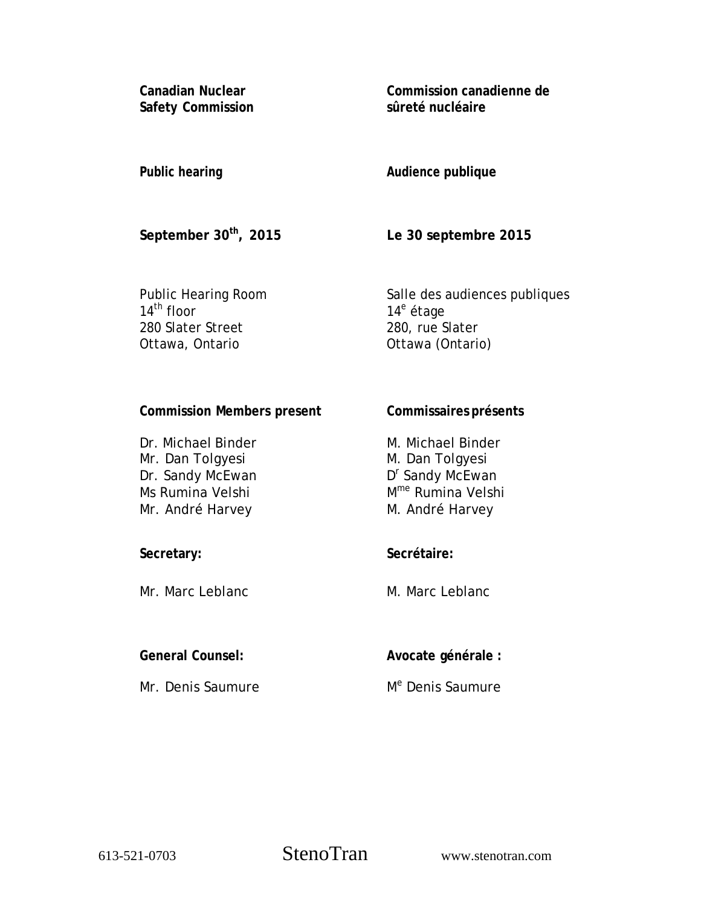**Canadian Nuclear Safety Commission**

**Commission canadienne de sûreté nucléaire**

**Public hearing**

**Audience publique**

**September 30th, 2015**

**Le 30 septembre 2015**

Public Hearing Room
14th floor
280 Slater Street
Ottawa, Ontario

Salle des audiences publiques
14e étage
280, rue Slater
Ottawa (Ontario)

**Commission Members present**

Dr. Michael Binder
Mr. Dan Tolgyesi
Dr. Sandy McEwan
Ms Rumina Velshi
Mr. André Harvey

**Commissaires présents**

M. Michael Binder
M. Dan Tolgyesi
Dr Sandy McEwan
Mme Rumina Velshi
M. André Harvey

**Secretary:**

Mr. Marc Leblanc

**Secrétaire:**

M. Marc Leblanc

**General Counsel:**

Mr. Denis Saumure

**Avocate générale :**

Me Denis Saumure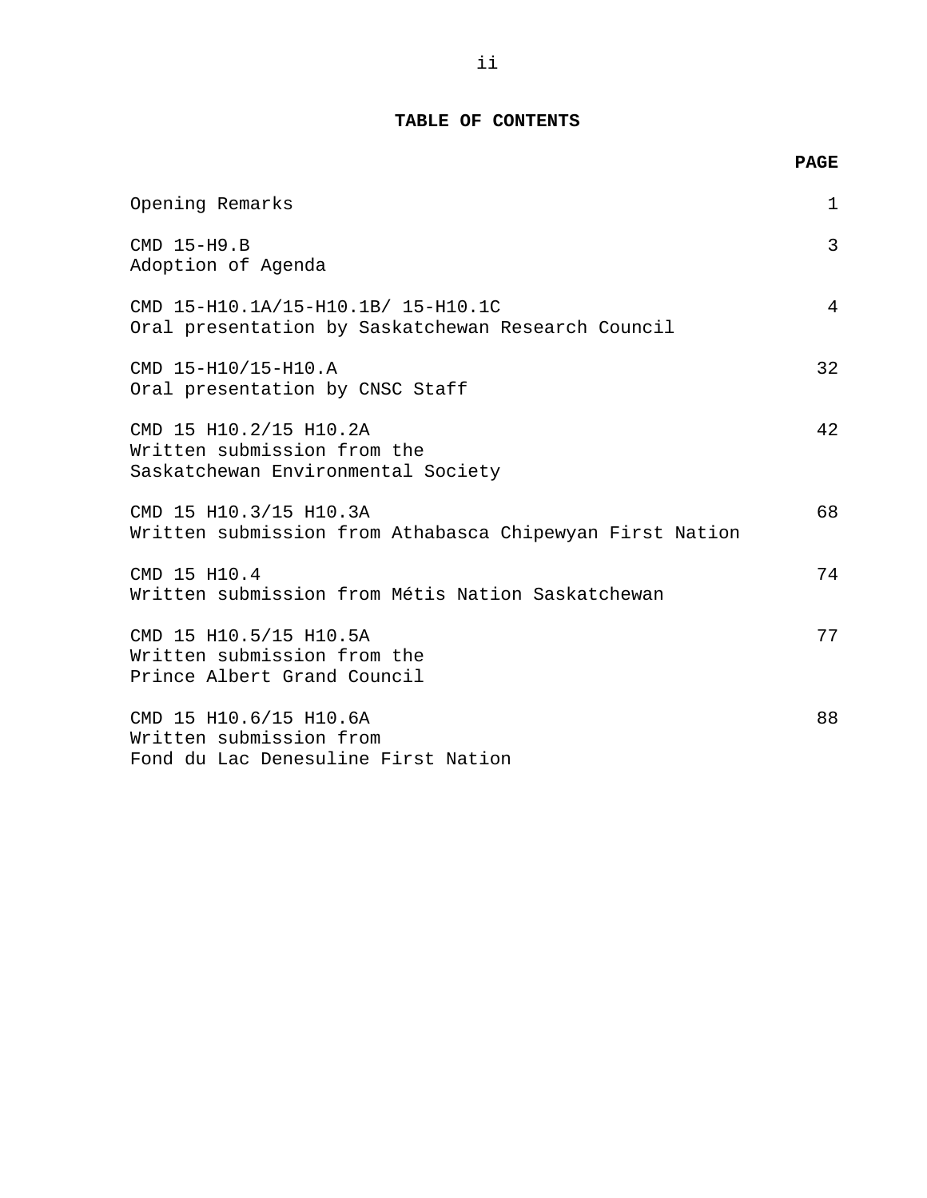## TABLE OF CONTENTS

| | PAGE |
|---|---|
| Opening Remarks | 1 |
| CMD 15-H9.B<br>Adoption of Agenda | 3 |
| CMD 15-H10.1A/15-H10.1B/ 15-H10.1C<br>Oral presentation by Saskatchewan Research Council | 4 |
| CMD 15-H10/15-H10.A<br>Oral presentation by CNSC Staff | 32 |
| CMD 15 H10.2/15 H10.2A<br>Written submission from the<br>Saskatchewan Environmental Society | 42 |
| CMD 15 H10.3/15 H10.3A<br>Written submission from Athabasca Chipewyan First Nation | 68 |
| CMD 15 H10.4<br>Written submission from Métis Nation Saskatchewan | 74 |
| CMD 15 H10.5/15 H10.5A<br>Written submission from the<br>Prince Albert Grand Council | 77 |
| CMD 15 H10.6/15 H10.6A<br>Written submission from<br>Fond du Lac Denesuline First Nation | 88 |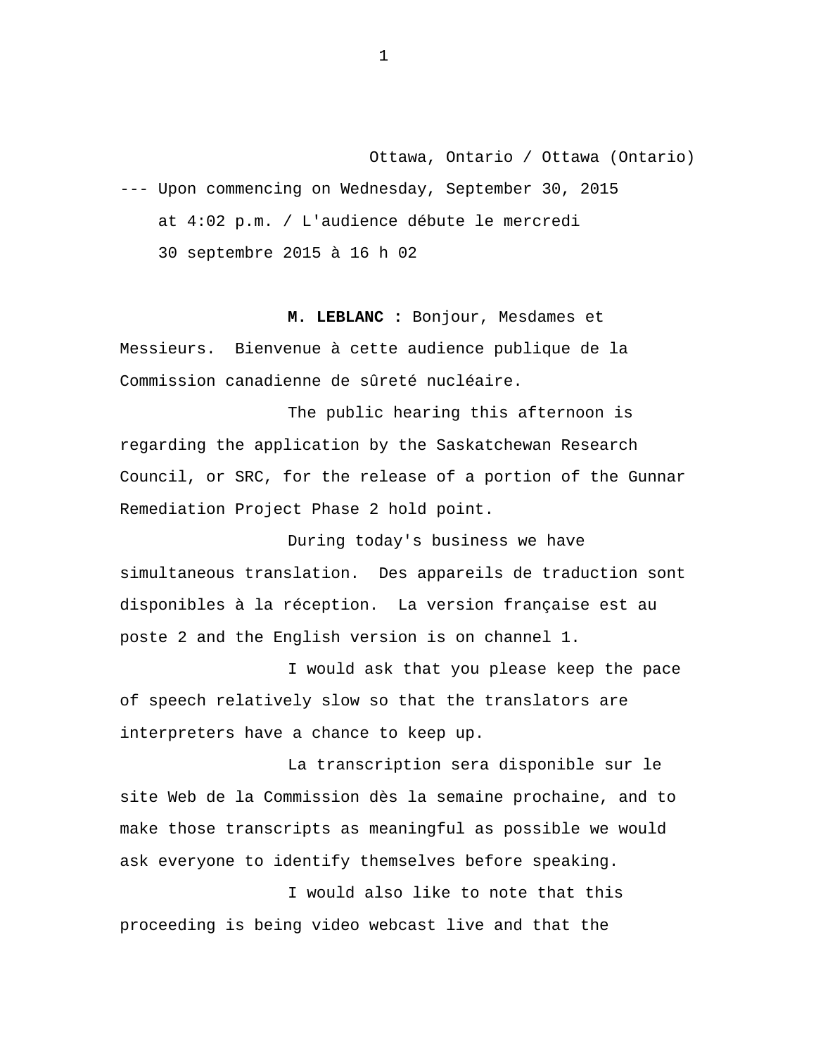Ottawa, Ontario / Ottawa (Ontario)

--- Upon commencing on Wednesday, September 30, 2015 at 4:02 p.m. / L'audience débute le mercredi 30 septembre 2015 à 16 h 02

**M. LEBLANC :** Bonjour, Mesdames et Messieurs. Bienvenue à cette audience publique de la Commission canadienne de sûreté nucléaire.

The public hearing this afternoon is regarding the application by the Saskatchewan Research Council, or SRC, for the release of a portion of the Gunnar Remediation Project Phase 2 hold point.

During today's business we have simultaneous translation. Des appareils de traduction sont disponibles à la réception. La version française est au poste 2 and the English version is on channel 1.

I would ask that you please keep the pace of speech relatively slow so that the translators are interpreters have a chance to keep up.

La transcription sera disponible sur le site Web de la Commission dès la semaine prochaine, and to make those transcripts as meaningful as possible we would ask everyone to identify themselves before speaking.

I would also like to note that this proceeding is being video webcast live and that the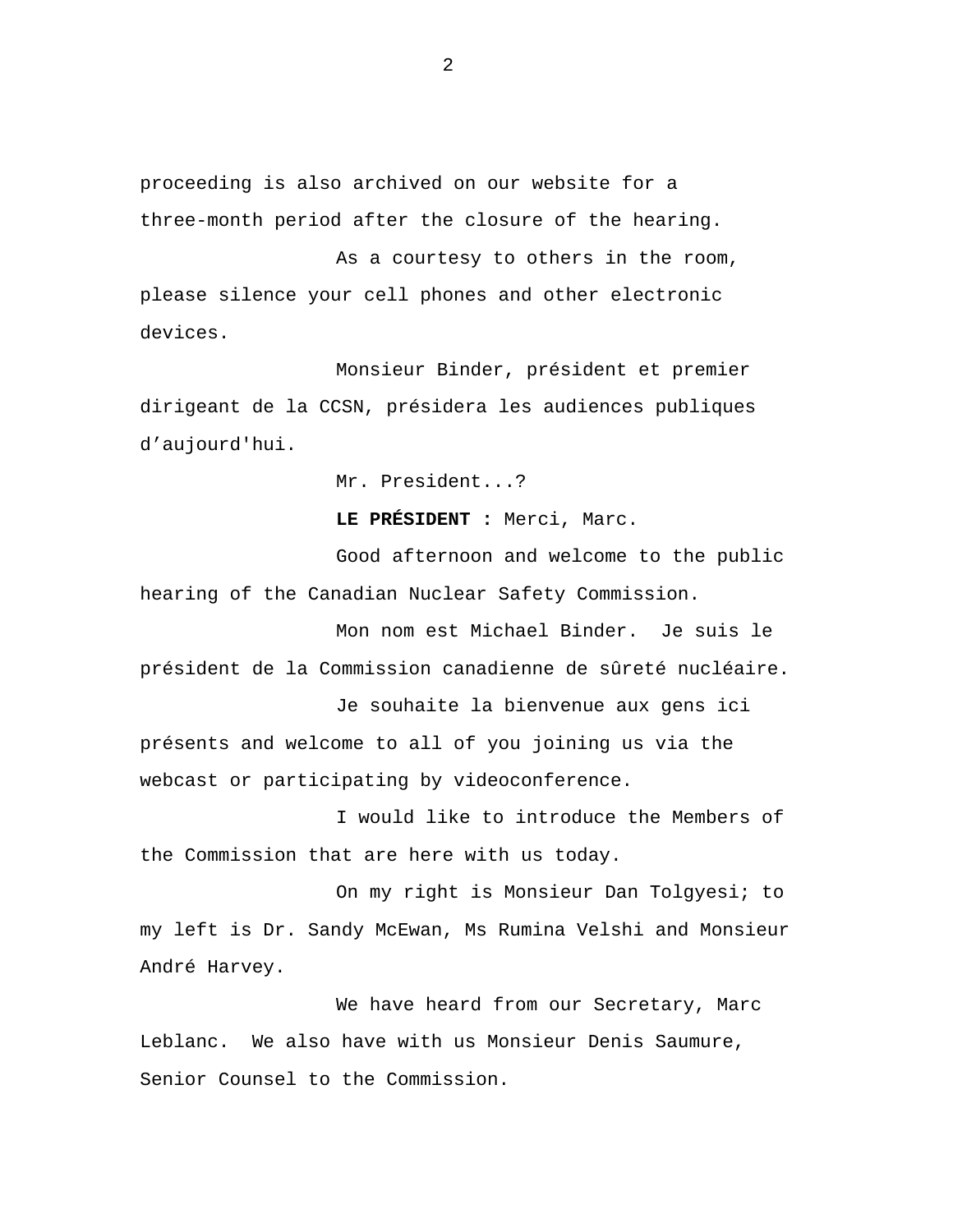proceeding is also archived on our website for a three-month period after the closure of the hearing.

As a courtesy to others in the room, please silence your cell phones and other electronic devices.

Monsieur Binder, président et premier dirigeant de la CCSN, présidera les audiences publiques d'aujourd'hui.

Mr. President...?

**LE PRÉSIDENT :** Merci, Marc.

Good afternoon and welcome to the public hearing of the Canadian Nuclear Safety Commission.

Mon nom est Michael Binder. Je suis le président de la Commission canadienne de sûreté nucléaire.

Je souhaite la bienvenue aux gens ici présents and welcome to all of you joining us via the webcast or participating by videoconference.

I would like to introduce the Members of the Commission that are here with us today.

On my right is Monsieur Dan Tolgyesi; to my left is Dr. Sandy McEwan, Ms Rumina Velshi and Monsieur André Harvey.

We have heard from our Secretary, Marc Leblanc. We also have with us Monsieur Denis Saumure, Senior Counsel to the Commission.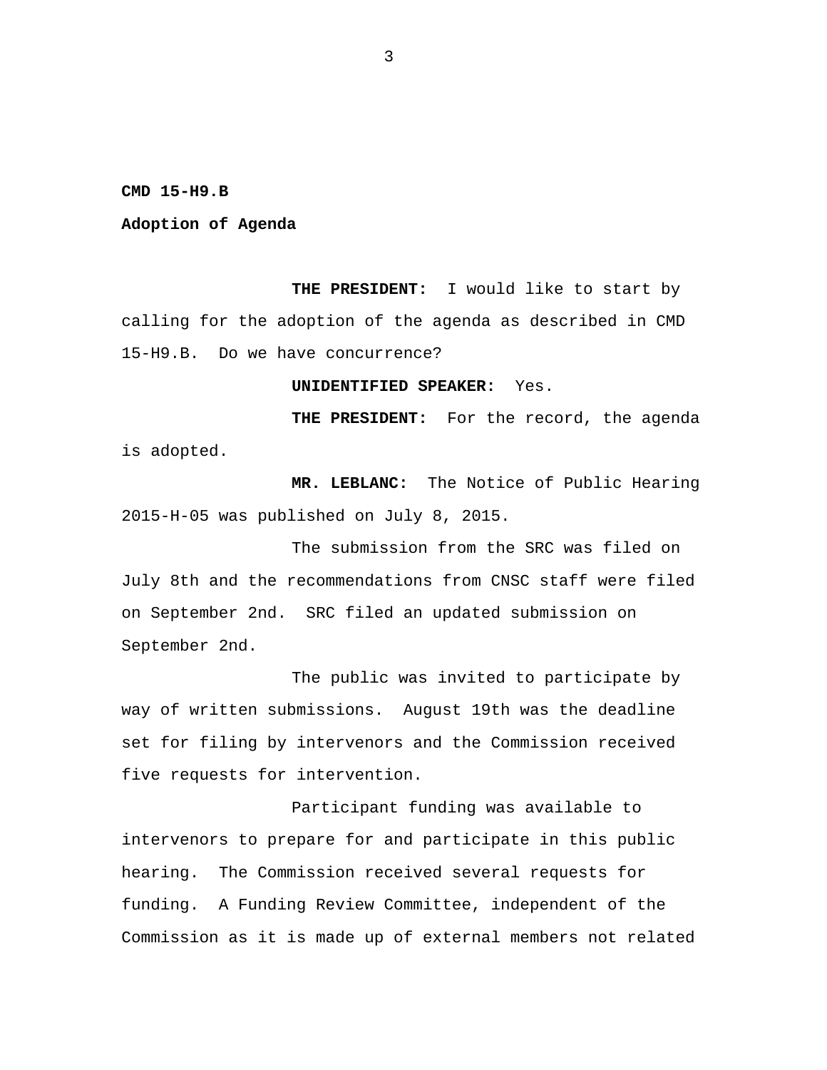**CMD 15-H9.B**

**Adoption of Agenda**

**THE PRESIDENT:** I would like to start by calling for the adoption of the agenda as described in CMD 15-H9.B. Do we have concurrence?

**UNIDENTIFIED SPEAKER:** Yes.

**THE PRESIDENT:** For the record, the agenda is adopted.

**MR. LEBLANC:** The Notice of Public Hearing 2015-H-05 was published on July 8, 2015.

The submission from the SRC was filed on July 8th and the recommendations from CNSC staff were filed on September 2nd. SRC filed an updated submission on September 2nd.

The public was invited to participate by way of written submissions. August 19th was the deadline set for filing by intervenors and the Commission received five requests for intervention.

Participant funding was available to intervenors to prepare for and participate in this public hearing. The Commission received several requests for funding. A Funding Review Committee, independent of the Commission as it is made up of external members not related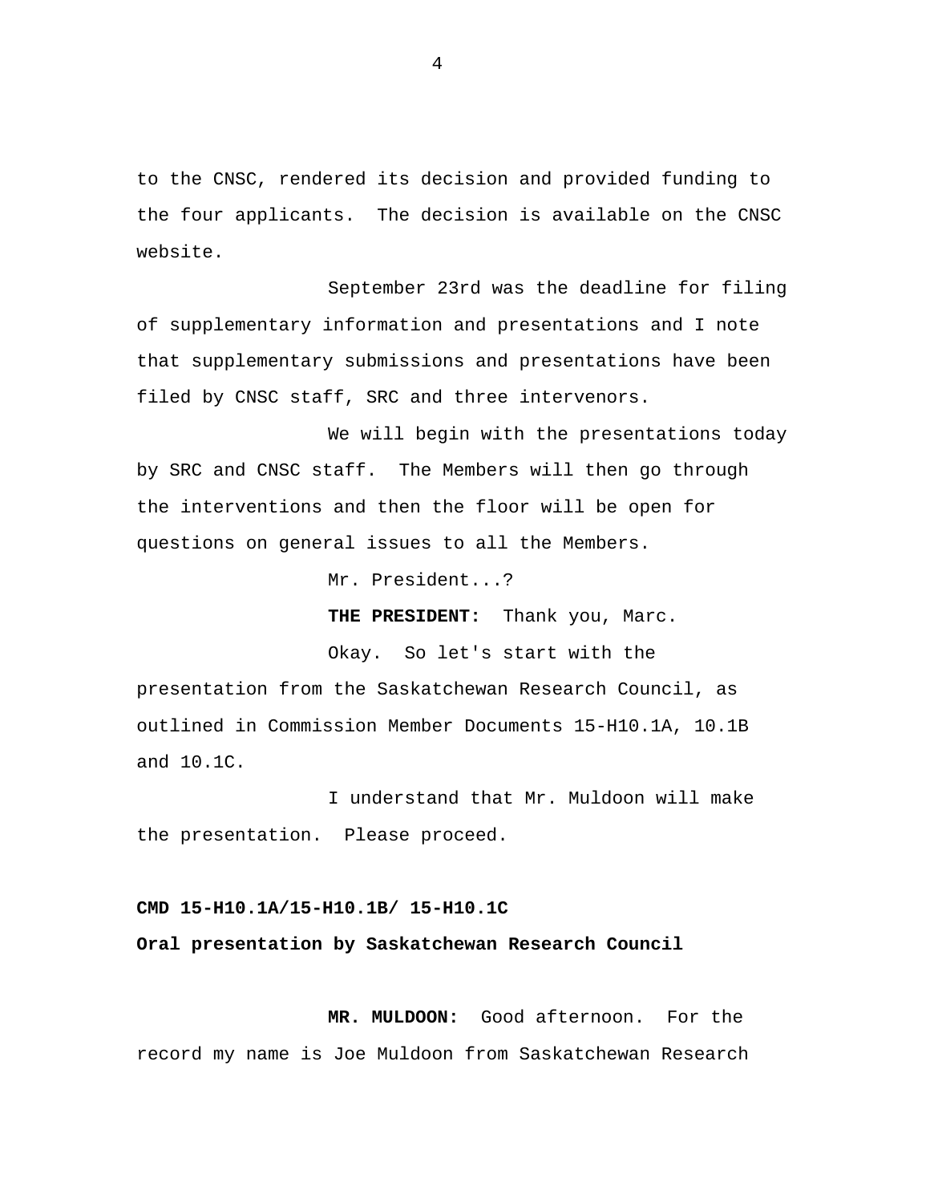to the CNSC, rendered its decision and provided funding to the four applicants. The decision is available on the CNSC website.

September 23rd was the deadline for filing of supplementary information and presentations and I note that supplementary submissions and presentations have been filed by CNSC staff, SRC and three intervenors.

We will begin with the presentations today by SRC and CNSC staff. The Members will then go through the interventions and then the floor will be open for questions on general issues to all the Members.

Mr. President...?

**THE PRESIDENT:** Thank you, Marc.

Okay. So let's start with the presentation from the Saskatchewan Research Council, as outlined in Commission Member Documents 15-H10.1A, 10.1B and 10.1C.

I understand that Mr. Muldoon will make the presentation. Please proceed.

**CMD 15-H10.1A/15-H10.1B/ 15-H10.1C**

**Oral presentation by Saskatchewan Research Council**

**MR. MULDOON:** Good afternoon. For the record my name is Joe Muldoon from Saskatchewan Research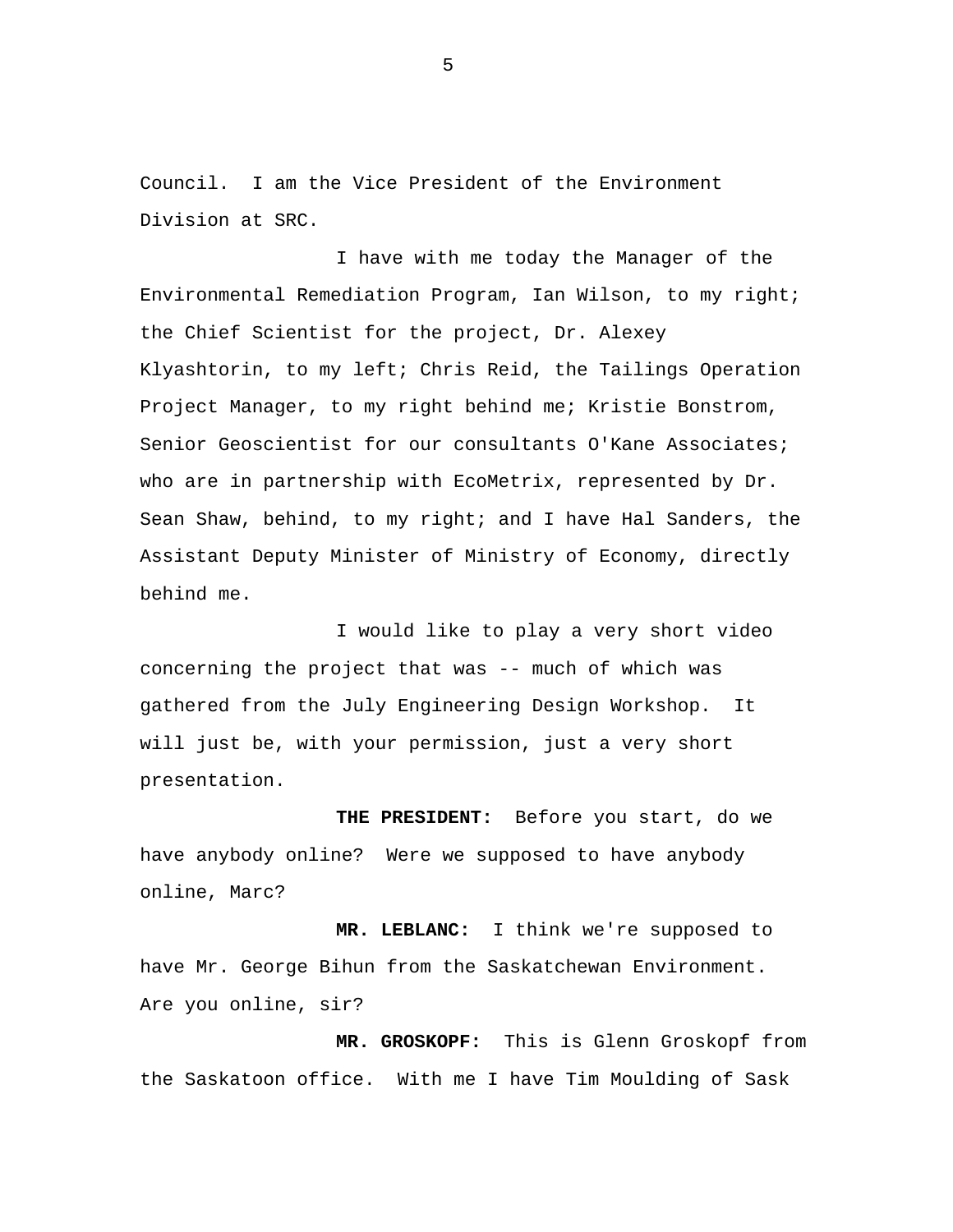Council. I am the Vice President of the Environment Division at SRC.

I have with me today the Manager of the Environmental Remediation Program, Ian Wilson, to my right; the Chief Scientist for the project, Dr. Alexey Klyashtorin, to my left; Chris Reid, the Tailings Operation Project Manager, to my right behind me; Kristie Bonstrom, Senior Geoscientist for our consultants O'Kane Associates; who are in partnership with EcoMetrix, represented by Dr. Sean Shaw, behind, to my right; and I have Hal Sanders, the Assistant Deputy Minister of Ministry of Economy, directly behind me.

I would like to play a very short video concerning the project that was -- much of which was gathered from the July Engineering Design Workshop. It will just be, with your permission, just a very short presentation.

**THE PRESIDENT:** Before you start, do we have anybody online? Were we supposed to have anybody online, Marc?

**MR. LEBLANC:** I think we're supposed to have Mr. George Bihun from the Saskatchewan Environment. Are you online, sir?

**MR. GROSKOPF:** This is Glenn Groskopf from the Saskatoon office. With me I have Tim Moulding of Sask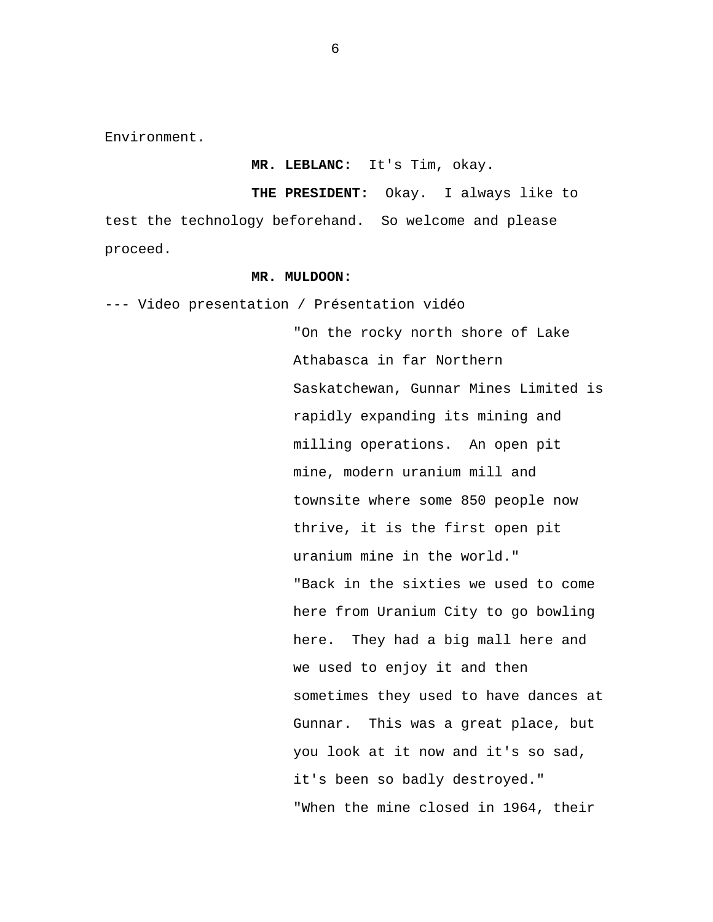Environment.

**MR. LEBLANC:** It's Tim, okay.

**THE PRESIDENT:** Okay. I always like to test the technology beforehand. So welcome and please proceed.

**MR. MULDOON:**

--- Video presentation / Présentation vidéo

"On the rocky north shore of Lake Athabasca in far Northern Saskatchewan, Gunnar Mines Limited is rapidly expanding its mining and milling operations. An open pit mine, modern uranium mill and townsite where some 850 people now thrive, it is the first open pit uranium mine in the world."

"Back in the sixties we used to come here from Uranium City to go bowling here. They had a big mall here and we used to enjoy it and then sometimes they used to have dances at Gunnar. This was a great place, but you look at it now and it's so sad, it's been so badly destroyed."

"When the mine closed in 1964, their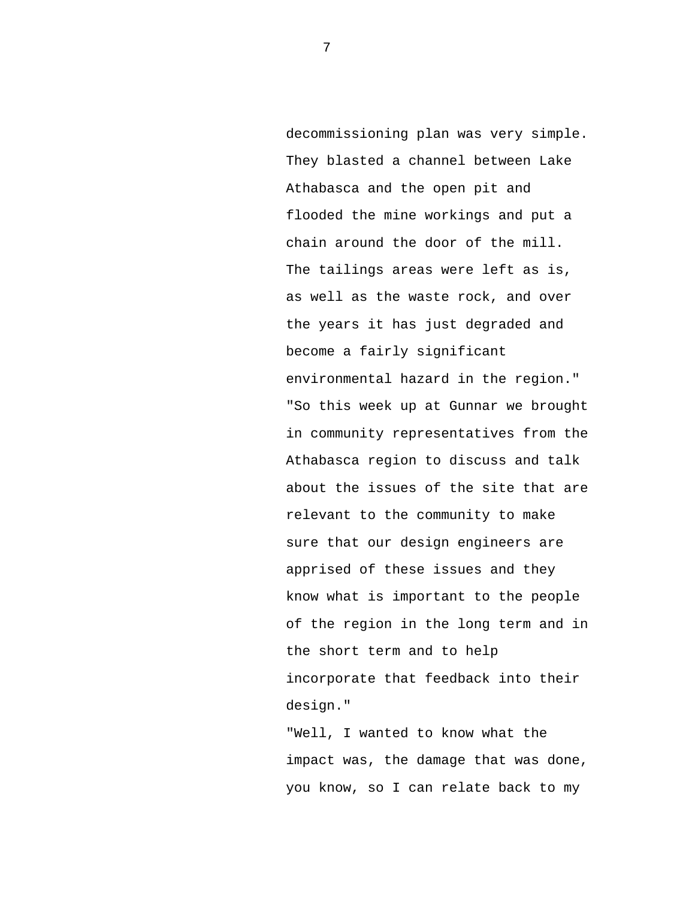decommissioning plan was very simple. They blasted a channel between Lake Athabasca and the open pit and flooded the mine workings and put a chain around the door of the mill. The tailings areas were left as is, as well as the waste rock, and over the years it has just degraded and become a fairly significant environmental hazard in the region."

"So this week up at Gunnar we brought in community representatives from the Athabasca region to discuss and talk about the issues of the site that are relevant to the community to make sure that our design engineers are apprised of these issues and they know what is important to the people of the region in the long term and in the short term and to help incorporate that feedback into their design."

"Well, I wanted to know what the impact was, the damage that was done, you know, so I can relate back to my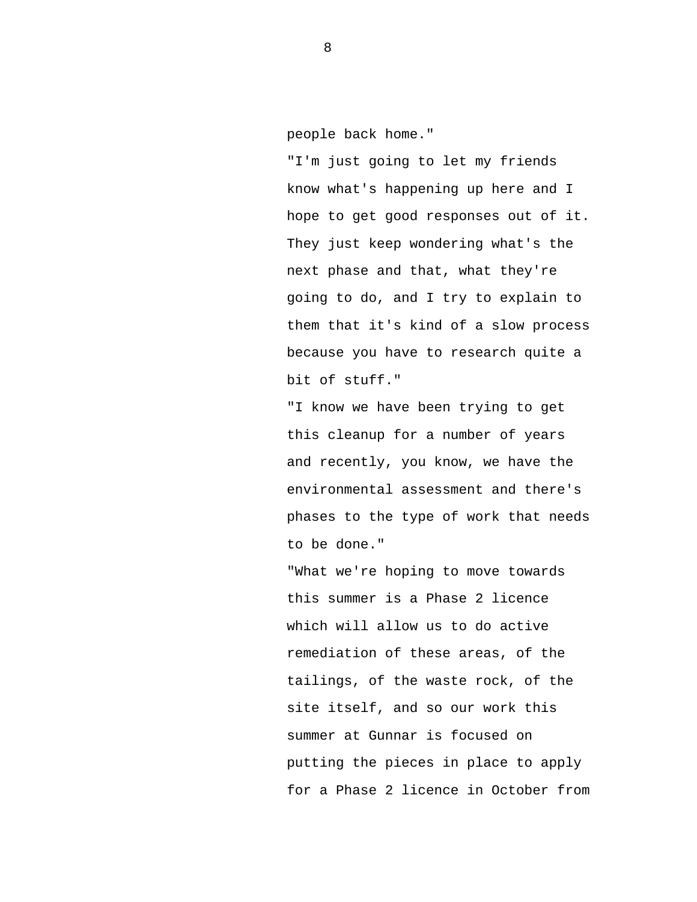people back home."

"I'm just going to let my friends know what's happening up here and I hope to get good responses out of it. They just keep wondering what's the next phase and that, what they're going to do, and I try to explain to them that it's kind of a slow process because you have to research quite a bit of stuff."

"I know we have been trying to get this cleanup for a number of years and recently, you know, we have the environmental assessment and there's phases to the type of work that needs to be done."

"What we're hoping to move towards this summer is a Phase 2 licence which will allow us to do active remediation of these areas, of the tailings, of the waste rock, of the site itself, and so our work this summer at Gunnar is focused on putting the pieces in place to apply for a Phase 2 licence in October from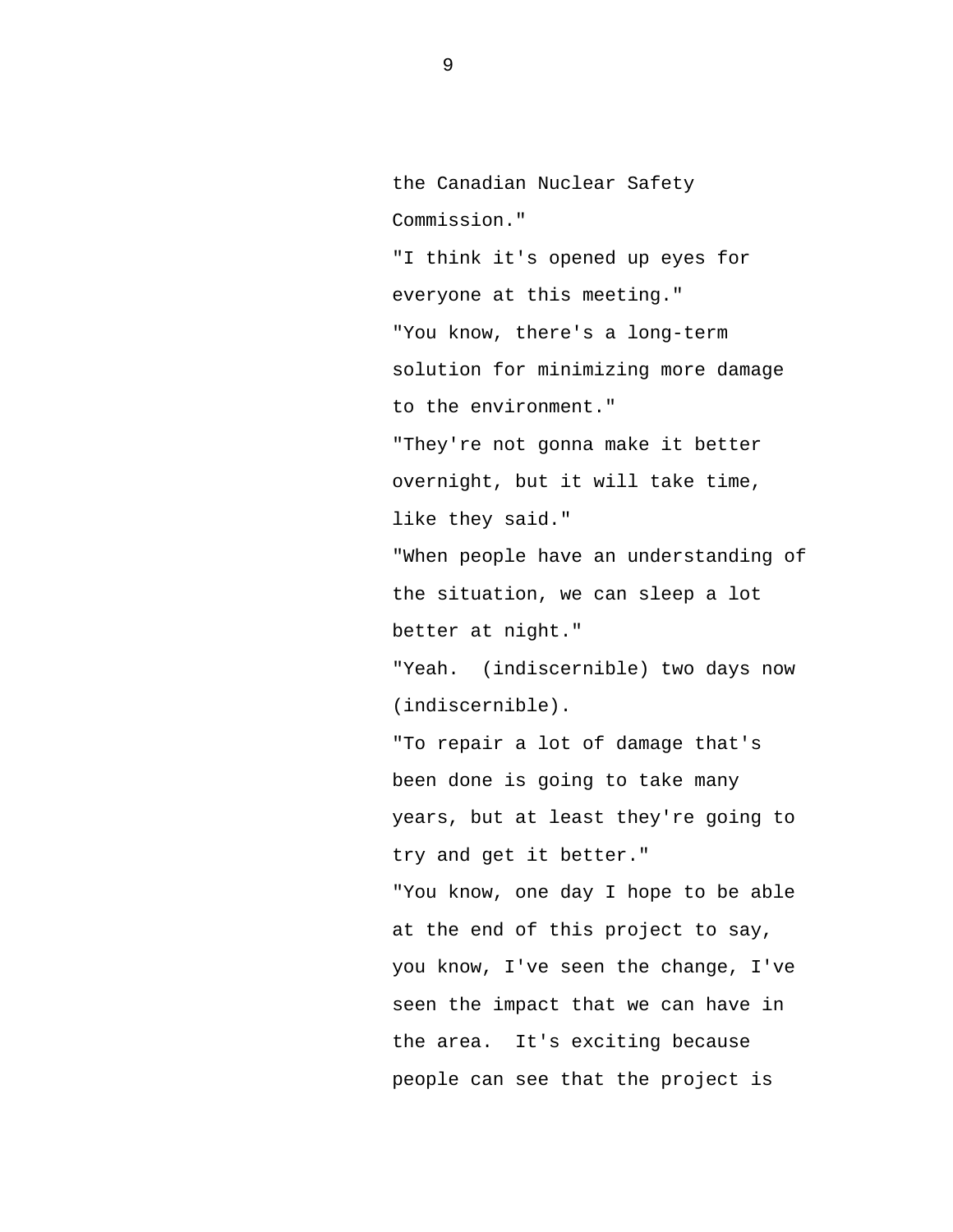the Canadian Nuclear Safety Commission."

"I think it's opened up eyes for everyone at this meeting."

"You know, there's a long-term solution for minimizing more damage to the environment."

"They're not gonna make it better overnight, but it will take time, like they said."

"When people have an understanding of the situation, we can sleep a lot better at night."

"Yeah. (indiscernible) two days now (indiscernible).

"To repair a lot of damage that's been done is going to take many years, but at least they're going to try and get it better."

"You know, one day I hope to be able at the end of this project to say, you know, I've seen the change, I've seen the impact that we can have in the area. It's exciting because people can see that the project is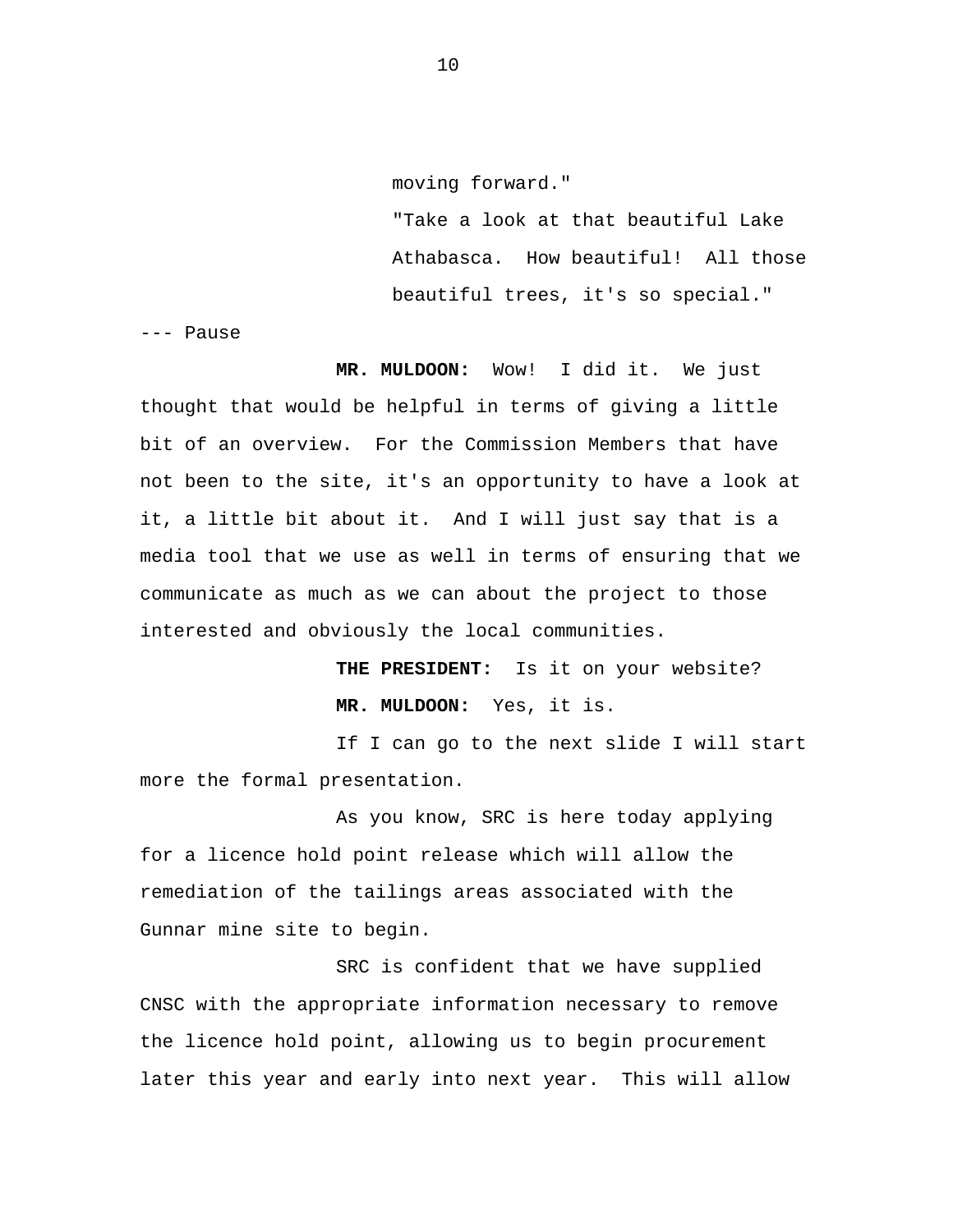moving forward."

"Take a look at that beautiful Lake Athabasca. How beautiful! All those beautiful trees, it's so special."

--- Pause

**MR. MULDOON:** Wow! I did it. We just thought that would be helpful in terms of giving a little bit of an overview. For the Commission Members that have not been to the site, it's an opportunity to have a look at it, a little bit about it. And I will just say that is a media tool that we use as well in terms of ensuring that we communicate as much as we can about the project to those interested and obviously the local communities.

**THE PRESIDENT:** Is it on your website?

**MR. MULDOON:** Yes, it is.

If I can go to the next slide I will start more the formal presentation.

As you know, SRC is here today applying for a licence hold point release which will allow the remediation of the tailings areas associated with the Gunnar mine site to begin.

SRC is confident that we have supplied CNSC with the appropriate information necessary to remove the licence hold point, allowing us to begin procurement later this year and early into next year. This will allow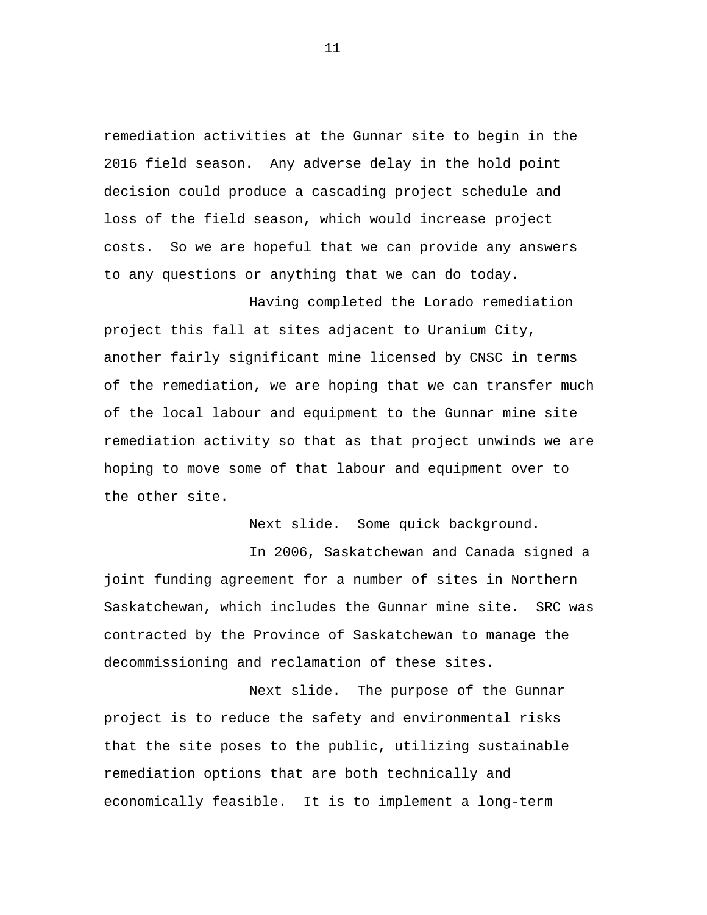remediation activities at the Gunnar site to begin in the 2016 field season. Any adverse delay in the hold point decision could produce a cascading project schedule and loss of the field season, which would increase project costs. So we are hopeful that we can provide any answers to any questions or anything that we can do today.

Having completed the Lorado remediation project this fall at sites adjacent to Uranium City, another fairly significant mine licensed by CNSC in terms of the remediation, we are hoping that we can transfer much of the local labour and equipment to the Gunnar mine site remediation activity so that as that project unwinds we are hoping to move some of that labour and equipment over to the other site.

Next slide. Some quick background.

In 2006, Saskatchewan and Canada signed a joint funding agreement for a number of sites in Northern Saskatchewan, which includes the Gunnar mine site. SRC was contracted by the Province of Saskatchewan to manage the decommissioning and reclamation of these sites.

Next slide. The purpose of the Gunnar project is to reduce the safety and environmental risks that the site poses to the public, utilizing sustainable remediation options that are both technically and economically feasible. It is to implement a long-term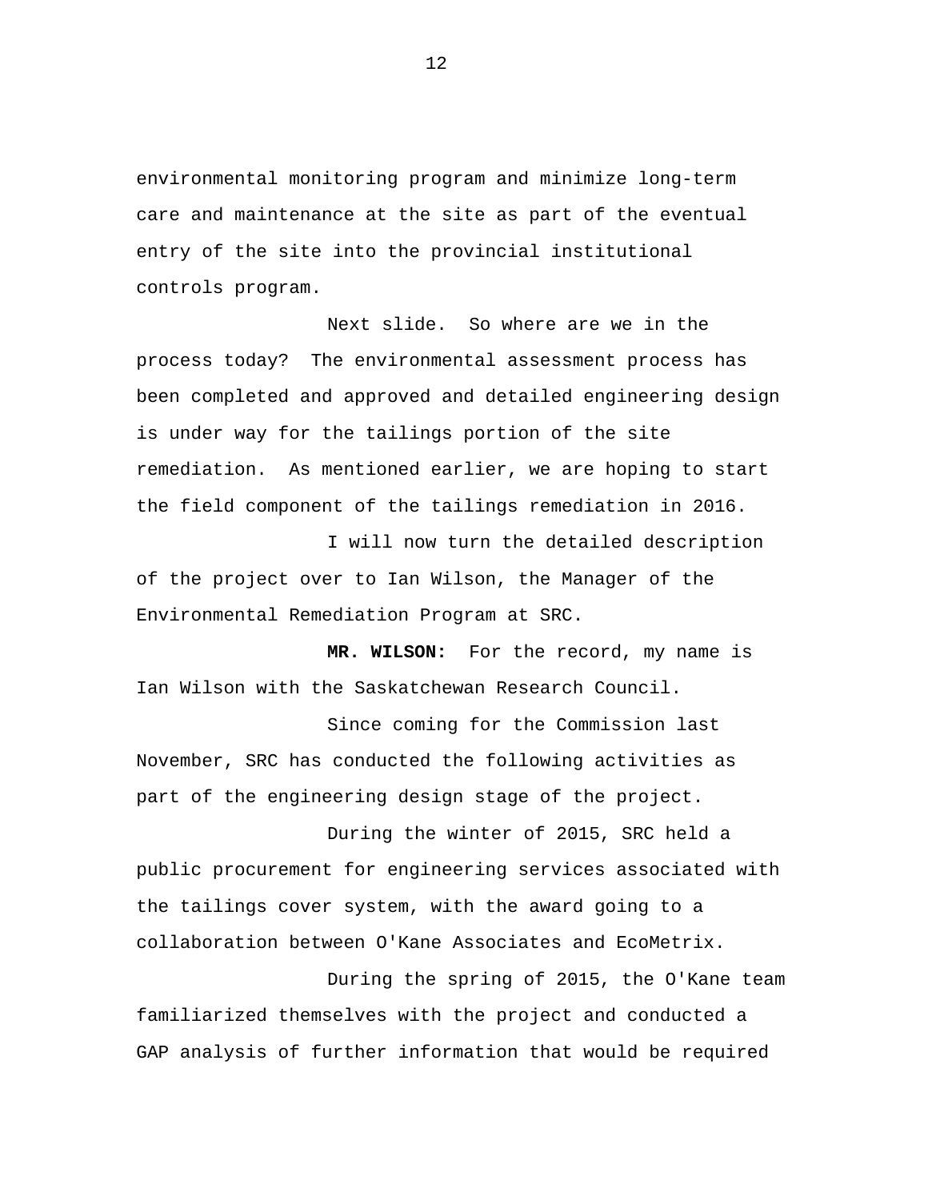environmental monitoring program and minimize long-term care and maintenance at the site as part of the eventual entry of the site into the provincial institutional controls program.

Next slide. So where are we in the process today? The environmental assessment process has been completed and approved and detailed engineering design is under way for the tailings portion of the site remediation. As mentioned earlier, we are hoping to start the field component of the tailings remediation in 2016.

I will now turn the detailed description of the project over to Ian Wilson, the Manager of the Environmental Remediation Program at SRC.

**MR. WILSON:** For the record, my name is Ian Wilson with the Saskatchewan Research Council.

Since coming for the Commission last November, SRC has conducted the following activities as part of the engineering design stage of the project.

During the winter of 2015, SRC held a public procurement for engineering services associated with the tailings cover system, with the award going to a collaboration between O'Kane Associates and EcoMetrix.

During the spring of 2015, the O'Kane team familiarized themselves with the project and conducted a GAP analysis of further information that would be required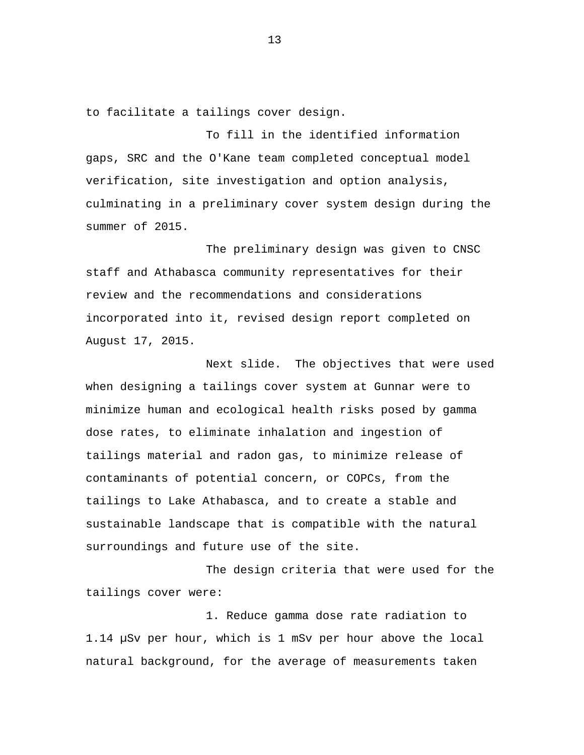to facilitate a tailings cover design.

To fill in the identified information gaps, SRC and the O'Kane team completed conceptual model verification, site investigation and option analysis, culminating in a preliminary cover system design during the summer of 2015.

The preliminary design was given to CNSC staff and Athabasca community representatives for their review and the recommendations and considerations incorporated into it, revised design report completed on August 17, 2015.

Next slide. The objectives that were used when designing a tailings cover system at Gunnar were to minimize human and ecological health risks posed by gamma dose rates, to eliminate inhalation and ingestion of tailings material and radon gas, to minimize release of contaminants of potential concern, or COPCs, from the tailings to Lake Athabasca, and to create a stable and sustainable landscape that is compatible with the natural surroundings and future use of the site.

The design criteria that were used for the tailings cover were:

1. Reduce gamma dose rate radiation to 1.14 µSv per hour, which is 1 mSv per hour above the local natural background, for the average of measurements taken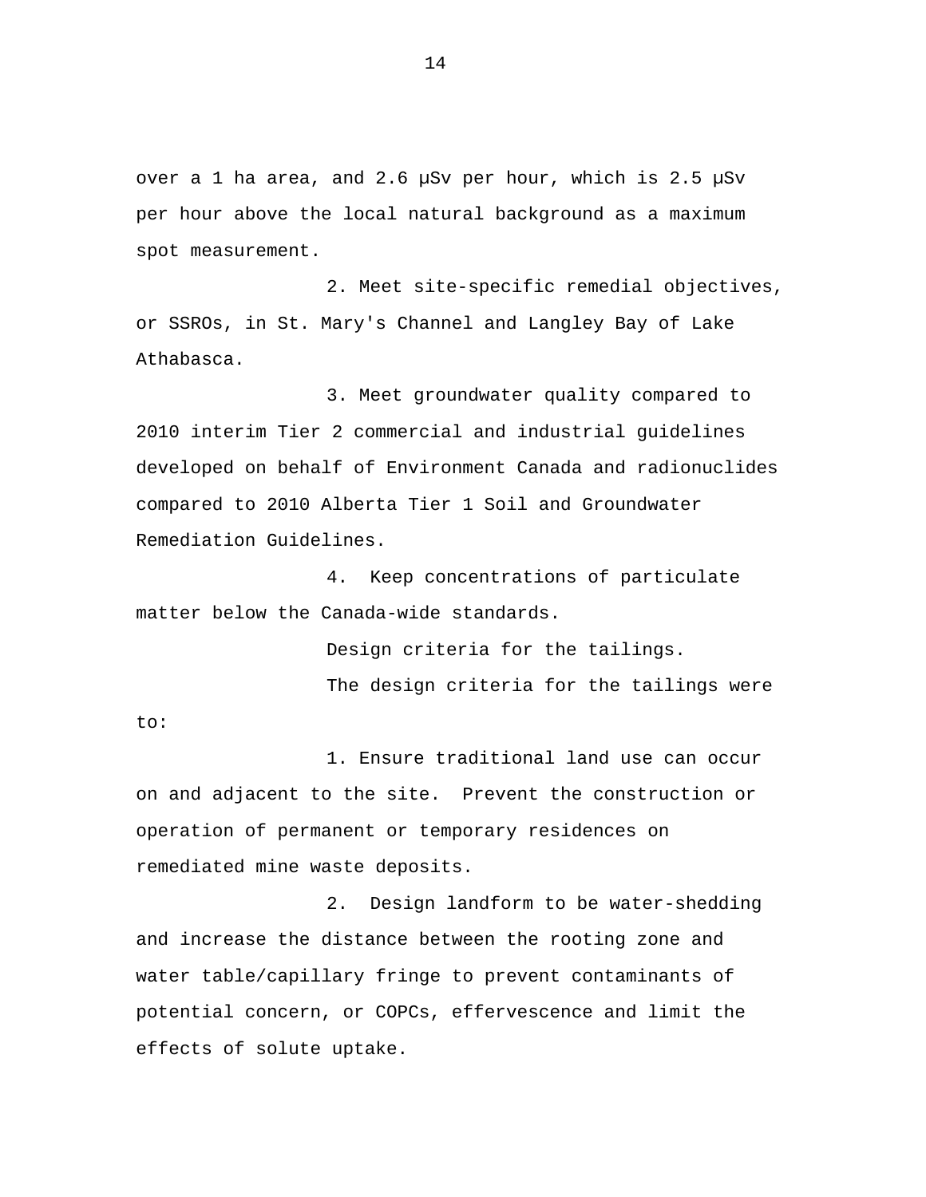over a 1 ha area, and 2.6 μSv per hour, which is 2.5 μSv per hour above the local natural background as a maximum spot measurement.

2. Meet site-specific remedial objectives, or SSROs, in St. Mary's Channel and Langley Bay of Lake Athabasca.

3. Meet groundwater quality compared to 2010 interim Tier 2 commercial and industrial guidelines developed on behalf of Environment Canada and radionuclides compared to 2010 Alberta Tier 1 Soil and Groundwater Remediation Guidelines.

4. Keep concentrations of particulate matter below the Canada-wide standards.

Design criteria for the tailings.

The design criteria for the tailings were to:

1. Ensure traditional land use can occur on and adjacent to the site. Prevent the construction or operation of permanent or temporary residences on remediated mine waste deposits.

2. Design landform to be water-shedding and increase the distance between the rooting zone and water table/capillary fringe to prevent contaminants of potential concern, or COPCs, effervescence and limit the effects of solute uptake.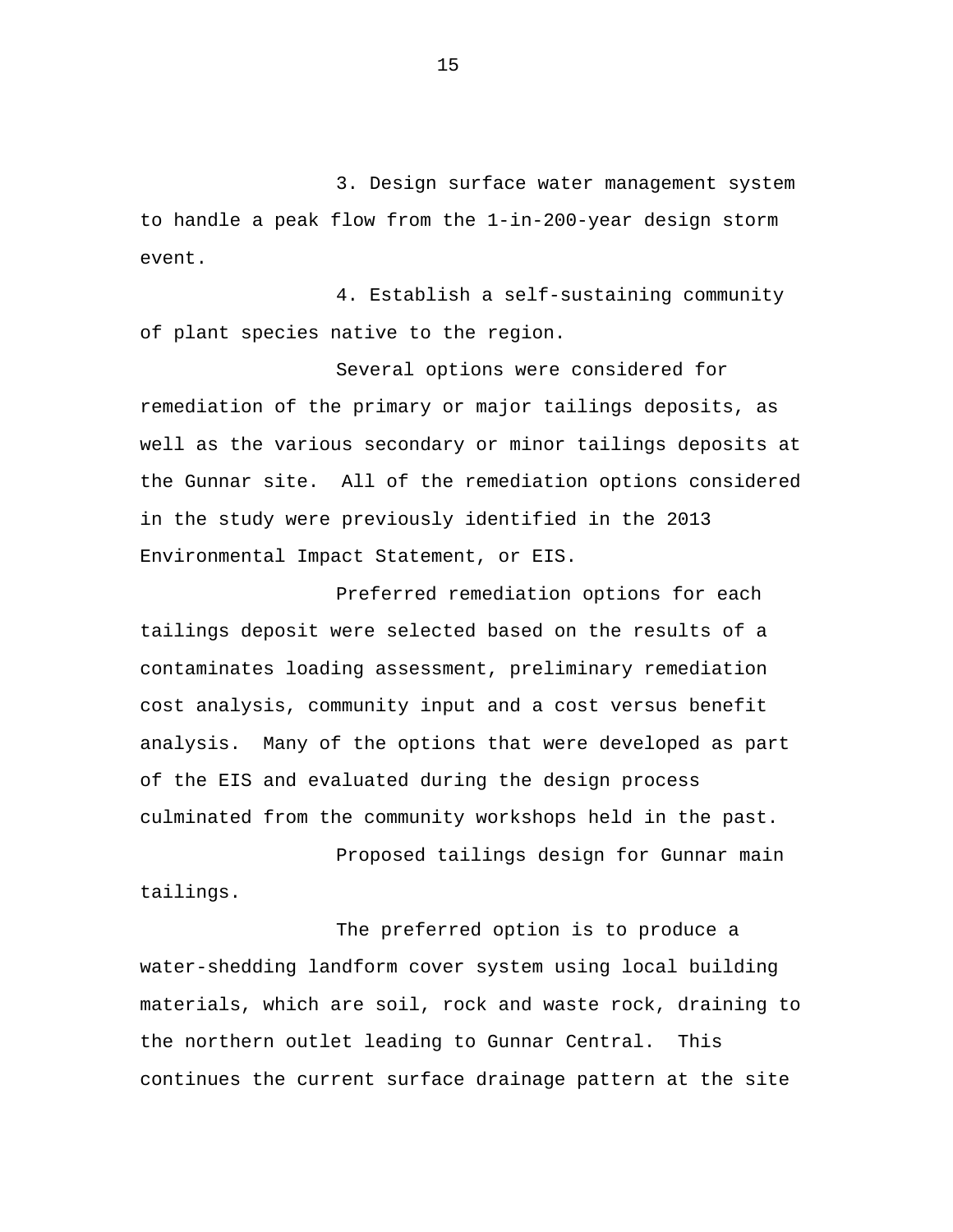3. Design surface water management system to handle a peak flow from the 1-in-200-year design storm event.

4. Establish a self-sustaining community of plant species native to the region.

Several options were considered for remediation of the primary or major tailings deposits, as well as the various secondary or minor tailings deposits at the Gunnar site. All of the remediation options considered in the study were previously identified in the 2013 Environmental Impact Statement, or EIS.

Preferred remediation options for each tailings deposit were selected based on the results of a contaminates loading assessment, preliminary remediation cost analysis, community input and a cost versus benefit analysis. Many of the options that were developed as part of the EIS and evaluated during the design process culminated from the community workshops held in the past.

Proposed tailings design for Gunnar main tailings.

The preferred option is to produce a water-shedding landform cover system using local building materials, which are soil, rock and waste rock, draining to the northern outlet leading to Gunnar Central. This continues the current surface drainage pattern at the site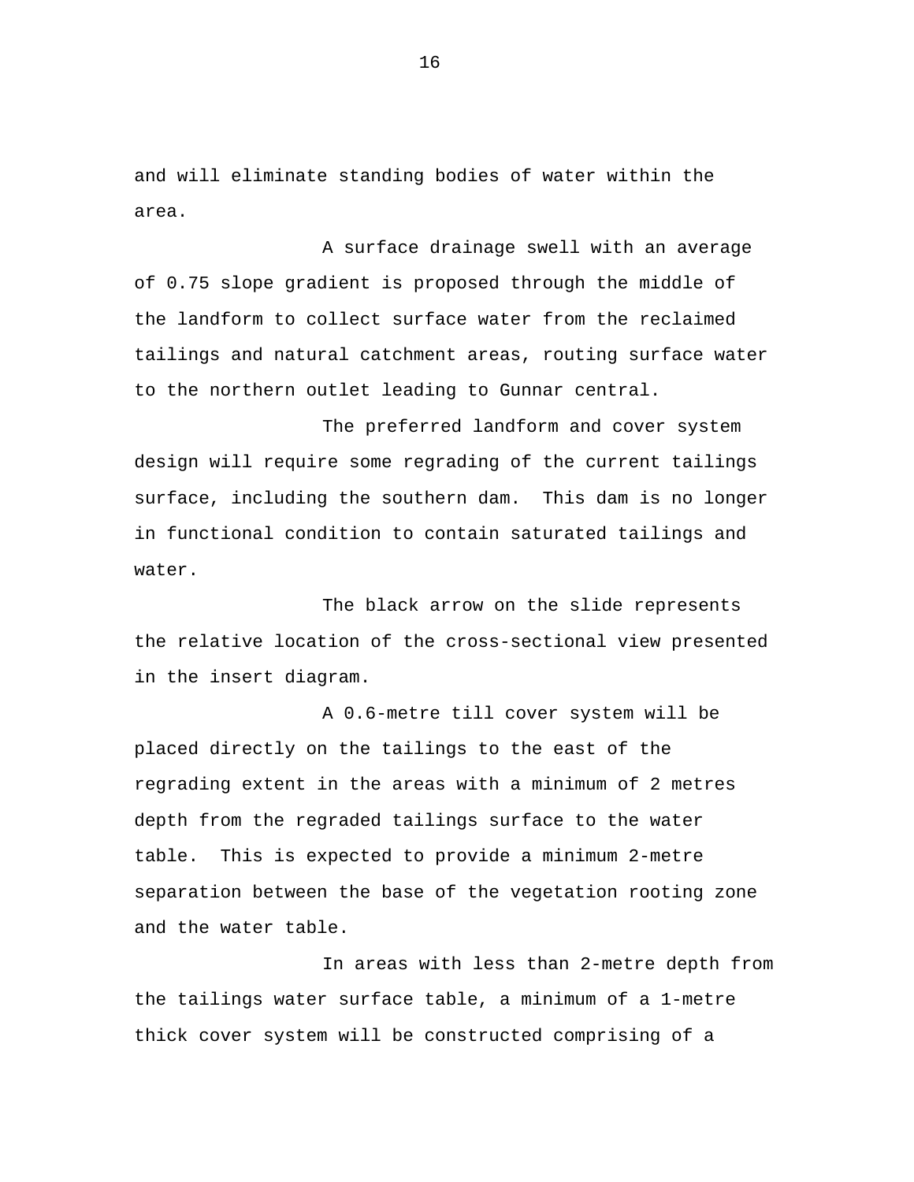and will eliminate standing bodies of water within the area.

A surface drainage swell with an average of 0.75 slope gradient is proposed through the middle of the landform to collect surface water from the reclaimed tailings and natural catchment areas, routing surface water to the northern outlet leading to Gunnar central.

The preferred landform and cover system design will require some regrading of the current tailings surface, including the southern dam. This dam is no longer in functional condition to contain saturated tailings and water.

The black arrow on the slide represents the relative location of the cross-sectional view presented in the insert diagram.

A 0.6-metre till cover system will be placed directly on the tailings to the east of the regrading extent in the areas with a minimum of 2 metres depth from the regraded tailings surface to the water table. This is expected to provide a minimum 2-metre separation between the base of the vegetation rooting zone and the water table.

In areas with less than 2-metre depth from the tailings water surface table, a minimum of a 1-metre thick cover system will be constructed comprising of a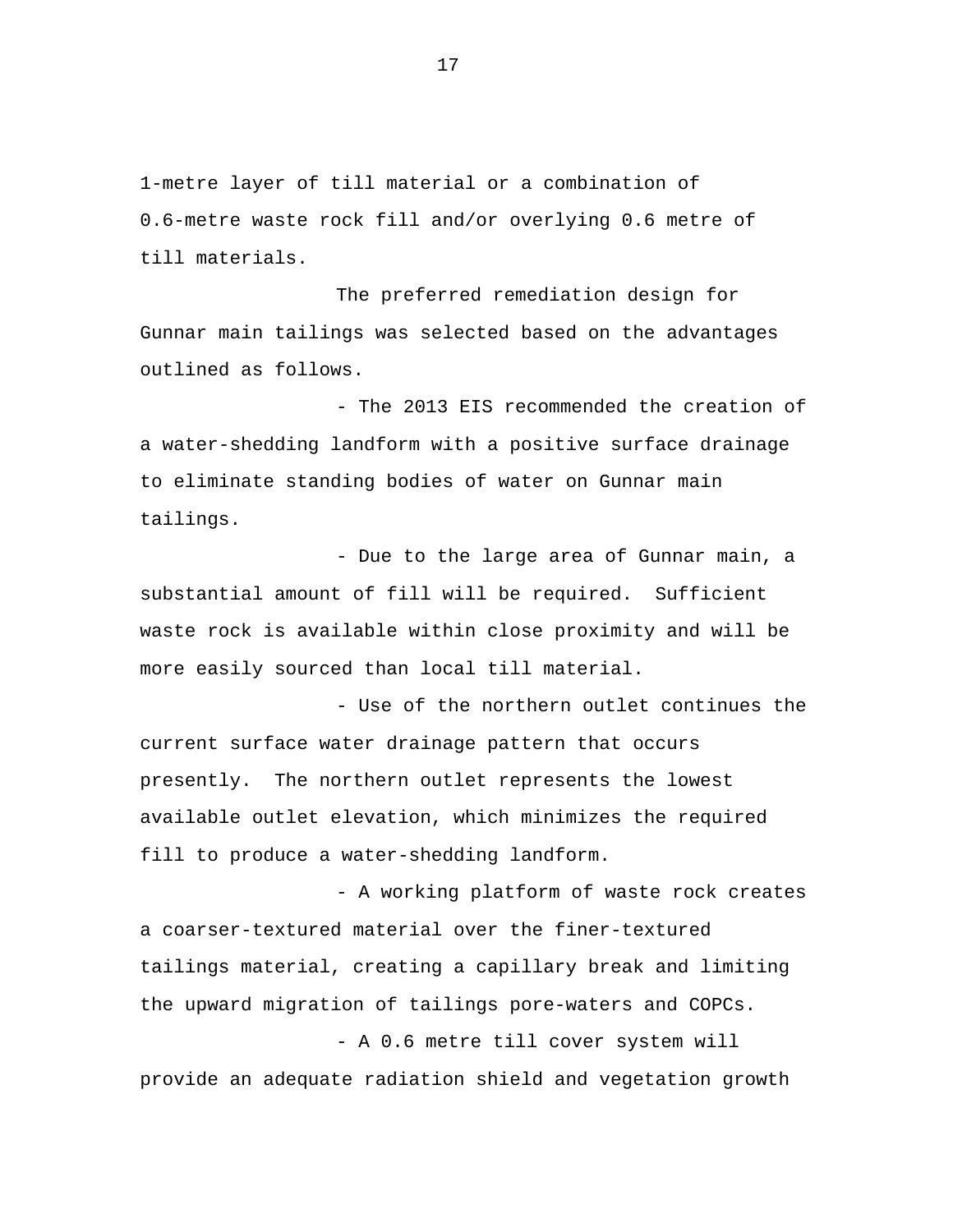1-metre layer of till material or a combination of 0.6-metre waste rock fill and/or overlying 0.6 metre of till materials.

The preferred remediation design for Gunnar main tailings was selected based on the advantages outlined as follows.

- The 2013 EIS recommended the creation of a water-shedding landform with a positive surface drainage to eliminate standing bodies of water on Gunnar main tailings.

- Due to the large area of Gunnar main, a substantial amount of fill will be required. Sufficient waste rock is available within close proximity and will be more easily sourced than local till material.

- Use of the northern outlet continues the current surface water drainage pattern that occurs presently. The northern outlet represents the lowest available outlet elevation, which minimizes the required fill to produce a water-shedding landform.

- A working platform of waste rock creates a coarser-textured material over the finer-textured tailings material, creating a capillary break and limiting the upward migration of tailings pore-waters and COPCs.

- A 0.6 metre till cover system will provide an adequate radiation shield and vegetation growth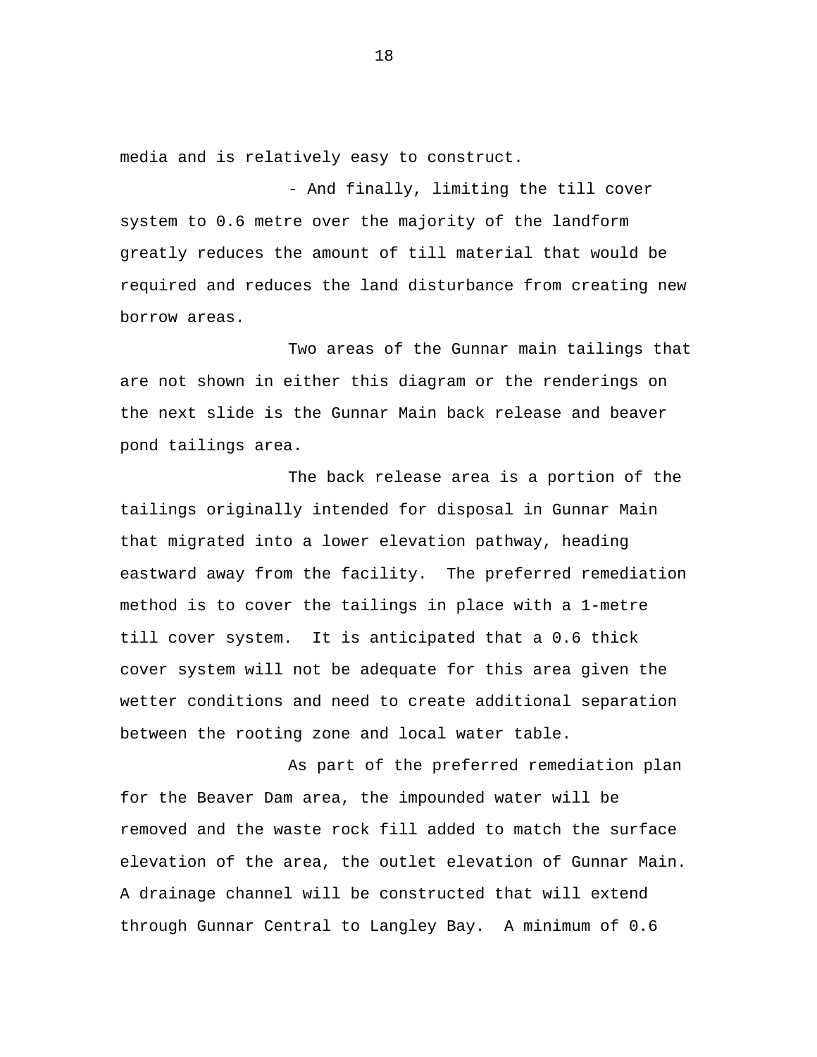media and is relatively easy to construct.

- And finally, limiting the till cover system to 0.6 metre over the majority of the landform greatly reduces the amount of till material that would be required and reduces the land disturbance from creating new borrow areas.

Two areas of the Gunnar main tailings that are not shown in either this diagram or the renderings on the next slide is the Gunnar Main back release and beaver pond tailings area.

The back release area is a portion of the tailings originally intended for disposal in Gunnar Main that migrated into a lower elevation pathway, heading eastward away from the facility. The preferred remediation method is to cover the tailings in place with a 1-metre till cover system. It is anticipated that a 0.6 thick cover system will not be adequate for this area given the wetter conditions and need to create additional separation between the rooting zone and local water table.

As part of the preferred remediation plan for the Beaver Dam area, the impounded water will be removed and the waste rock fill added to match the surface elevation of the area, the outlet elevation of Gunnar Main. A drainage channel will be constructed that will extend through Gunnar Central to Langley Bay. A minimum of 0.6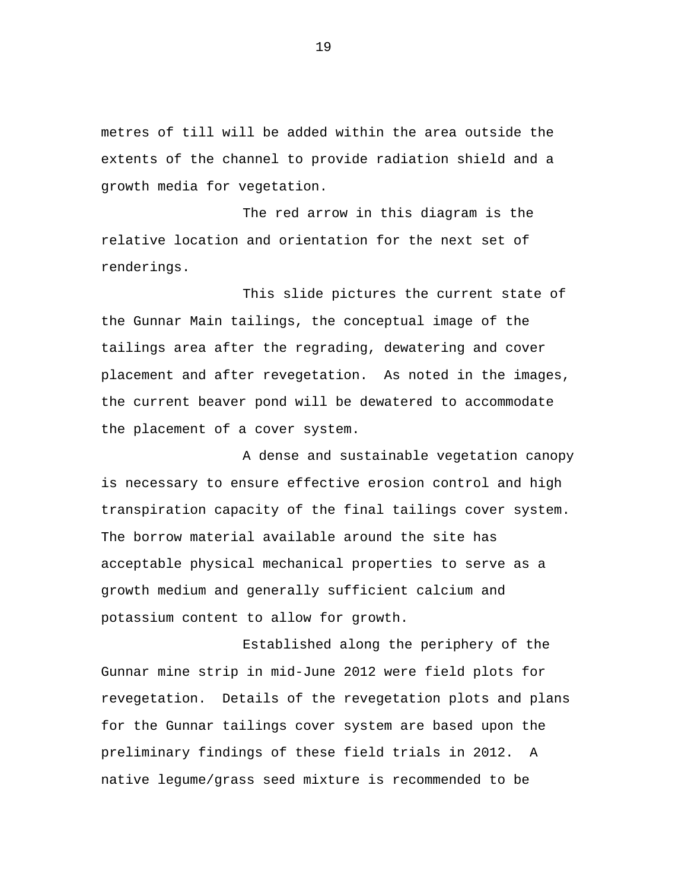metres of till will be added within the area outside the extents of the channel to provide radiation shield and a growth media for vegetation.

The red arrow in this diagram is the relative location and orientation for the next set of renderings.

This slide pictures the current state of the Gunnar Main tailings, the conceptual image of the tailings area after the regrading, dewatering and cover placement and after revegetation. As noted in the images, the current beaver pond will be dewatered to accommodate the placement of a cover system.

A dense and sustainable vegetation canopy is necessary to ensure effective erosion control and high transpiration capacity of the final tailings cover system. The borrow material available around the site has acceptable physical mechanical properties to serve as a growth medium and generally sufficient calcium and potassium content to allow for growth.

Established along the periphery of the Gunnar mine strip in mid-June 2012 were field plots for revegetation. Details of the revegetation plots and plans for the Gunnar tailings cover system are based upon the preliminary findings of these field trials in 2012. A native legume/grass seed mixture is recommended to be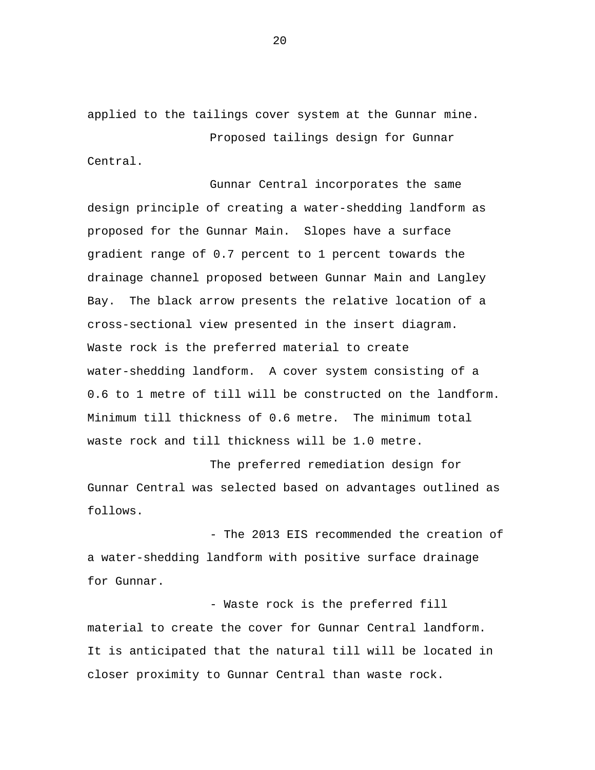applied to the tailings cover system at the Gunnar mine.

Proposed tailings design for Gunnar Central.

Gunnar Central incorporates the same design principle of creating a water-shedding landform as proposed for the Gunnar Main. Slopes have a surface gradient range of 0.7 percent to 1 percent towards the drainage channel proposed between Gunnar Main and Langley Bay. The black arrow presents the relative location of a cross-sectional view presented in the insert diagram. Waste rock is the preferred material to create water-shedding landform. A cover system consisting of a 0.6 to 1 metre of till will be constructed on the landform. Minimum till thickness of 0.6 metre. The minimum total waste rock and till thickness will be 1.0 metre.

The preferred remediation design for Gunnar Central was selected based on advantages outlined as follows.

- The 2013 EIS recommended the creation of a water-shedding landform with positive surface drainage for Gunnar.

- Waste rock is the preferred fill material to create the cover for Gunnar Central landform. It is anticipated that the natural till will be located in closer proximity to Gunnar Central than waste rock.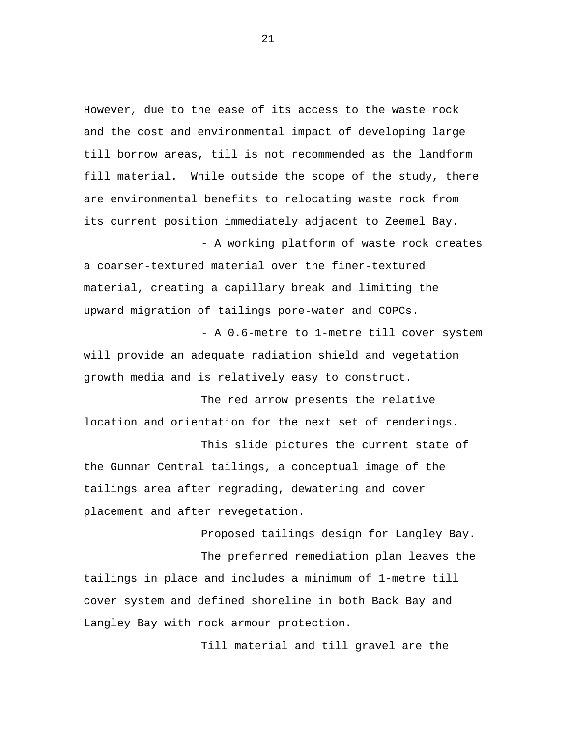However, due to the ease of its access to the waste rock and the cost and environmental impact of developing large till borrow areas, till is not recommended as the landform fill material. While outside the scope of the study, there are environmental benefits to relocating waste rock from its current position immediately adjacent to Zeemel Bay.

- A working platform of waste rock creates a coarser-textured material over the finer-textured material, creating a capillary break and limiting the upward migration of tailings pore-water and COPCs.

- A 0.6-metre to 1-metre till cover system will provide an adequate radiation shield and vegetation growth media and is relatively easy to construct.

The red arrow presents the relative location and orientation for the next set of renderings.

This slide pictures the current state of the Gunnar Central tailings, a conceptual image of the tailings area after regrading, dewatering and cover placement and after revegetation.

Proposed tailings design for Langley Bay.

The preferred remediation plan leaves the tailings in place and includes a minimum of 1-metre till cover system and defined shoreline in both Back Bay and Langley Bay with rock armour protection.

Till material and till gravel are the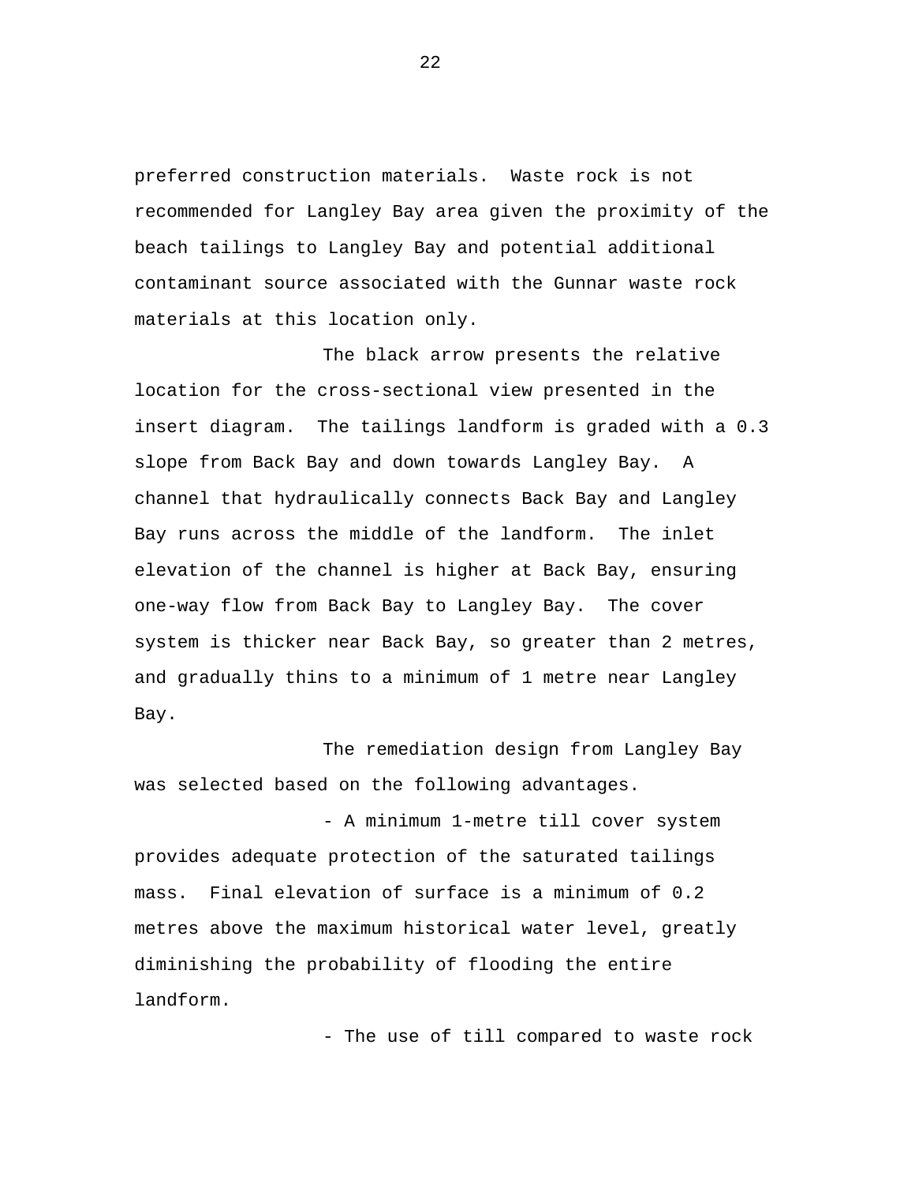preferred construction materials.  Waste rock is not recommended for Langley Bay area given the proximity of the beach tailings to Langley Bay and potential additional contaminant source associated with the Gunnar waste rock materials at this location only.

The black arrow presents the relative location for the cross-sectional view presented in the insert diagram.  The tailings landform is graded with a 0.3 slope from Back Bay and down towards Langley Bay.  A channel that hydraulically connects Back Bay and Langley Bay runs across the middle of the landform.  The inlet elevation of the channel is higher at Back Bay, ensuring one-way flow from Back Bay to Langley Bay.  The cover system is thicker near Back Bay, so greater than 2 metres, and gradually thins to a minimum of 1 metre near Langley Bay.

The remediation design from Langley Bay was selected based on the following advantages.

- A minimum 1-metre till cover system provides adequate protection of the saturated tailings mass.  Final elevation of surface is a minimum of 0.2 metres above the maximum historical water level, greatly diminishing the probability of flooding the entire landform.

- The use of till compared to waste rock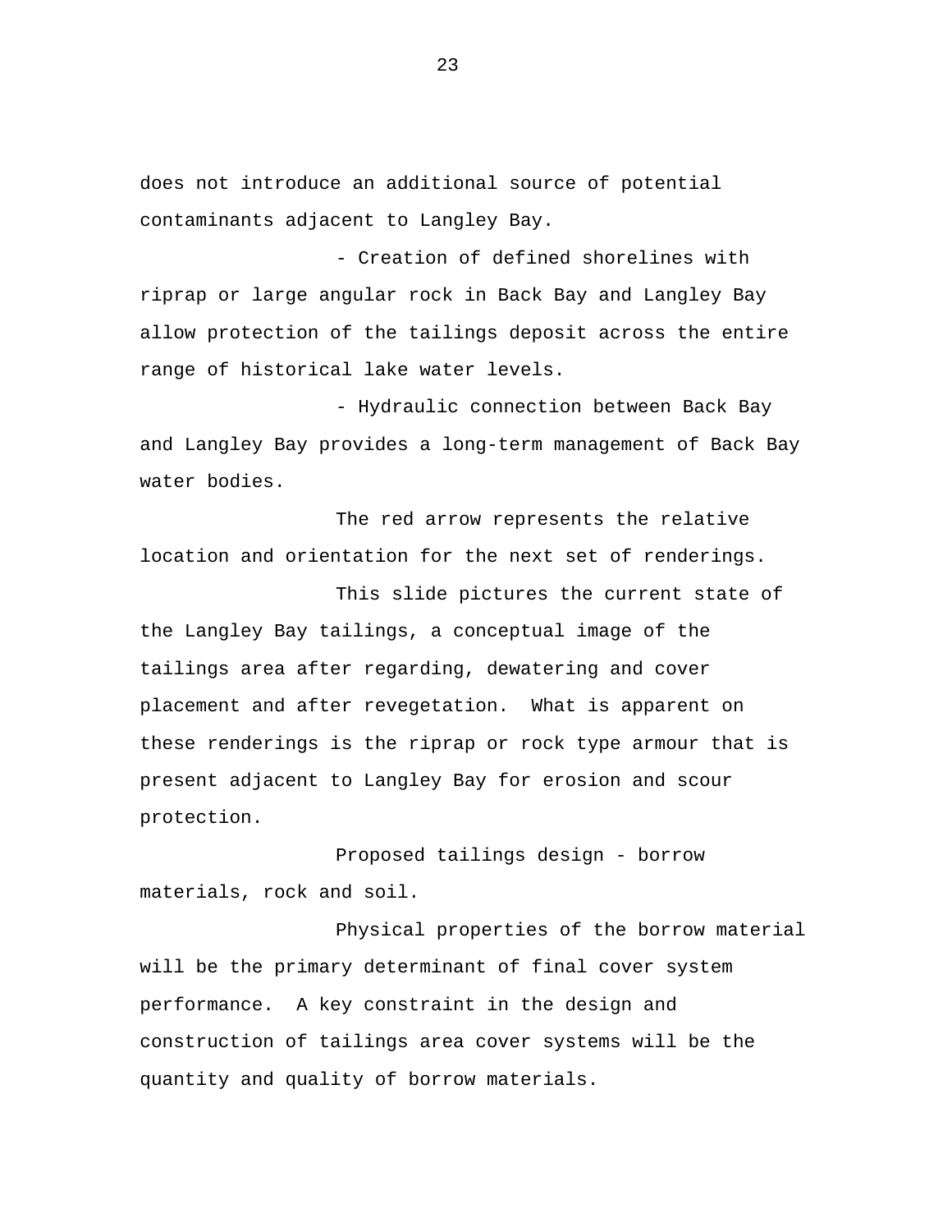does not introduce an additional source of potential contaminants adjacent to Langley Bay.

- Creation of defined shorelines with riprap or large angular rock in Back Bay and Langley Bay allow protection of the tailings deposit across the entire range of historical lake water levels.

- Hydraulic connection between Back Bay and Langley Bay provides a long-term management of Back Bay water bodies.

The red arrow represents the relative location and orientation for the next set of renderings.

This slide pictures the current state of the Langley Bay tailings, a conceptual image of the tailings area after regarding, dewatering and cover placement and after revegetation.  What is apparent on these renderings is the riprap or rock type armour that is present adjacent to Langley Bay for erosion and scour protection.

Proposed tailings design - borrow materials, rock and soil.

Physical properties of the borrow material will be the primary determinant of final cover system performance.  A key constraint in the design and construction of tailings area cover systems will be the quantity and quality of borrow materials.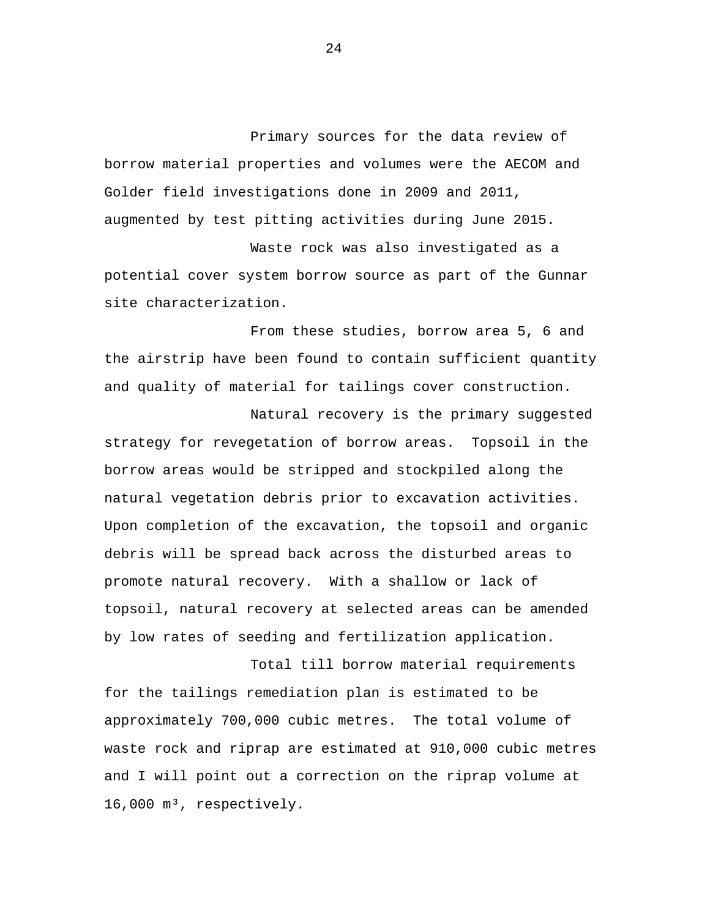Primary sources for the data review of borrow material properties and volumes were the AECOM and Golder field investigations done in 2009 and 2011, augmented by test pitting activities during June 2015.

Waste rock was also investigated as a potential cover system borrow source as part of the Gunnar site characterization.

From these studies, borrow area 5, 6 and the airstrip have been found to contain sufficient quantity and quality of material for tailings cover construction.

Natural recovery is the primary suggested strategy for revegetation of borrow areas. Topsoil in the borrow areas would be stripped and stockpiled along the natural vegetation debris prior to excavation activities. Upon completion of the excavation, the topsoil and organic debris will be spread back across the disturbed areas to promote natural recovery. With a shallow or lack of topsoil, natural recovery at selected areas can be amended by low rates of seeding and fertilization application.

Total till borrow material requirements for the tailings remediation plan is estimated to be approximately 700,000 cubic metres. The total volume of waste rock and riprap are estimated at 910,000 cubic metres and I will point out a correction on the riprap volume at 16,000 $m^3$, respectively.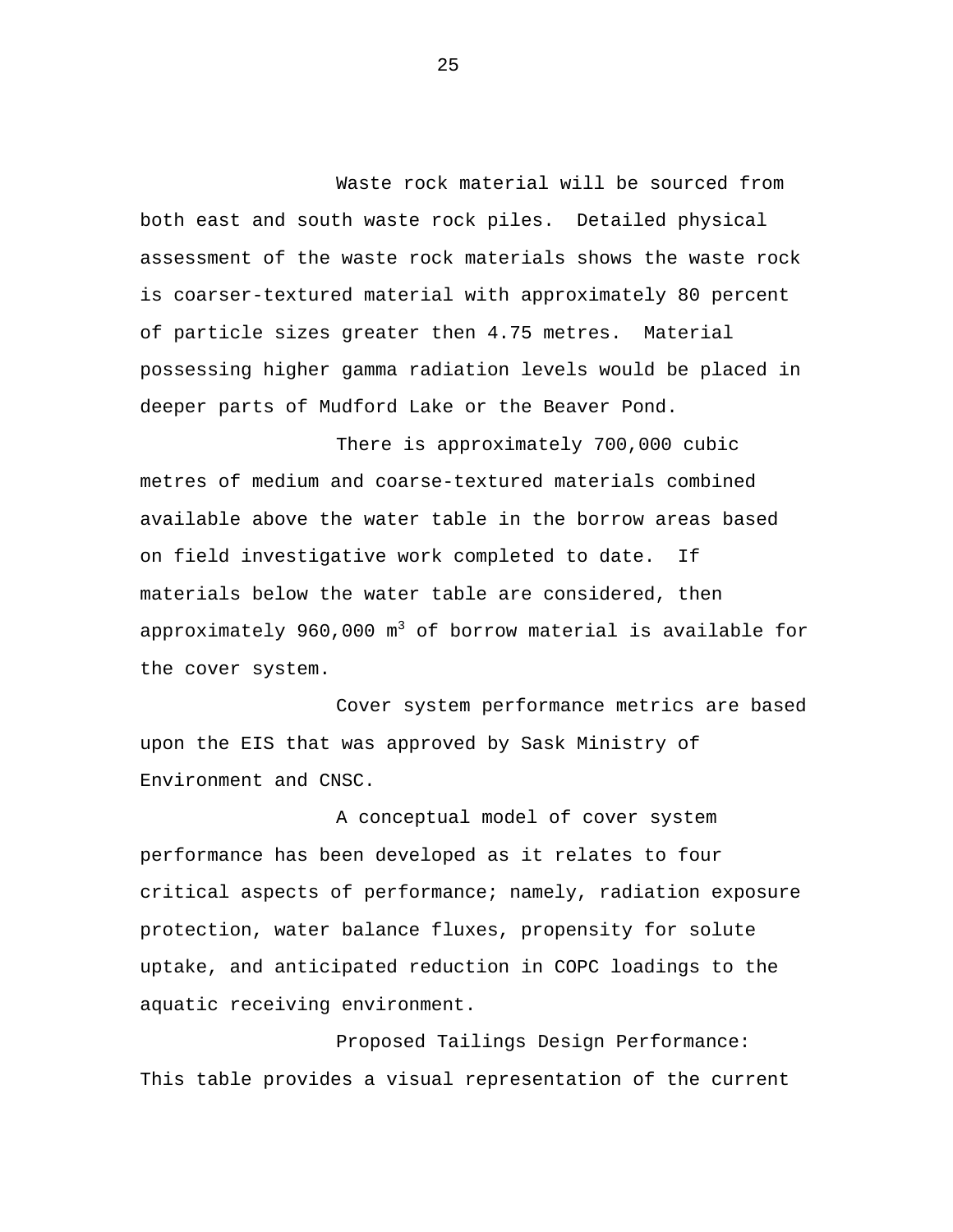Waste rock material will be sourced from both east and south waste rock piles. Detailed physical assessment of the waste rock materials shows the waste rock is coarser-textured material with approximately 80 percent of particle sizes greater then 4.75 metres. Material possessing higher gamma radiation levels would be placed in deeper parts of Mudford Lake or the Beaver Pond.

There is approximately 700,000 cubic metres of medium and coarse-textured materials combined available above the water table in the borrow areas based on field investigative work completed to date. If materials below the water table are considered, then approximately 960,000 $m^3$ of borrow material is available for the cover system.

Cover system performance metrics are based upon the EIS that was approved by Sask Ministry of Environment and CNSC.

A conceptual model of cover system performance has been developed as it relates to four critical aspects of performance; namely, radiation exposure protection, water balance fluxes, propensity for solute uptake, and anticipated reduction in COPC loadings to the aquatic receiving environment.

Proposed Tailings Design Performance: This table provides a visual representation of the current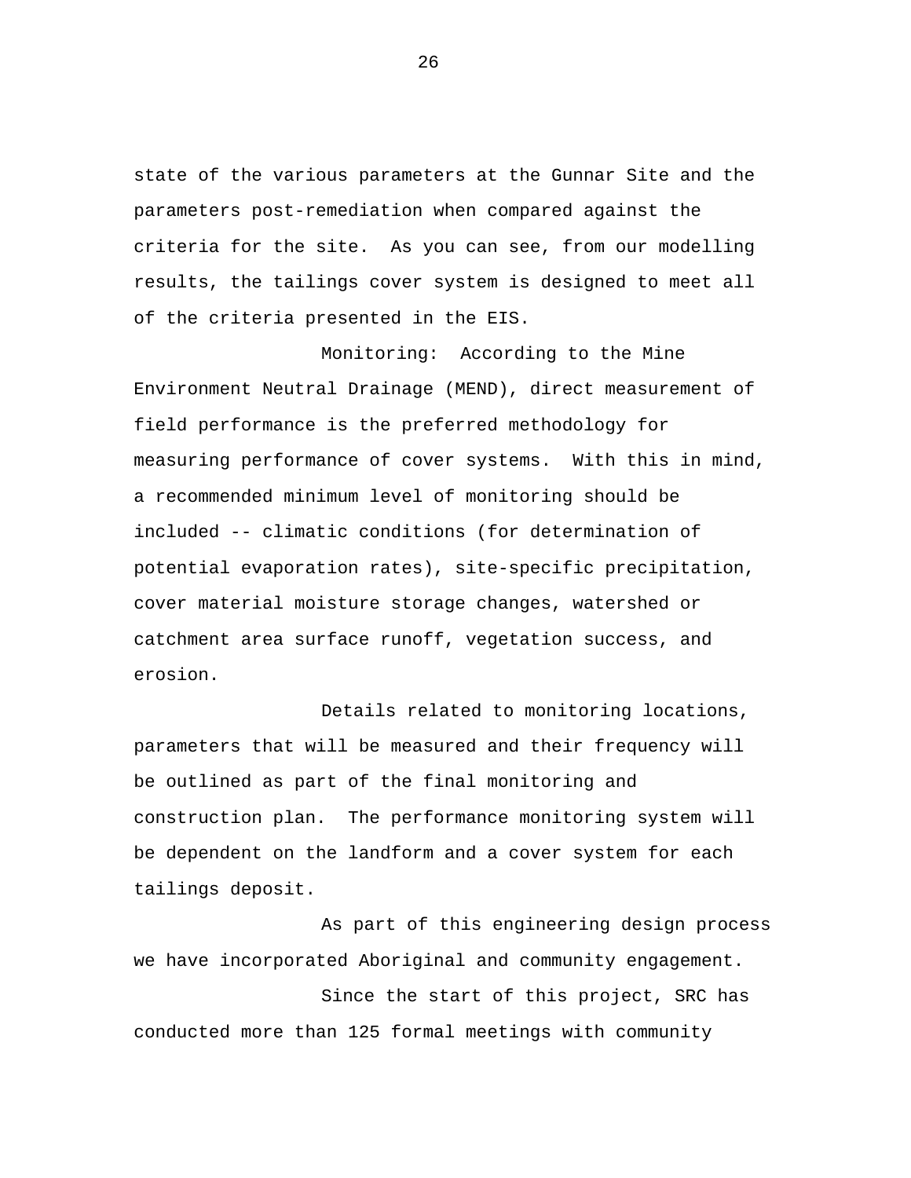state of the various parameters at the Gunnar Site and the parameters post-remediation when compared against the criteria for the site. As you can see, from our modelling results, the tailings cover system is designed to meet all of the criteria presented in the EIS.

Monitoring: According to the Mine Environment Neutral Drainage (MEND), direct measurement of field performance is the preferred methodology for measuring performance of cover systems. With this in mind, a recommended minimum level of monitoring should be included -- climatic conditions (for determination of potential evaporation rates), site-specific precipitation, cover material moisture storage changes, watershed or catchment area surface runoff, vegetation success, and erosion.

Details related to monitoring locations, parameters that will be measured and their frequency will be outlined as part of the final monitoring and construction plan. The performance monitoring system will be dependent on the landform and a cover system for each tailings deposit.

As part of this engineering design process we have incorporated Aboriginal and community engagement.

Since the start of this project, SRC has conducted more than 125 formal meetings with community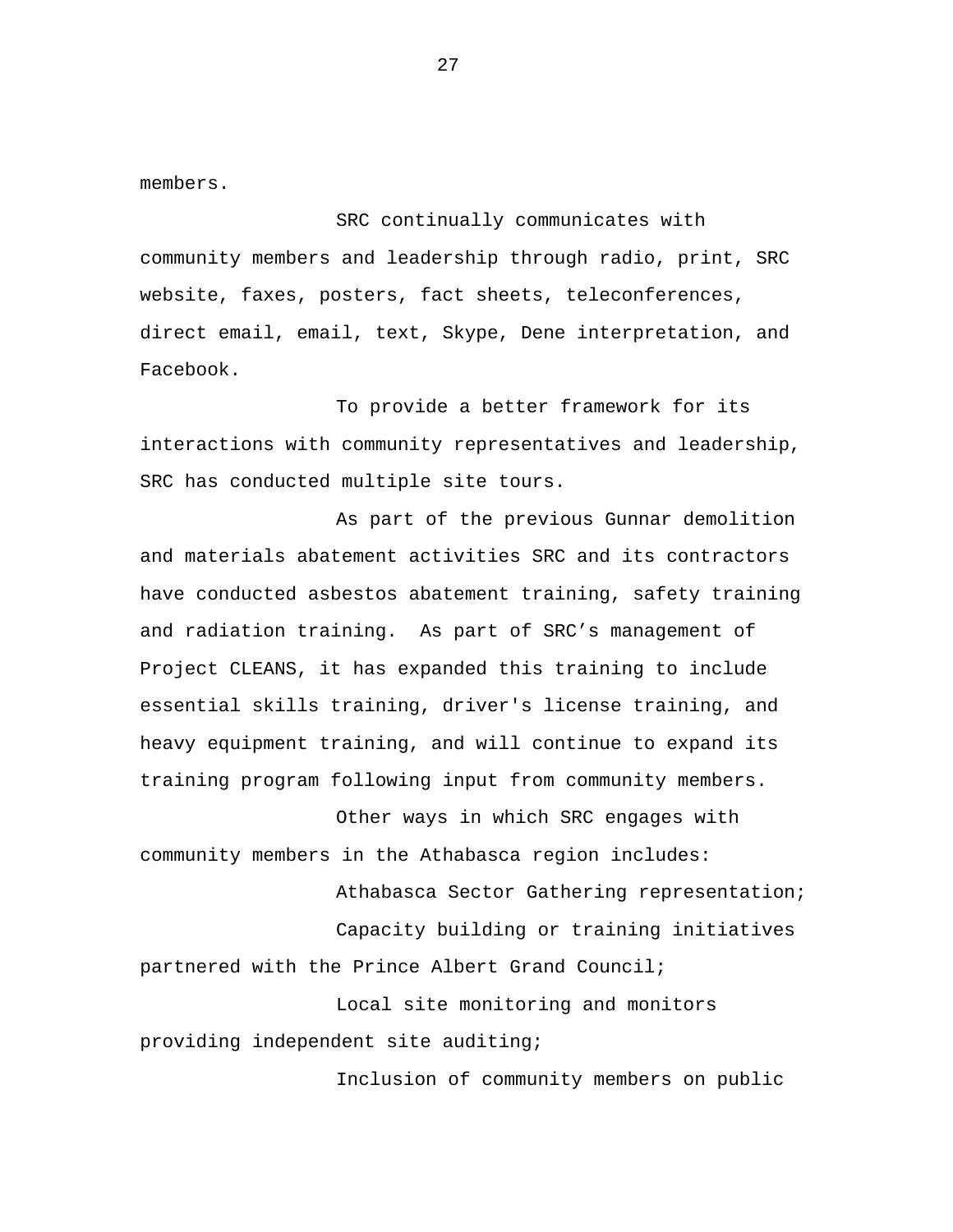members.

SRC continually communicates with community members and leadership through radio, print, SRC website, faxes, posters, fact sheets, teleconferences, direct email, email, text, Skype, Dene interpretation, and Facebook.

To provide a better framework for its interactions with community representatives and leadership, SRC has conducted multiple site tours.

As part of the previous Gunnar demolition and materials abatement activities SRC and its contractors have conducted asbestos abatement training, safety training and radiation training. As part of SRC's management of Project CLEANS, it has expanded this training to include essential skills training, driver's license training, and heavy equipment training, and will continue to expand its training program following input from community members.

Other ways in which SRC engages with community members in the Athabasca region includes:

Athabasca Sector Gathering representation;

Capacity building or training initiatives partnered with the Prince Albert Grand Council;

Local site monitoring and monitors providing independent site auditing;

Inclusion of community members on public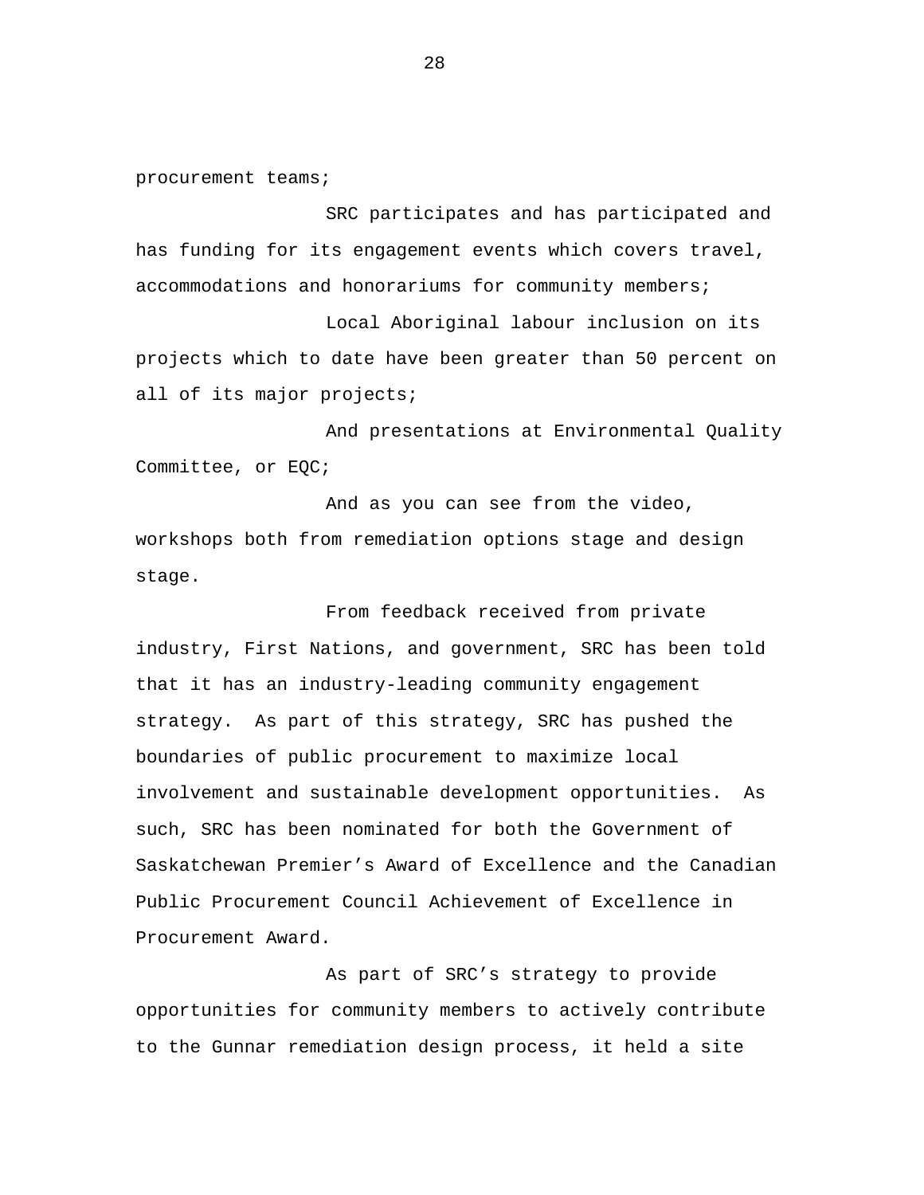procurement teams;

SRC participates and has participated and has funding for its engagement events which covers travel, accommodations and honorariums for community members;

Local Aboriginal labour inclusion on its projects which to date have been greater than 50 percent on all of its major projects;

And presentations at Environmental Quality Committee, or EQC;

And as you can see from the video, workshops both from remediation options stage and design stage.

From feedback received from private industry, First Nations, and government, SRC has been told that it has an industry-leading community engagement strategy. As part of this strategy, SRC has pushed the boundaries of public procurement to maximize local involvement and sustainable development opportunities. As such, SRC has been nominated for both the Government of Saskatchewan Premier's Award of Excellence and the Canadian Public Procurement Council Achievement of Excellence in Procurement Award.

As part of SRC's strategy to provide opportunities for community members to actively contribute to the Gunnar remediation design process, it held a site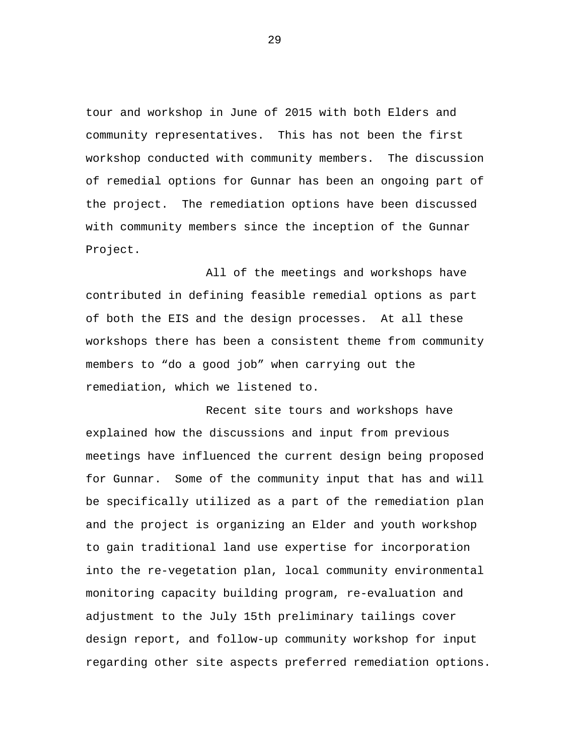tour and workshop in June of 2015 with both Elders and community representatives. This has not been the first workshop conducted with community members. The discussion of remedial options for Gunnar has been an ongoing part of the project. The remediation options have been discussed with community members since the inception of the Gunnar Project.

All of the meetings and workshops have contributed in defining feasible remedial options as part of both the EIS and the design processes. At all these workshops there has been a consistent theme from community members to “do a good job” when carrying out the remediation, which we listened to.

Recent site tours and workshops have explained how the discussions and input from previous meetings have influenced the current design being proposed for Gunnar. Some of the community input that has and will be specifically utilized as a part of the remediation plan and the project is organizing an Elder and youth workshop to gain traditional land use expertise for incorporation into the re-vegetation plan, local community environmental monitoring capacity building program, re-evaluation and adjustment to the July 15th preliminary tailings cover design report, and follow-up community workshop for input regarding other site aspects preferred remediation options.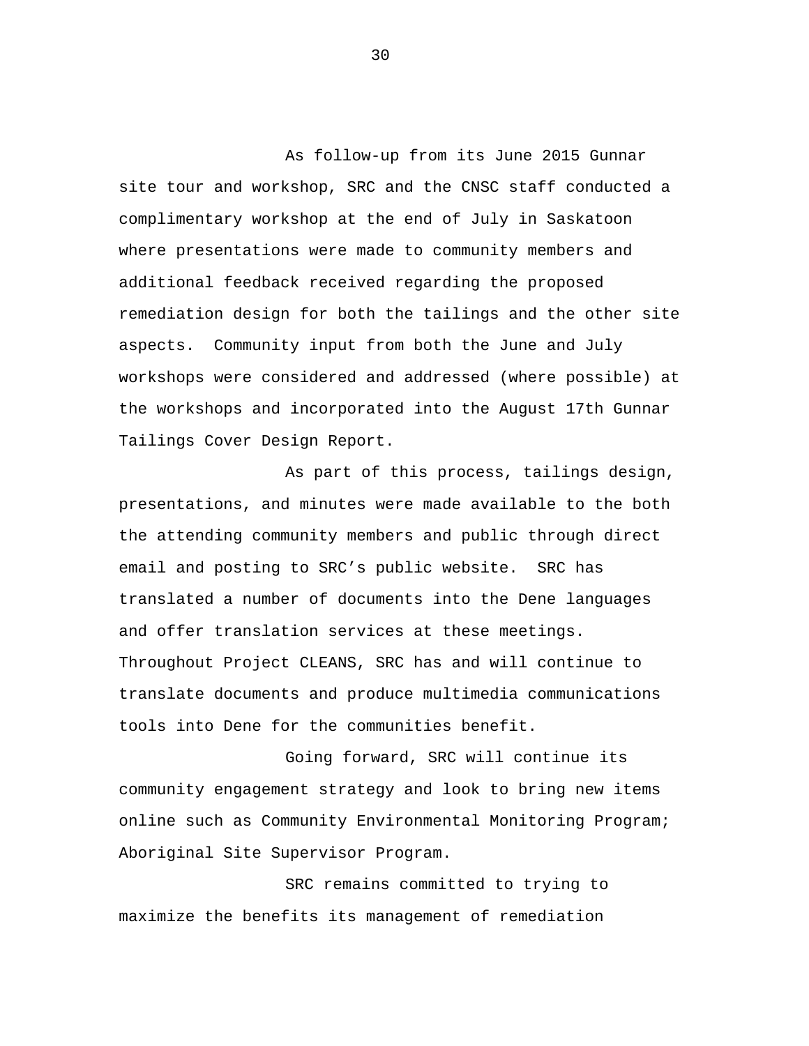As follow-up from its June 2015 Gunnar site tour and workshop, SRC and the CNSC staff conducted a complimentary workshop at the end of July in Saskatoon where presentations were made to community members and additional feedback received regarding the proposed remediation design for both the tailings and the other site aspects. Community input from both the June and July workshops were considered and addressed (where possible) at the workshops and incorporated into the August 17th Gunnar Tailings Cover Design Report.

As part of this process, tailings design, presentations, and minutes were made available to the both the attending community members and public through direct email and posting to SRC's public website. SRC has translated a number of documents into the Dene languages and offer translation services at these meetings. Throughout Project CLEANS, SRC has and will continue to translate documents and produce multimedia communications tools into Dene for the communities benefit.

Going forward, SRC will continue its community engagement strategy and look to bring new items online such as Community Environmental Monitoring Program; Aboriginal Site Supervisor Program.

SRC remains committed to trying to maximize the benefits its management of remediation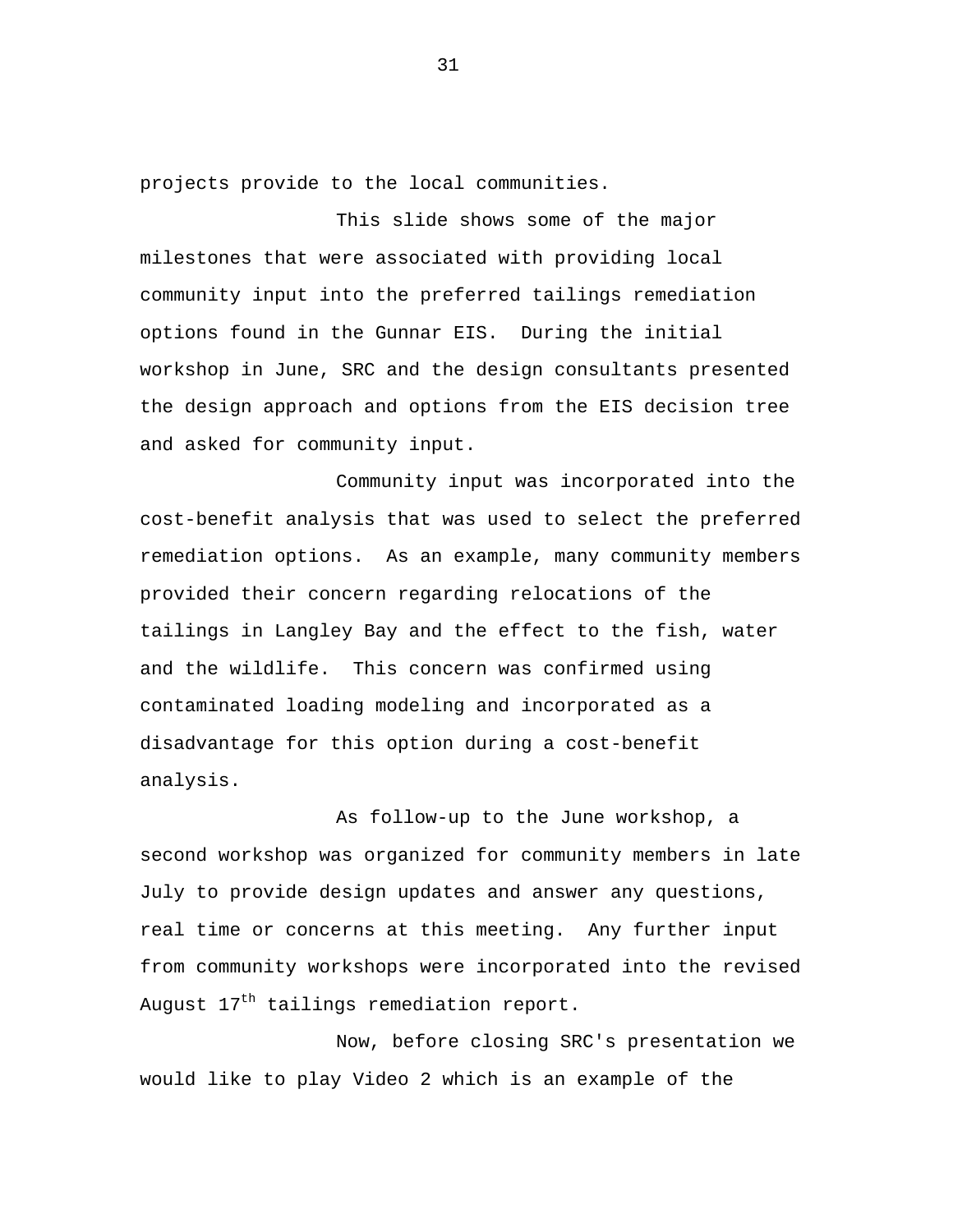projects provide to the local communities.

This slide shows some of the major milestones that were associated with providing local community input into the preferred tailings remediation options found in the Gunnar EIS. During the initial workshop in June, SRC and the design consultants presented the design approach and options from the EIS decision tree and asked for community input.

Community input was incorporated into the cost-benefit analysis that was used to select the preferred remediation options. As an example, many community members provided their concern regarding relocations of the tailings in Langley Bay and the effect to the fish, water and the wildlife. This concern was confirmed using contaminated loading modeling and incorporated as a disadvantage for this option during a cost-benefit analysis.

As follow-up to the June workshop, a second workshop was organized for community members in late July to provide design updates and answer any questions, real time or concerns at this meeting. Any further input from community workshops were incorporated into the revised August 17th tailings remediation report.

Now, before closing SRC's presentation we would like to play Video 2 which is an example of the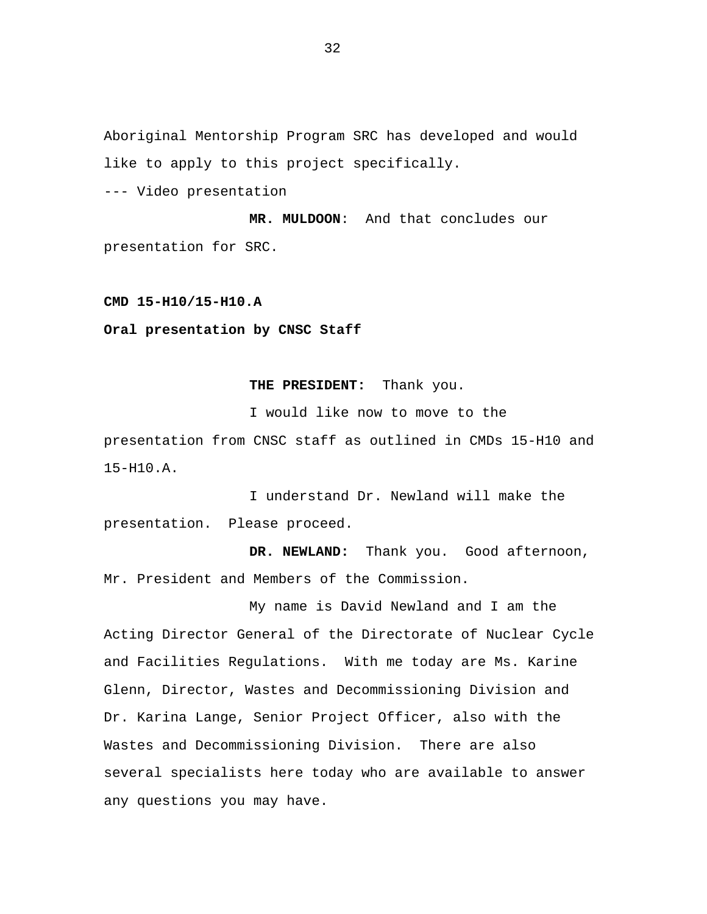Aboriginal Mentorship Program SRC has developed and would like to apply to this project specifically.

--- Video presentation

**MR. MULDOON**: And that concludes our presentation for SRC.

**CMD 15-H10/15-H10.A**

**Oral presentation by CNSC Staff**

**THE PRESIDENT:** Thank you.

I would like now to move to the presentation from CNSC staff as outlined in CMDs 15-H10 and 15-H10.A.

I understand Dr. Newland will make the presentation. Please proceed.

**DR. NEWLAND:** Thank you. Good afternoon, Mr. President and Members of the Commission.

My name is David Newland and I am the Acting Director General of the Directorate of Nuclear Cycle and Facilities Regulations. With me today are Ms. Karine Glenn, Director, Wastes and Decommissioning Division and Dr. Karina Lange, Senior Project Officer, also with the Wastes and Decommissioning Division. There are also several specialists here today who are available to answer any questions you may have.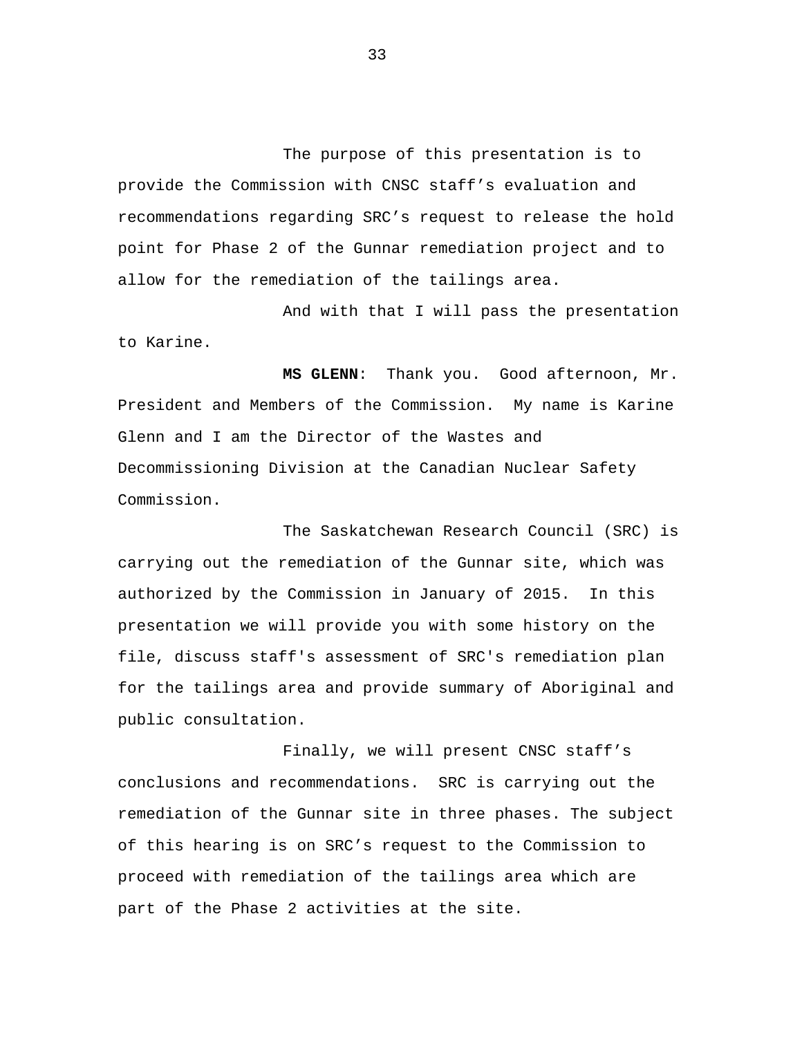The purpose of this presentation is to provide the Commission with CNSC staff's evaluation and recommendations regarding SRC's request to release the hold point for Phase 2 of the Gunnar remediation project and to allow for the remediation of the tailings area.

And with that I will pass the presentation to Karine.

**MS GLENN**: Thank you. Good afternoon, Mr. President and Members of the Commission. My name is Karine Glenn and I am the Director of the Wastes and Decommissioning Division at the Canadian Nuclear Safety Commission.

The Saskatchewan Research Council (SRC) is carrying out the remediation of the Gunnar site, which was authorized by the Commission in January of 2015. In this presentation we will provide you with some history on the file, discuss staff's assessment of SRC's remediation plan for the tailings area and provide summary of Aboriginal and public consultation.

Finally, we will present CNSC staff's conclusions and recommendations. SRC is carrying out the remediation of the Gunnar site in three phases. The subject of this hearing is on SRC's request to the Commission to proceed with remediation of the tailings area which are part of the Phase 2 activities at the site.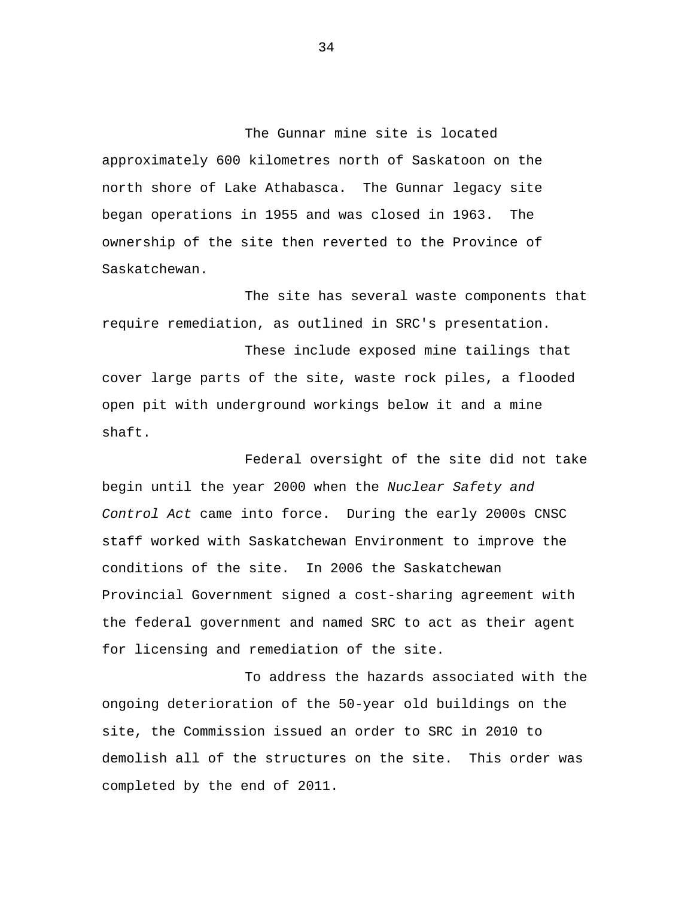The Gunnar mine site is located approximately 600 kilometres north of Saskatoon on the north shore of Lake Athabasca. The Gunnar legacy site began operations in 1955 and was closed in 1963. The ownership of the site then reverted to the Province of Saskatchewan.

The site has several waste components that require remediation, as outlined in SRC's presentation.

These include exposed mine tailings that cover large parts of the site, waste rock piles, a flooded open pit with underground workings below it and a mine shaft.

Federal oversight of the site did not take begin until the year 2000 when the *Nuclear Safety and Control Act* came into force. During the early 2000s CNSC staff worked with Saskatchewan Environment to improve the conditions of the site. In 2006 the Saskatchewan Provincial Government signed a cost-sharing agreement with the federal government and named SRC to act as their agent for licensing and remediation of the site.

To address the hazards associated with the ongoing deterioration of the 50-year old buildings on the site, the Commission issued an order to SRC in 2010 to demolish all of the structures on the site. This order was completed by the end of 2011.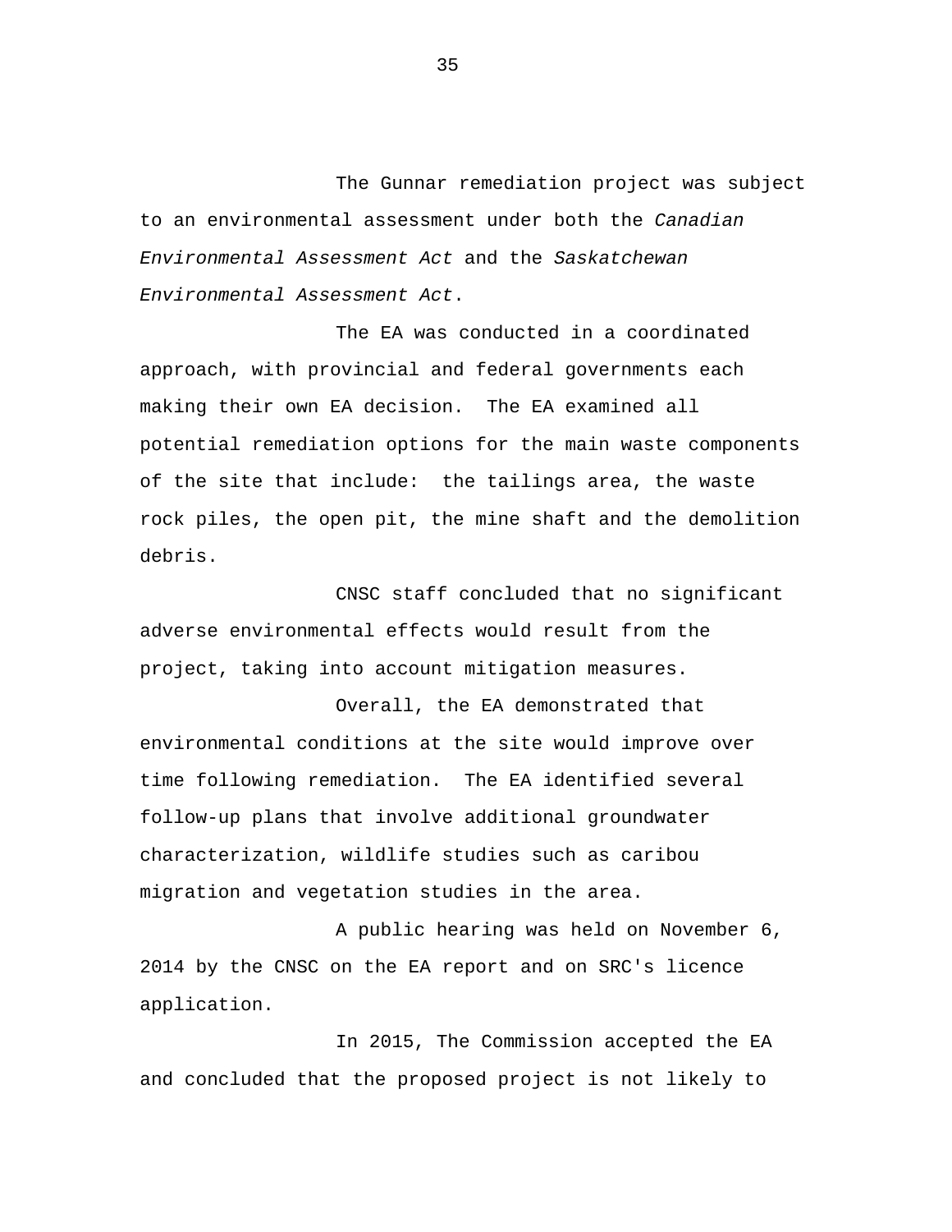The Gunnar remediation project was subject to an environmental assessment under both the *Canadian Environmental Assessment Act* and the *Saskatchewan Environmental Assessment Act*.

The EA was conducted in a coordinated approach, with provincial and federal governments each making their own EA decision. The EA examined all potential remediation options for the main waste components of the site that include: the tailings area, the waste rock piles, the open pit, the mine shaft and the demolition debris.

CNSC staff concluded that no significant adverse environmental effects would result from the project, taking into account mitigation measures.

Overall, the EA demonstrated that environmental conditions at the site would improve over time following remediation. The EA identified several follow-up plans that involve additional groundwater characterization, wildlife studies such as caribou migration and vegetation studies in the area.

A public hearing was held on November 6, 2014 by the CNSC on the EA report and on SRC's licence application.

In 2015, The Commission accepted the EA and concluded that the proposed project is not likely to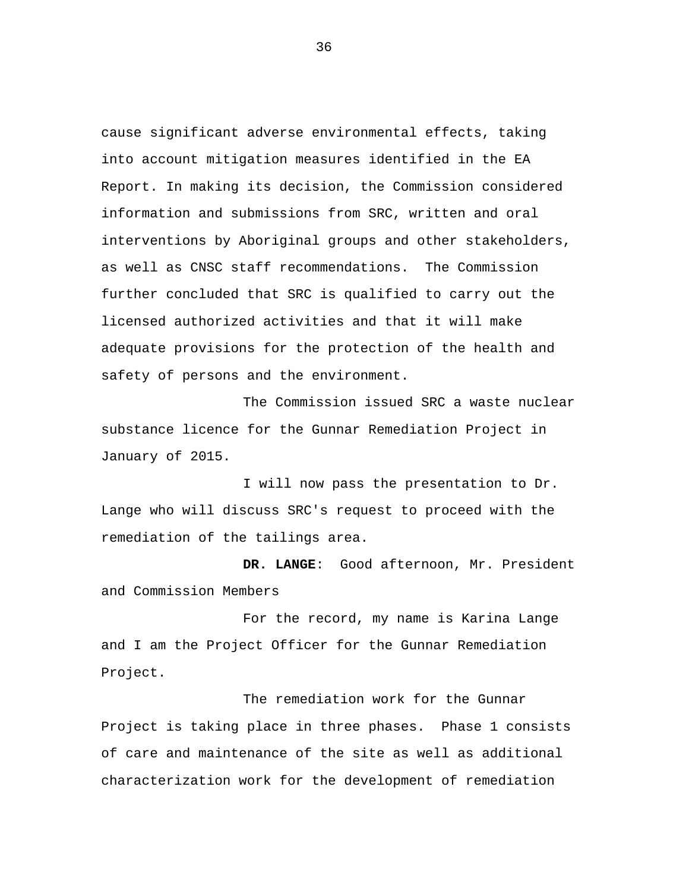cause significant adverse environmental effects, taking into account mitigation measures identified in the EA Report. In making its decision, the Commission considered information and submissions from SRC, written and oral interventions by Aboriginal groups and other stakeholders, as well as CNSC staff recommendations.  The Commission further concluded that SRC is qualified to carry out the licensed authorized activities and that it will make adequate provisions for the protection of the health and safety of persons and the environment.

The Commission issued SRC a waste nuclear substance licence for the Gunnar Remediation Project in January of 2015.

I will now pass the presentation to Dr. Lange who will discuss SRC's request to proceed with the remediation of the tailings area.

**DR. LANGE**:  Good afternoon, Mr. President and Commission Members

For the record, my name is Karina Lange and I am the Project Officer for the Gunnar Remediation Project.

The remediation work for the Gunnar Project is taking place in three phases.  Phase 1 consists of care and maintenance of the site as well as additional characterization work for the development of remediation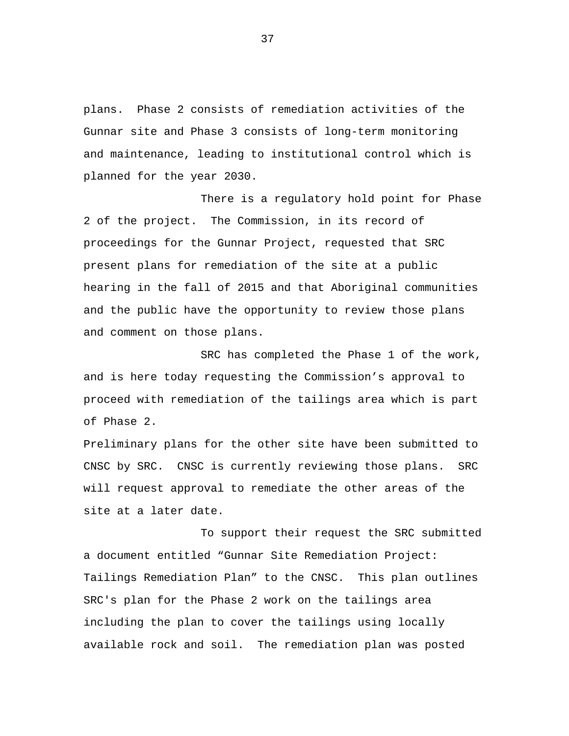plans. Phase 2 consists of remediation activities of the Gunnar site and Phase 3 consists of long-term monitoring and maintenance, leading to institutional control which is planned for the year 2030.

There is a regulatory hold point for Phase 2 of the project. The Commission, in its record of proceedings for the Gunnar Project, requested that SRC present plans for remediation of the site at a public hearing in the fall of 2015 and that Aboriginal communities and the public have the opportunity to review those plans and comment on those plans.

SRC has completed the Phase 1 of the work, and is here today requesting the Commission's approval to proceed with remediation of the tailings area which is part of Phase 2.

Preliminary plans for the other site have been submitted to CNSC by SRC. CNSC is currently reviewing those plans. SRC will request approval to remediate the other areas of the site at a later date.

To support their request the SRC submitted a document entitled "Gunnar Site Remediation Project: Tailings Remediation Plan" to the CNSC. This plan outlines SRC's plan for the Phase 2 work on the tailings area including the plan to cover the tailings using locally available rock and soil. The remediation plan was posted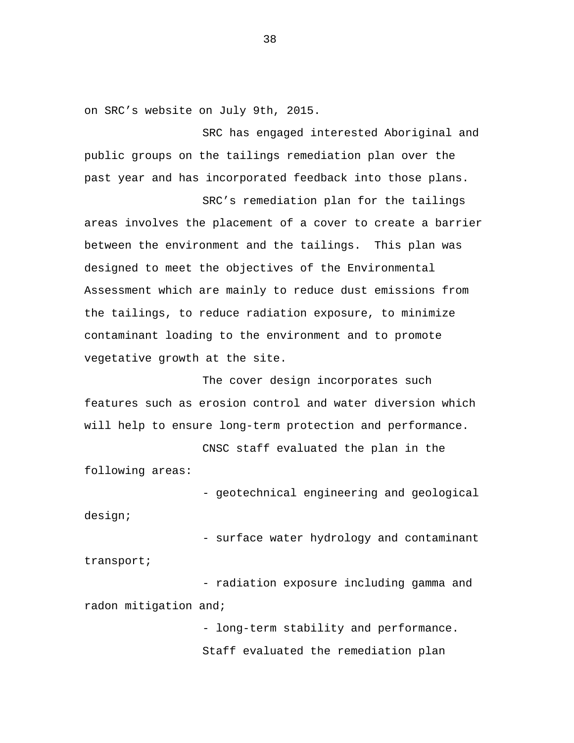on SRC’s website on July 9th, 2015.

SRC has engaged interested Aboriginal and public groups on the tailings remediation plan over the past year and has incorporated feedback into those plans.

SRC’s remediation plan for the tailings areas involves the placement of a cover to create a barrier between the environment and the tailings. This plan was designed to meet the objectives of the Environmental Assessment which are mainly to reduce dust emissions from the tailings, to reduce radiation exposure, to minimize contaminant loading to the environment and to promote vegetative growth at the site.

The cover design incorporates such features such as erosion control and water diversion which will help to ensure long-term protection and performance.

CNSC staff evaluated the plan in the following areas:

- geotechnical engineering and geological design;
- surface water hydrology and contaminant transport;
- radiation exposure including gamma and radon mitigation and;
- long-term stability and performance.

Staff evaluated the remediation plan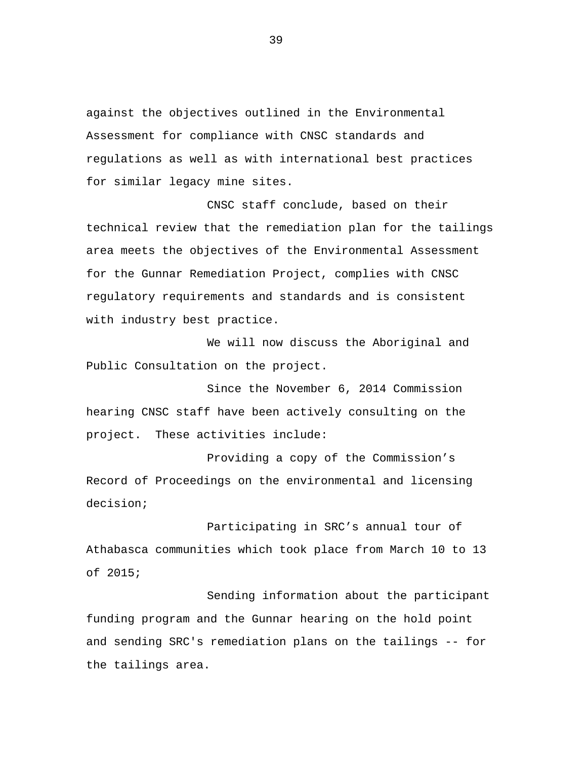against the objectives outlined in the Environmental Assessment for compliance with CNSC standards and regulations as well as with international best practices for similar legacy mine sites.

CNSC staff conclude, based on their technical review that the remediation plan for the tailings area meets the objectives of the Environmental Assessment for the Gunnar Remediation Project, complies with CNSC regulatory requirements and standards and is consistent with industry best practice.

We will now discuss the Aboriginal and Public Consultation on the project.

Since the November 6, 2014 Commission hearing CNSC staff have been actively consulting on the project. These activities include:

Providing a copy of the Commission’s Record of Proceedings on the environmental and licensing decision;

Participating in SRC’s annual tour of Athabasca communities which took place from March 10 to 13 of 2015;

Sending information about the participant funding program and the Gunnar hearing on the hold point and sending SRC's remediation plans on the tailings -- for the tailings area.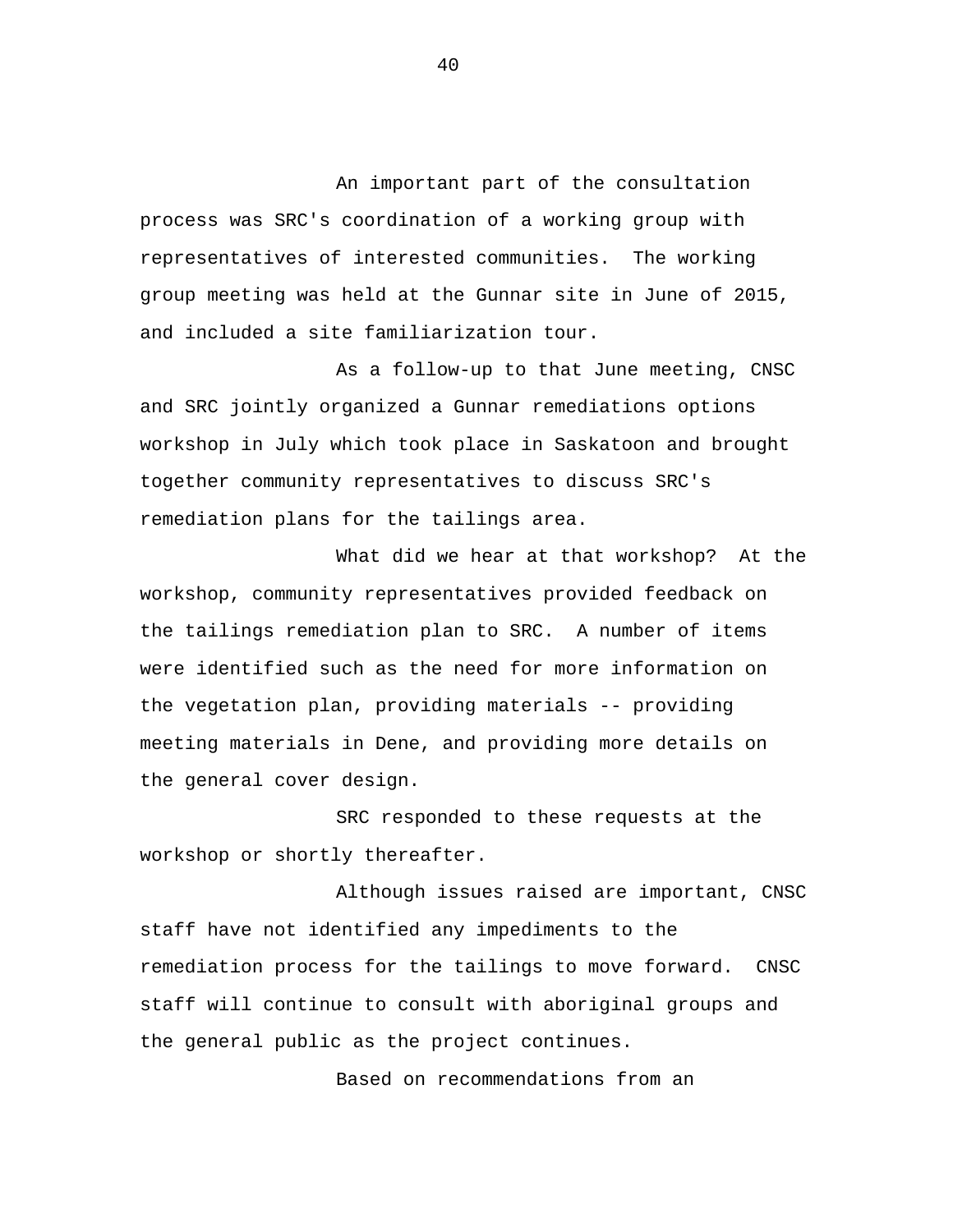An important part of the consultation process was SRC's coordination of a working group with representatives of interested communities. The working group meeting was held at the Gunnar site in June of 2015, and included a site familiarization tour.

As a follow-up to that June meeting, CNSC and SRC jointly organized a Gunnar remediations options workshop in July which took place in Saskatoon and brought together community representatives to discuss SRC's remediation plans for the tailings area.

What did we hear at that workshop? At the workshop, community representatives provided feedback on the tailings remediation plan to SRC. A number of items were identified such as the need for more information on the vegetation plan, providing materials -- providing meeting materials in Dene, and providing more details on the general cover design.

SRC responded to these requests at the workshop or shortly thereafter.

Although issues raised are important, CNSC staff have not identified any impediments to the remediation process for the tailings to move forward. CNSC staff will continue to consult with aboriginal groups and the general public as the project continues.

Based on recommendations from an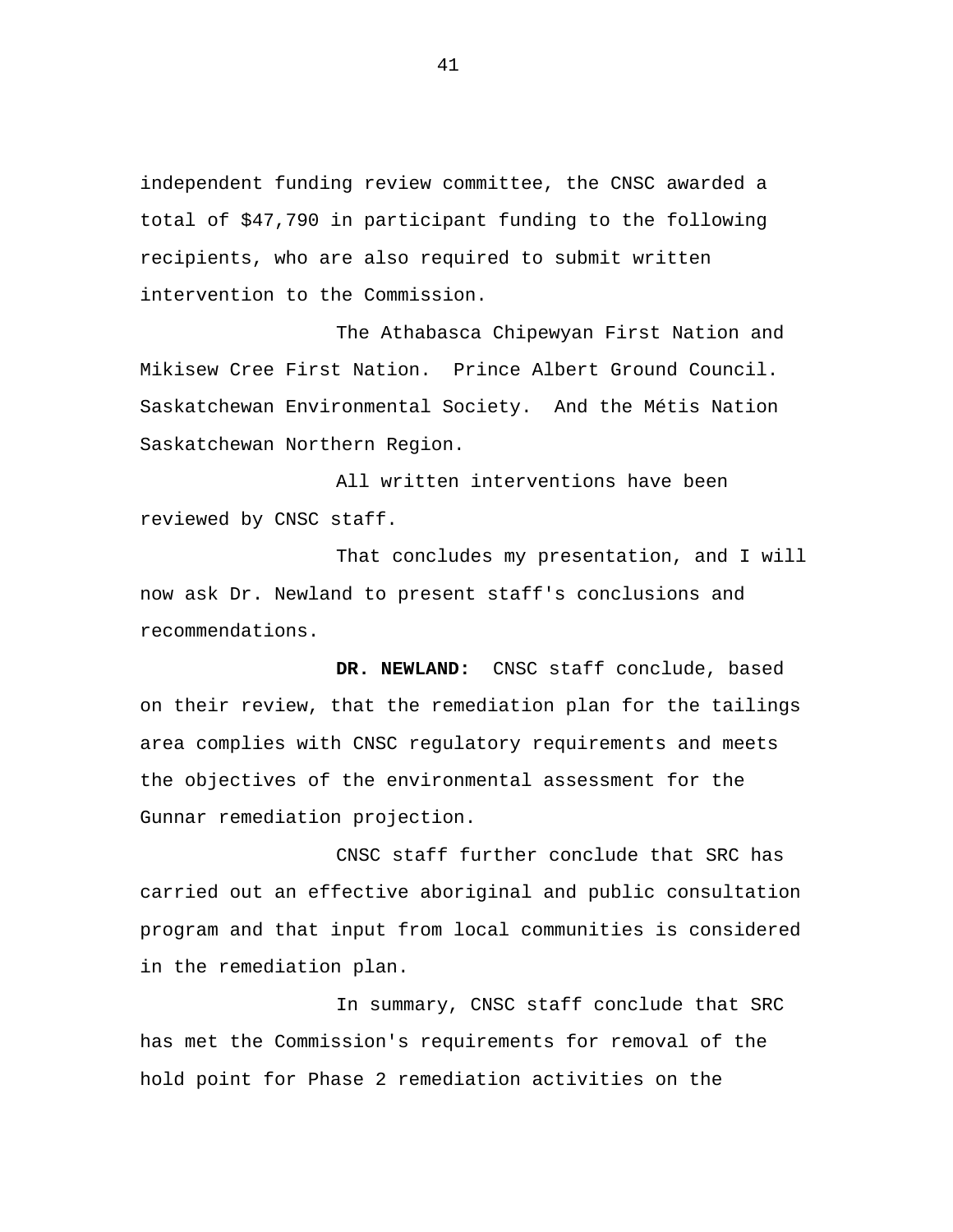independent funding review committee, the CNSC awarded a total of $47,790 in participant funding to the following recipients, who are also required to submit written intervention to the Commission.

The Athabasca Chipewyan First Nation and Mikisew Cree First Nation. Prince Albert Ground Council. Saskatchewan Environmental Society. And the Métis Nation Saskatchewan Northern Region.

All written interventions have been reviewed by CNSC staff.

That concludes my presentation, and I will now ask Dr. Newland to present staff's conclusions and recommendations.

**DR. NEWLAND:** CNSC staff conclude, based on their review, that the remediation plan for the tailings area complies with CNSC regulatory requirements and meets the objectives of the environmental assessment for the Gunnar remediation projection.

CNSC staff further conclude that SRC has carried out an effective aboriginal and public consultation program and that input from local communities is considered in the remediation plan.

In summary, CNSC staff conclude that SRC has met the Commission's requirements for removal of the hold point for Phase 2 remediation activities on the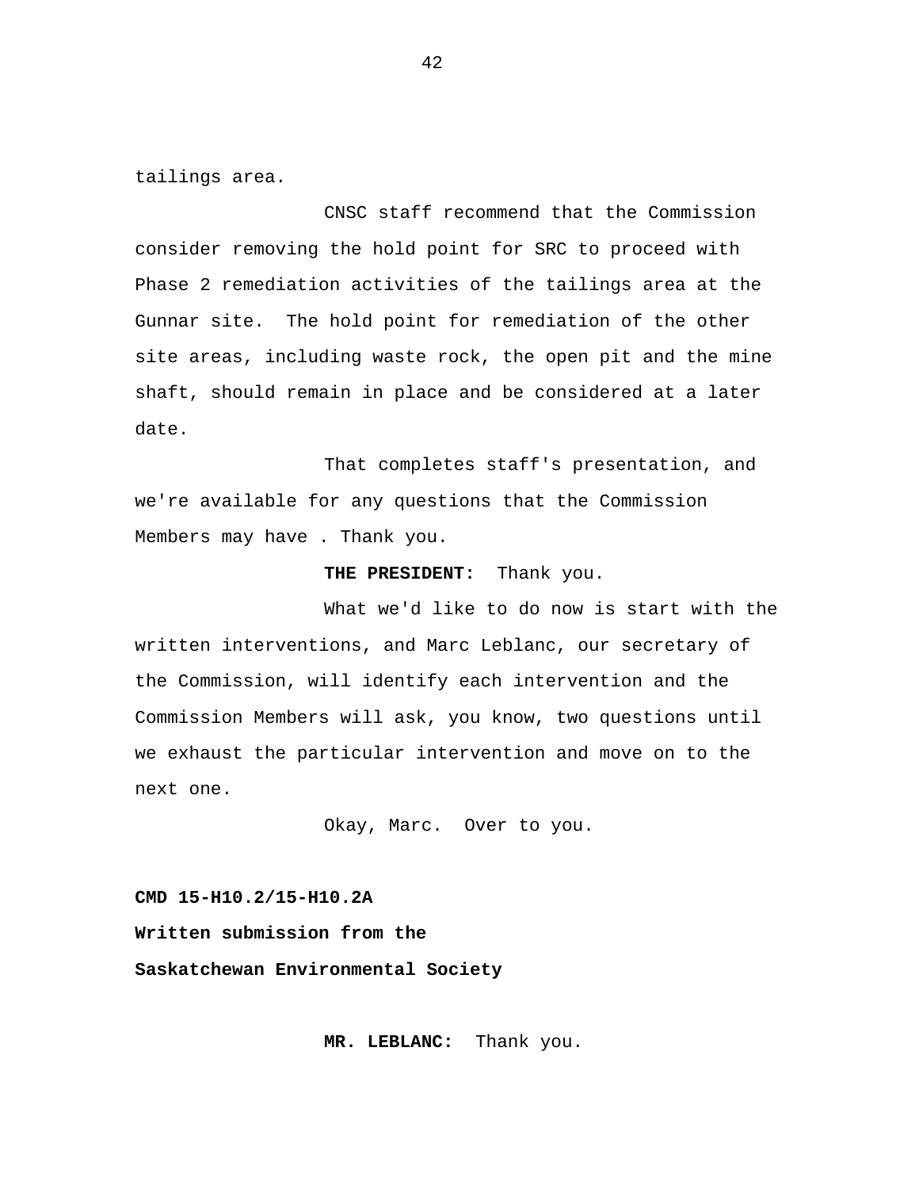tailings area.

CNSC staff recommend that the Commission consider removing the hold point for SRC to proceed with Phase 2 remediation activities of the tailings area at the Gunnar site. The hold point for remediation of the other site areas, including waste rock, the open pit and the mine shaft, should remain in place and be considered at a later date.

That completes staff's presentation, and we're available for any questions that the Commission Members may have . Thank you.

**THE PRESIDENT:** Thank you.

What we'd like to do now is start with the written interventions, and Marc Leblanc, our secretary of the Commission, will identify each intervention and the Commission Members will ask, you know, two questions until we exhaust the particular intervention and move on to the next one.

Okay, Marc. Over to you.

**CMD 15-H10.2/15-H10.2A**

**Written submission from the**

**Saskatchewan Environmental Society**

**MR. LEBLANC:** Thank you.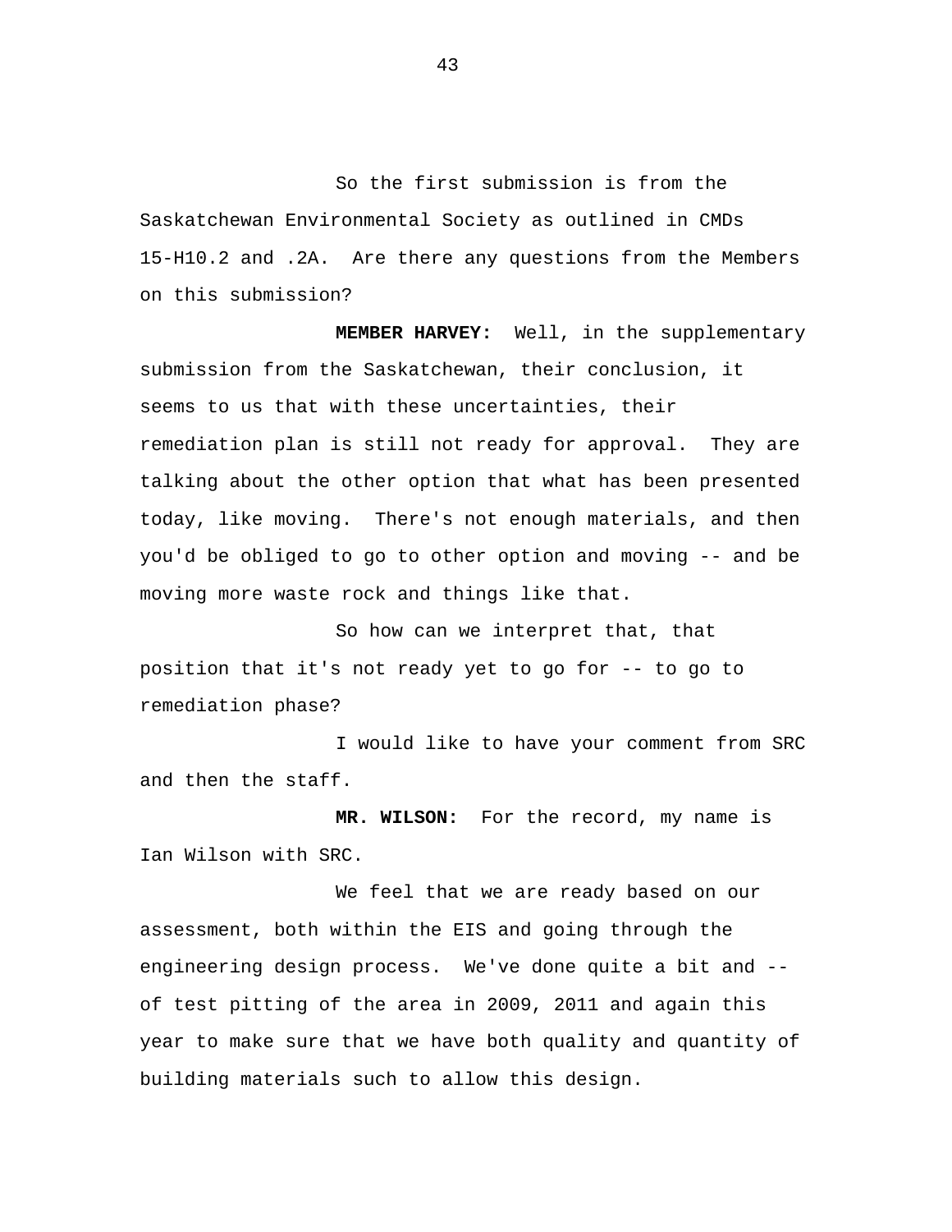So the first submission is from the Saskatchewan Environmental Society as outlined in CMDs 15-H10.2 and .2A. Are there any questions from the Members on this submission?

**MEMBER HARVEY:** Well, in the supplementary submission from the Saskatchewan, their conclusion, it seems to us that with these uncertainties, their remediation plan is still not ready for approval. They are talking about the other option that what has been presented today, like moving. There's not enough materials, and then you'd be obliged to go to other option and moving -- and be moving more waste rock and things like that.

So how can we interpret that, that position that it's not ready yet to go for -- to go to remediation phase?

I would like to have your comment from SRC and then the staff.

**MR. WILSON:** For the record, my name is Ian Wilson with SRC.

We feel that we are ready based on our assessment, both within the EIS and going through the engineering design process. We've done quite a bit and -- of test pitting of the area in 2009, 2011 and again this year to make sure that we have both quality and quantity of building materials such to allow this design.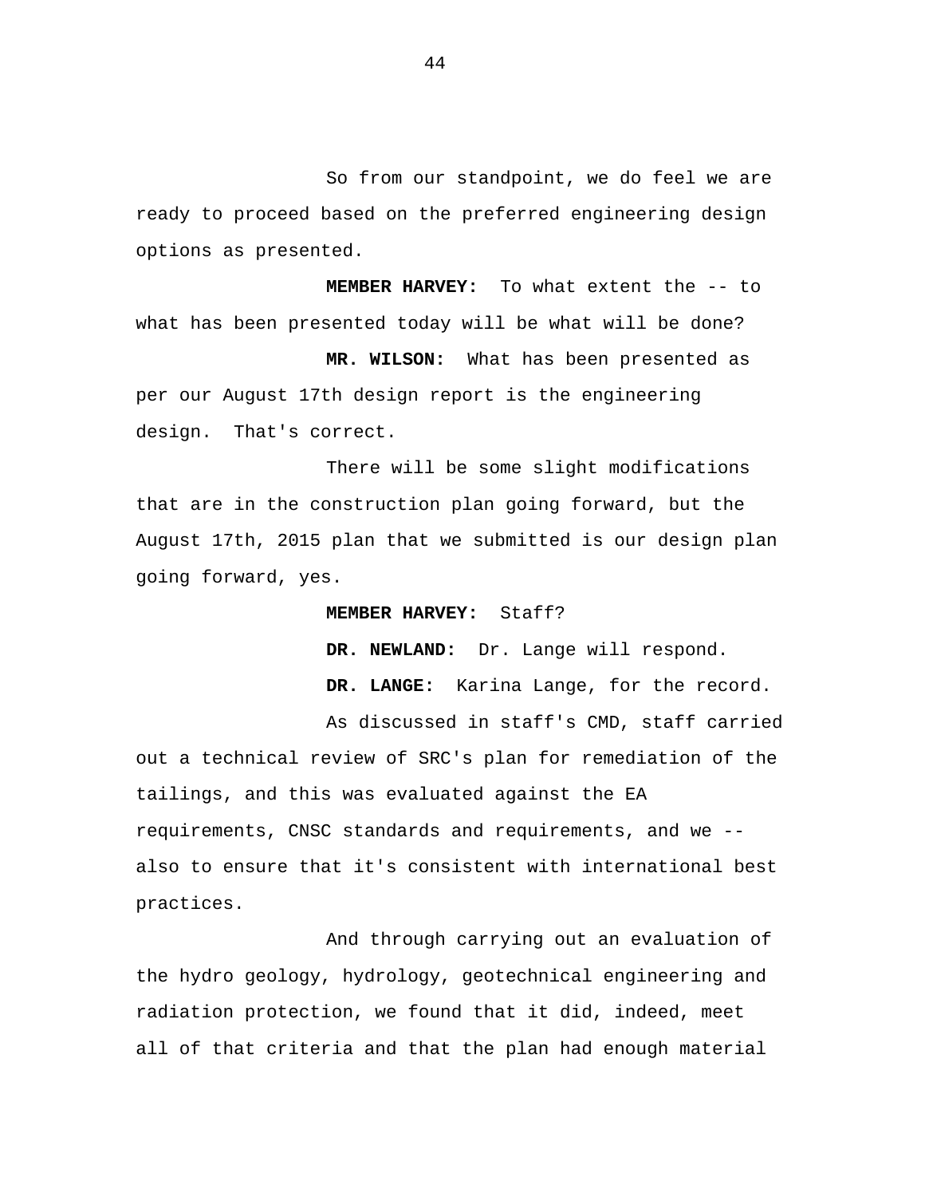So from our standpoint, we do feel we are ready to proceed based on the preferred engineering design options as presented.

**MEMBER HARVEY:** To what extent the -- to what has been presented today will be what will be done?

**MR. WILSON:** What has been presented as per our August 17th design report is the engineering design. That's correct.

There will be some slight modifications that are in the construction plan going forward, but the August 17th, 2015 plan that we submitted is our design plan going forward, yes.

**MEMBER HARVEY:** Staff?

**DR. NEWLAND:** Dr. Lange will respond.

**DR. LANGE:** Karina Lange, for the record.

As discussed in staff's CMD, staff carried out a technical review of SRC's plan for remediation of the tailings, and this was evaluated against the EA requirements, CNSC standards and requirements, and we -- also to ensure that it's consistent with international best practices.

And through carrying out an evaluation of the hydro geology, hydrology, geotechnical engineering and radiation protection, we found that it did, indeed, meet all of that criteria and that the plan had enough material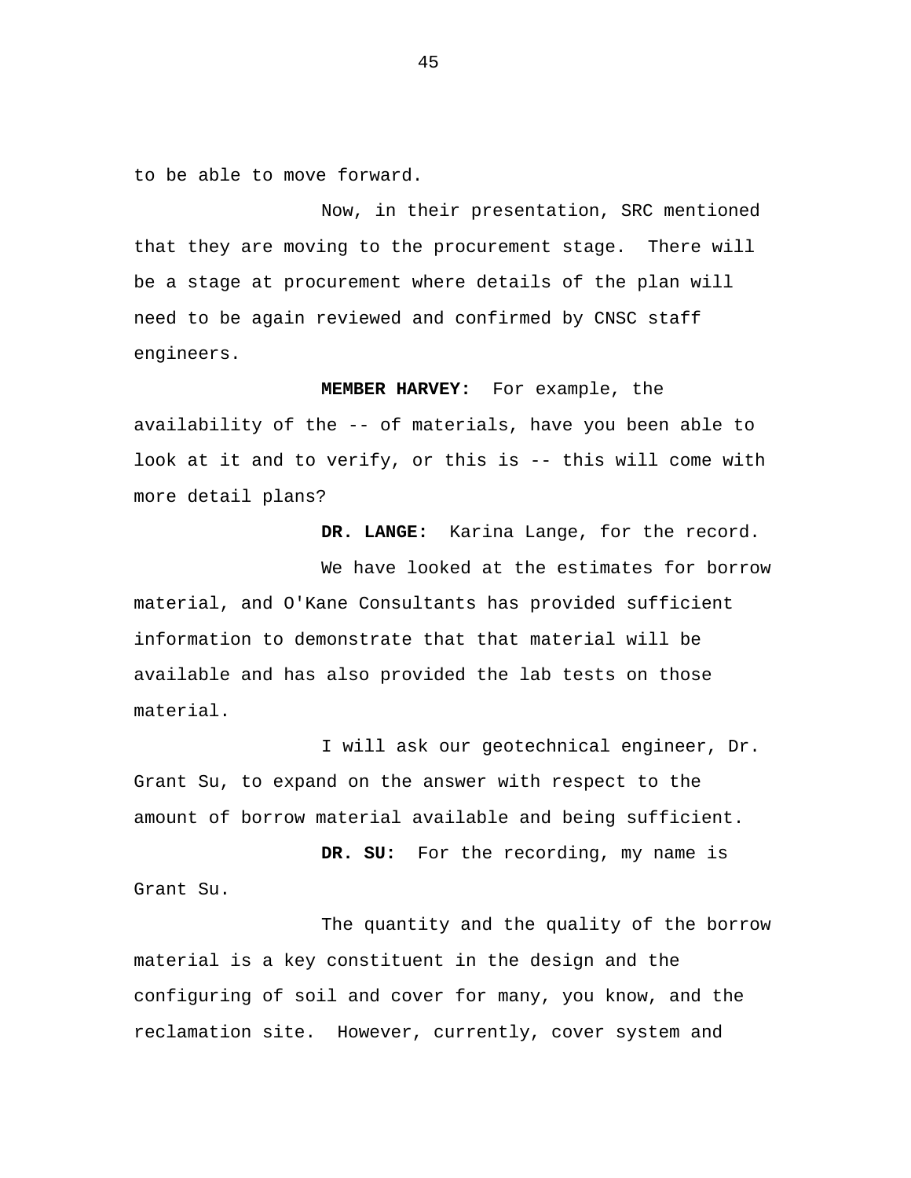to be able to move forward.

Now, in their presentation, SRC mentioned that they are moving to the procurement stage. There will be a stage at procurement where details of the plan will need to be again reviewed and confirmed by CNSC staff engineers.

**MEMBER HARVEY:** For example, the availability of the -- of materials, have you been able to look at it and to verify, or this is -- this will come with more detail plans?

**DR. LANGE:** Karina Lange, for the record.

We have looked at the estimates for borrow material, and O'Kane Consultants has provided sufficient information to demonstrate that that material will be available and has also provided the lab tests on those material.

I will ask our geotechnical engineer, Dr. Grant Su, to expand on the answer with respect to the amount of borrow material available and being sufficient.

**DR. SU:** For the recording, my name is Grant Su.

The quantity and the quality of the borrow material is a key constituent in the design and the configuring of soil and cover for many, you know, and the reclamation site. However, currently, cover system and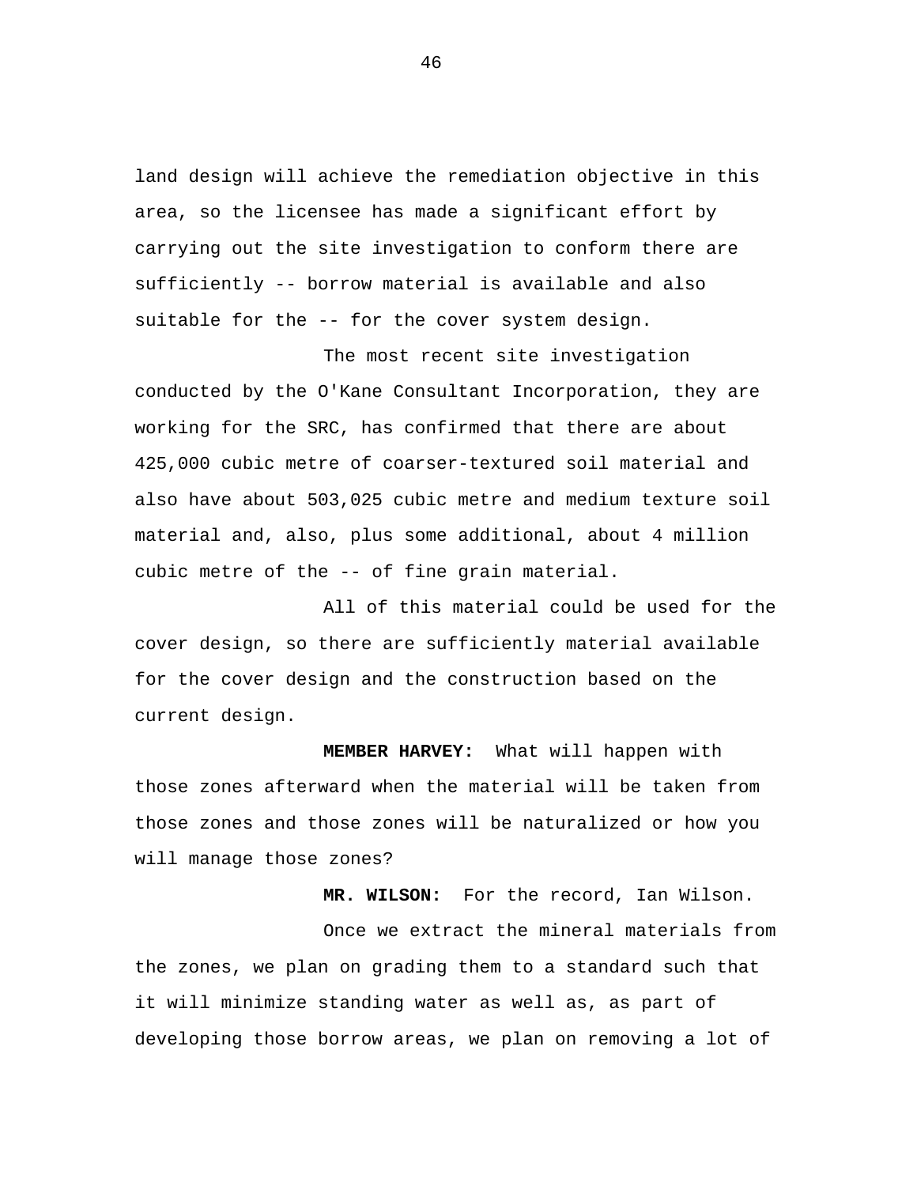land design will achieve the remediation objective in this area, so the licensee has made a significant effort by carrying out the site investigation to conform there are sufficiently -- borrow material is available and also suitable for the -- for the cover system design.

The most recent site investigation conducted by the O'Kane Consultant Incorporation, they are working for the SRC, has confirmed that there are about 425,000 cubic metre of coarser-textured soil material and also have about 503,025 cubic metre and medium texture soil material and, also, plus some additional, about 4 million cubic metre of the -- of fine grain material.

All of this material could be used for the cover design, so there are sufficiently material available for the cover design and the construction based on the current design.

**MEMBER HARVEY:** What will happen with those zones afterward when the material will be taken from those zones and those zones will be naturalized or how you will manage those zones?

**MR. WILSON:** For the record, Ian Wilson.

Once we extract the mineral materials from the zones, we plan on grading them to a standard such that it will minimize standing water as well as, as part of developing those borrow areas, we plan on removing a lot of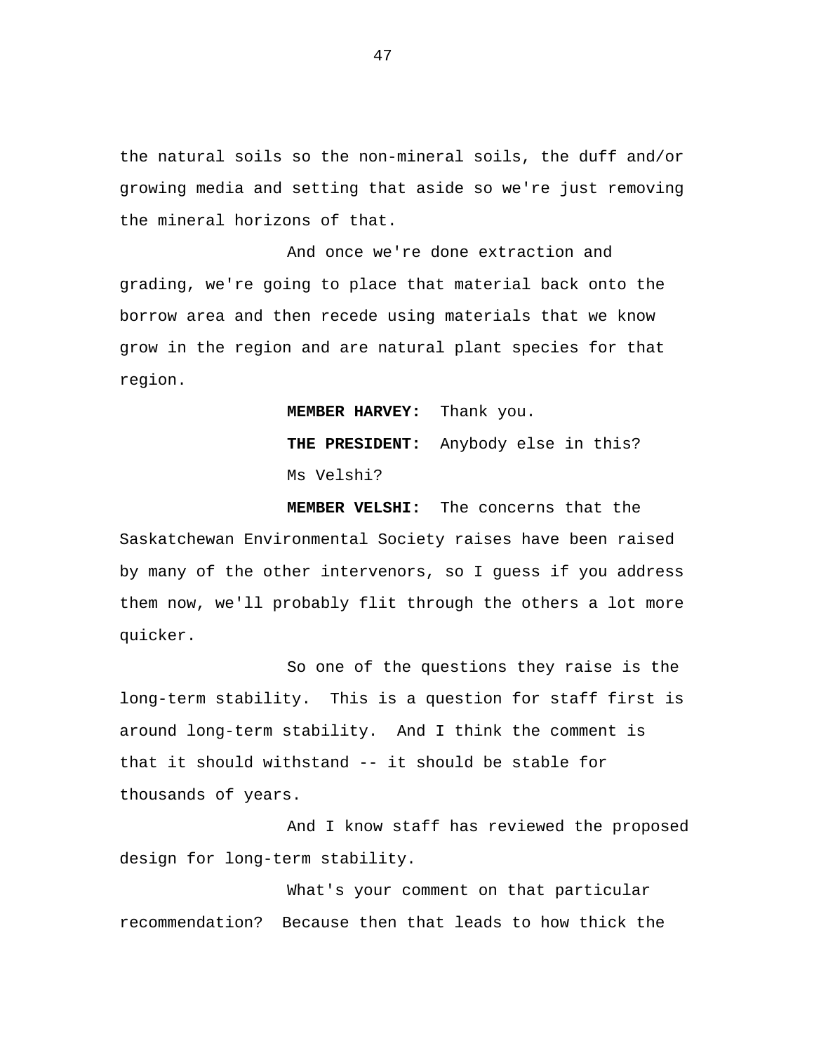the natural soils so the non-mineral soils, the duff and/or growing media and setting that aside so we're just removing the mineral horizons of that.

And once we're done extraction and grading, we're going to place that material back onto the borrow area and then recede using materials that we know grow in the region and are natural plant species for that region.

**MEMBER HARVEY:** Thank you.

**THE PRESIDENT:** Anybody else in this? Ms Velshi?

**MEMBER VELSHI:** The concerns that the Saskatchewan Environmental Society raises have been raised by many of the other intervenors, so I guess if you address them now, we'll probably flit through the others a lot more quicker.

So one of the questions they raise is the long-term stability. This is a question for staff first is around long-term stability. And I think the comment is that it should withstand -- it should be stable for thousands of years.

And I know staff has reviewed the proposed design for long-term stability.

What's your comment on that particular recommendation? Because then that leads to how thick the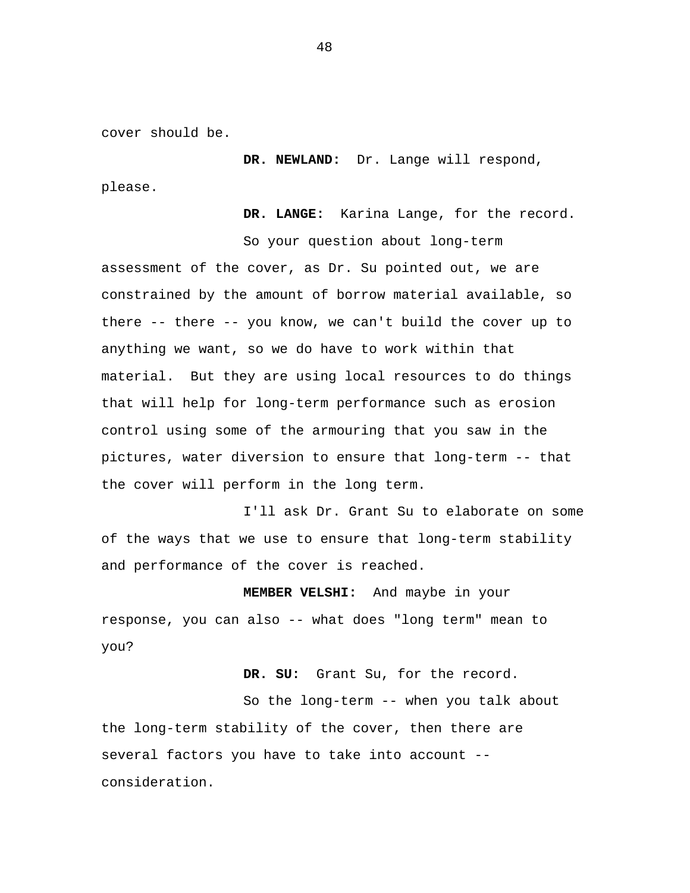cover should be.

**DR. NEWLAND:** Dr. Lange will respond, please.

**DR. LANGE:** Karina Lange, for the record.

So your question about long-term assessment of the cover, as Dr. Su pointed out, we are constrained by the amount of borrow material available, so there -- there -- you know, we can't build the cover up to anything we want, so we do have to work within that material. But they are using local resources to do things that will help for long-term performance such as erosion control using some of the armouring that you saw in the pictures, water diversion to ensure that long-term -- that the cover will perform in the long term.

I'll ask Dr. Grant Su to elaborate on some of the ways that we use to ensure that long-term stability and performance of the cover is reached.

**MEMBER VELSHI:** And maybe in your response, you can also -- what does "long term" mean to you?

**DR. SU:** Grant Su, for the record.

So the long-term -- when you talk about the long-term stability of the cover, then there are several factors you have to take into account -- consideration.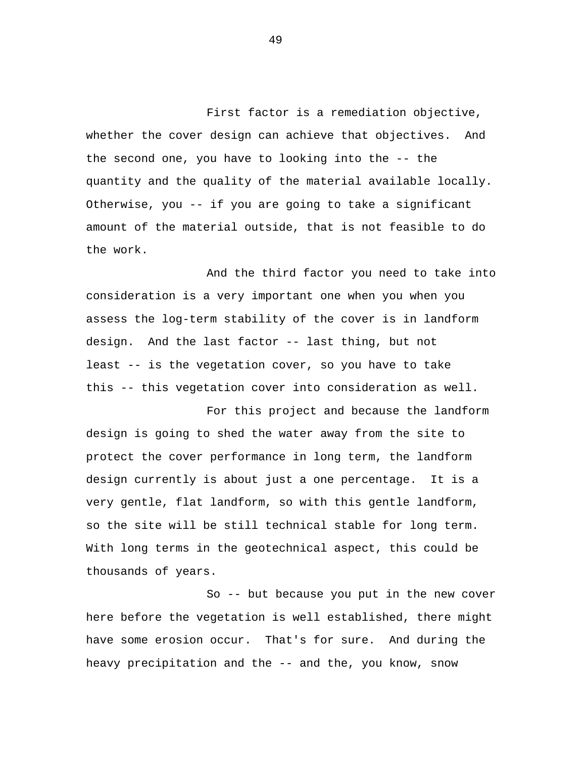First factor is a remediation objective, whether the cover design can achieve that objectives. And the second one, you have to looking into the -- the quantity and the quality of the material available locally. Otherwise, you -- if you are going to take a significant amount of the material outside, that is not feasible to do the work.

And the third factor you need to take into consideration is a very important one when you when you assess the log-term stability of the cover is in landform design. And the last factor -- last thing, but not least -- is the vegetation cover, so you have to take this -- this vegetation cover into consideration as well.

For this project and because the landform design is going to shed the water away from the site to protect the cover performance in long term, the landform design currently is about just a one percentage. It is a very gentle, flat landform, so with this gentle landform, so the site will be still technical stable for long term. With long terms in the geotechnical aspect, this could be thousands of years.

So -- but because you put in the new cover here before the vegetation is well established, there might have some erosion occur. That's for sure. And during the heavy precipitation and the -- and the, you know, snow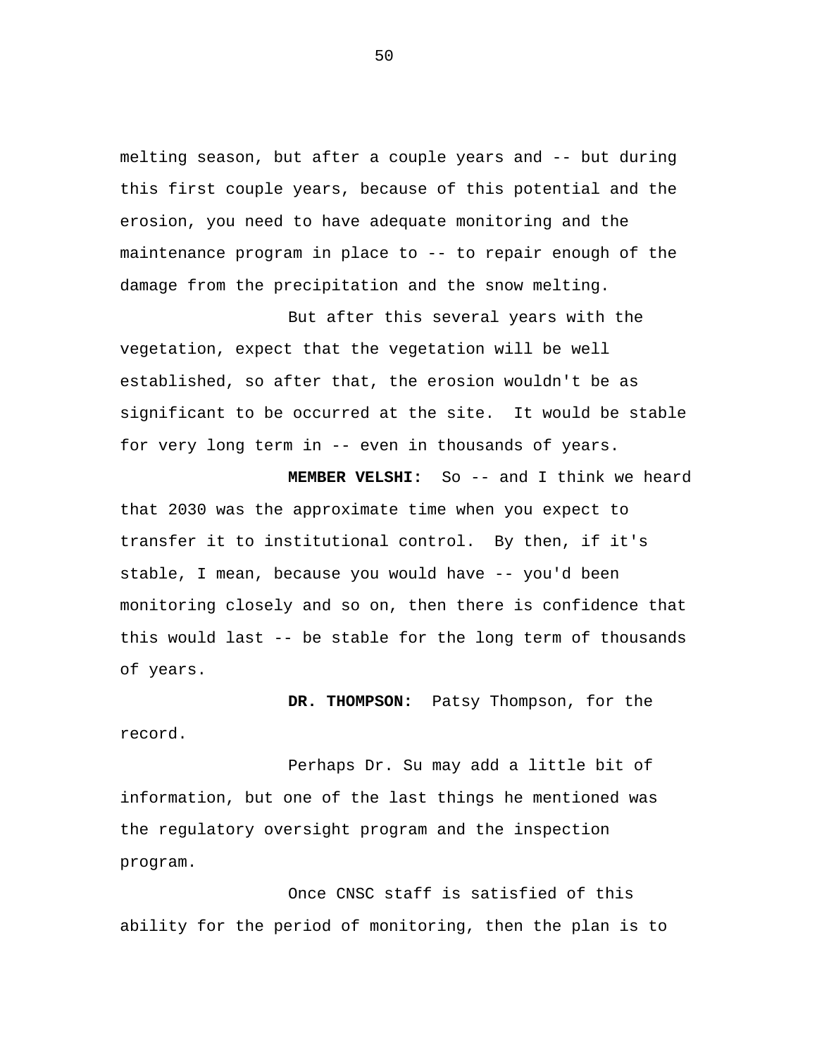melting season, but after a couple years and -- but during this first couple years, because of this potential and the erosion, you need to have adequate monitoring and the maintenance program in place to -- to repair enough of the damage from the precipitation and the snow melting.

But after this several years with the vegetation, expect that the vegetation will be well established, so after that, the erosion wouldn't be as significant to be occurred at the site. It would be stable for very long term in -- even in thousands of years.

**MEMBER VELSHI:** So -- and I think we heard that 2030 was the approximate time when you expect to transfer it to institutional control. By then, if it's stable, I mean, because you would have -- you'd been monitoring closely and so on, then there is confidence that this would last -- be stable for the long term of thousands of years.

**DR. THOMPSON:** Patsy Thompson, for the record.

Perhaps Dr. Su may add a little bit of information, but one of the last things he mentioned was the regulatory oversight program and the inspection program.

Once CNSC staff is satisfied of this ability for the period of monitoring, then the plan is to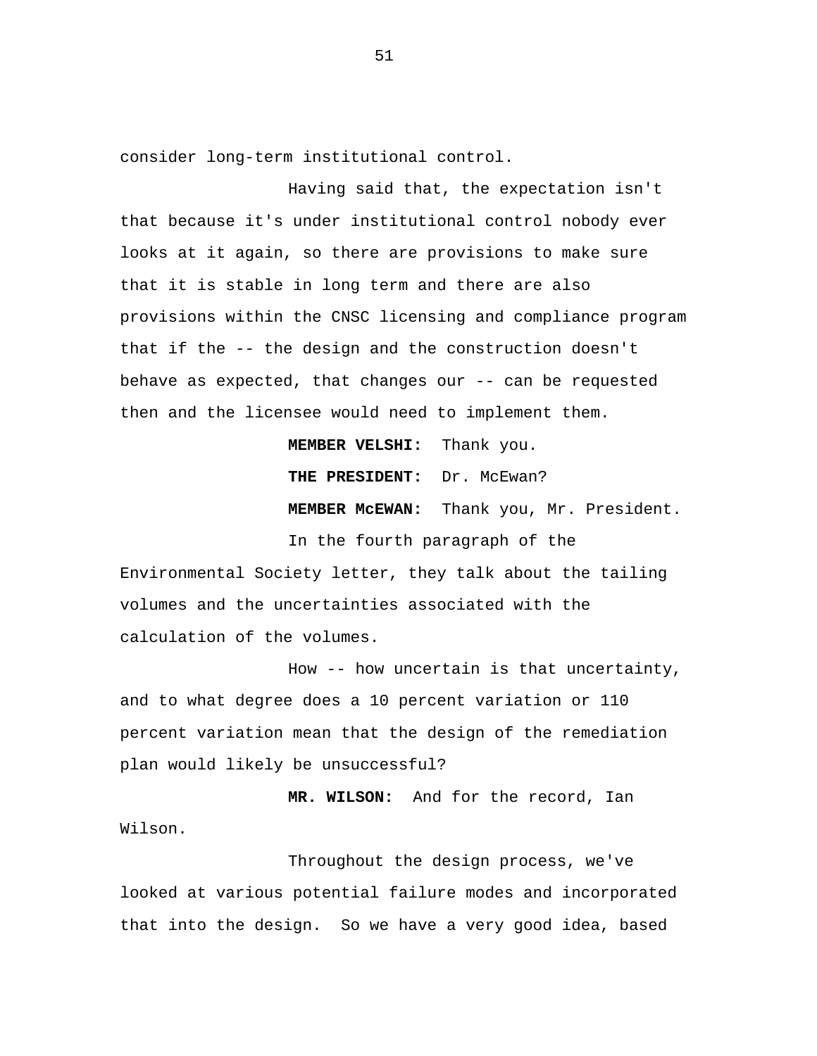consider long-term institutional control.

Having said that, the expectation isn't that because it's under institutional control nobody ever looks at it again, so there are provisions to make sure that it is stable in long term and there are also provisions within the CNSC licensing and compliance program that if the -- the design and the construction doesn't behave as expected, that changes our -- can be requested then and the licensee would need to implement them.

**MEMBER VELSHI:** Thank you.

**THE PRESIDENT:** Dr. McEwan?

**MEMBER McEWAN:** Thank you, Mr. President.

In the fourth paragraph of the Environmental Society letter, they talk about the tailing volumes and the uncertainties associated with the calculation of the volumes.

How -- how uncertain is that uncertainty, and to what degree does a 10 percent variation or 110 percent variation mean that the design of the remediation plan would likely be unsuccessful?

**MR. WILSON:** And for the record, Ian Wilson.

Throughout the design process, we've looked at various potential failure modes and incorporated that into the design. So we have a very good idea, based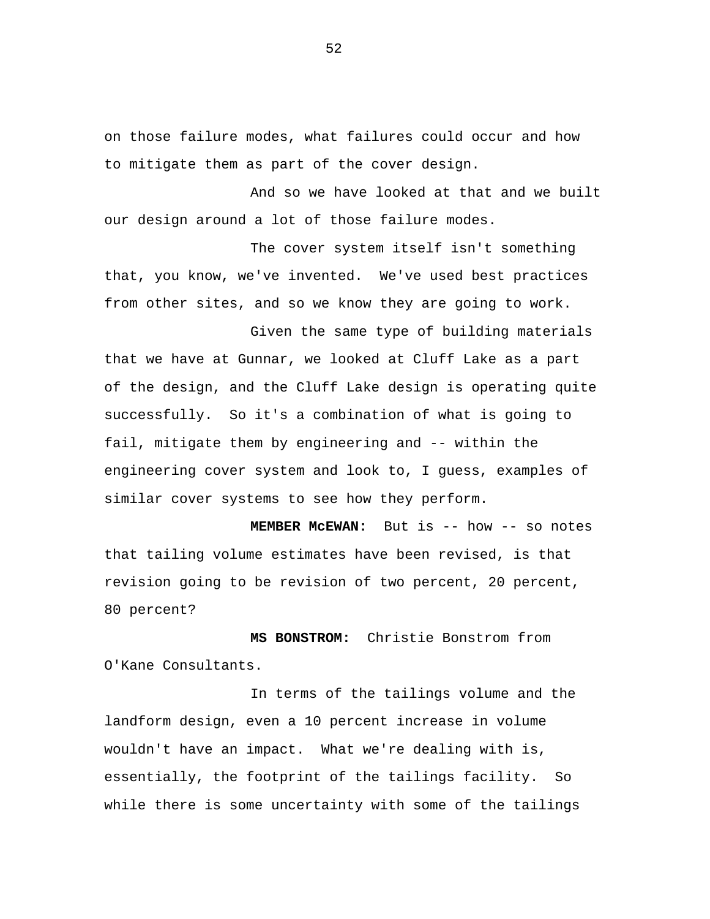on those failure modes, what failures could occur and how to mitigate them as part of the cover design.

And so we have looked at that and we built our design around a lot of those failure modes.

The cover system itself isn't something that, you know, we've invented. We've used best practices from other sites, and so we know they are going to work.

Given the same type of building materials that we have at Gunnar, we looked at Cluff Lake as a part of the design, and the Cluff Lake design is operating quite successfully. So it's a combination of what is going to fail, mitigate them by engineering and -- within the engineering cover system and look to, I guess, examples of similar cover systems to see how they perform.

**MEMBER McEWAN:** But is -- how -- so notes that tailing volume estimates have been revised, is that revision going to be revision of two percent, 20 percent, 80 percent?

**MS BONSTROM:** Christie Bonstrom from O'Kane Consultants.

In terms of the tailings volume and the landform design, even a 10 percent increase in volume wouldn't have an impact. What we're dealing with is, essentially, the footprint of the tailings facility. So while there is some uncertainty with some of the tailings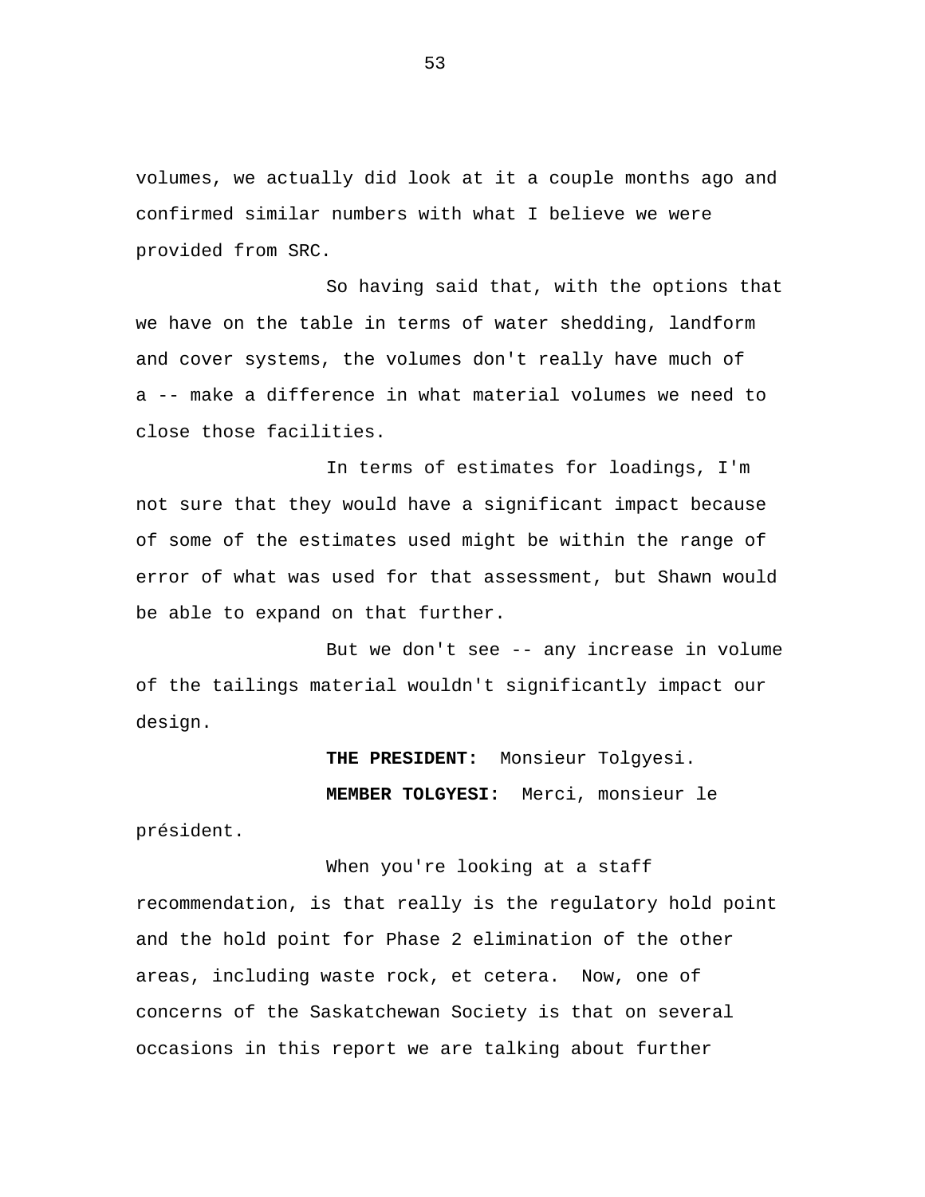volumes, we actually did look at it a couple months ago and confirmed similar numbers with what I believe we were provided from SRC.

So having said that, with the options that we have on the table in terms of water shedding, landform and cover systems, the volumes don't really have much of a -- make a difference in what material volumes we need to close those facilities.

In terms of estimates for loadings, I'm not sure that they would have a significant impact because of some of the estimates used might be within the range of error of what was used for that assessment, but Shawn would be able to expand on that further.

But we don't see -- any increase in volume of the tailings material wouldn't significantly impact our design.

**THE PRESIDENT:** Monsieur Tolgyesi.

**MEMBER TOLGYESI:** Merci, monsieur le président.

When you're looking at a staff recommendation, is that really is the regulatory hold point and the hold point for Phase 2 elimination of the other areas, including waste rock, et cetera. Now, one of concerns of the Saskatchewan Society is that on several occasions in this report we are talking about further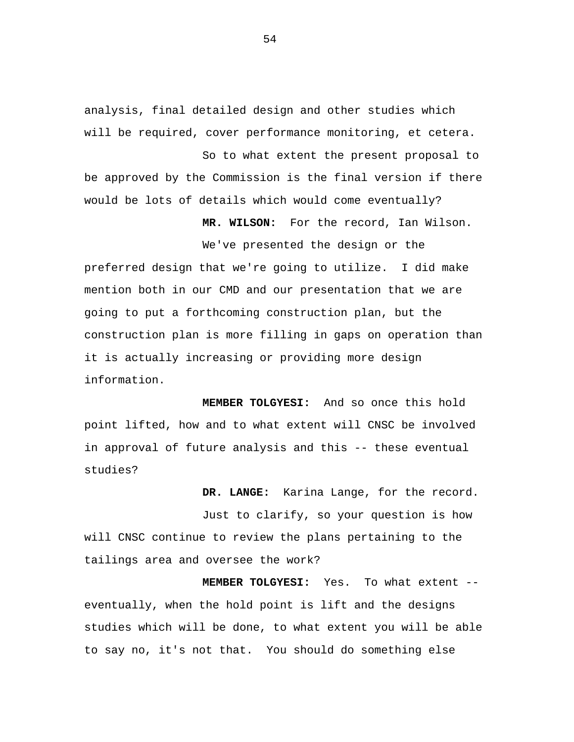analysis, final detailed design and other studies which will be required, cover performance monitoring, et cetera.

So to what extent the present proposal to be approved by the Commission is the final version if there would be lots of details which would come eventually?

**MR. WILSON:** For the record, Ian Wilson.

We've presented the design or the preferred design that we're going to utilize. I did make mention both in our CMD and our presentation that we are going to put a forthcoming construction plan, but the construction plan is more filling in gaps on operation than it is actually increasing or providing more design information.

**MEMBER TOLGYESI:** And so once this hold point lifted, how and to what extent will CNSC be involved in approval of future analysis and this -- these eventual studies?

**DR. LANGE:** Karina Lange, for the record.

Just to clarify, so your question is how will CNSC continue to review the plans pertaining to the tailings area and oversee the work?

**MEMBER TOLGYESI:** Yes. To what extent -- eventually, when the hold point is lift and the designs studies which will be done, to what extent you will be able to say no, it's not that. You should do something else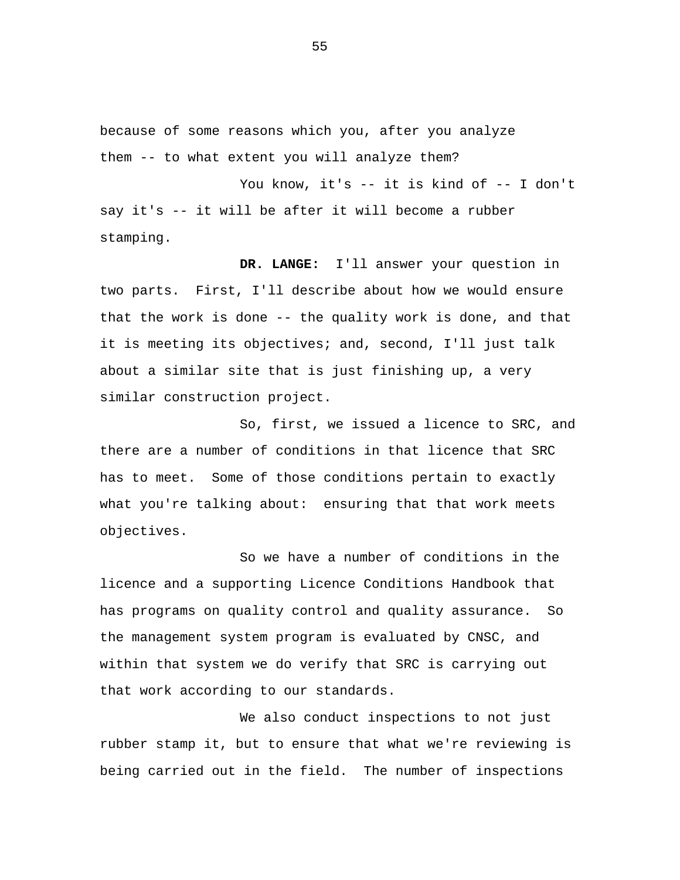because of some reasons which you, after you analyze them -- to what extent you will analyze them?

You know, it's -- it is kind of -- I don't say it's -- it will be after it will become a rubber stamping.

**DR. LANGE:** I'll answer your question in two parts. First, I'll describe about how we would ensure that the work is done -- the quality work is done, and that it is meeting its objectives; and, second, I'll just talk about a similar site that is just finishing up, a very similar construction project.

So, first, we issued a licence to SRC, and there are a number of conditions in that licence that SRC has to meet. Some of those conditions pertain to exactly what you're talking about: ensuring that that work meets objectives.

So we have a number of conditions in the licence and a supporting Licence Conditions Handbook that has programs on quality control and quality assurance. So the management system program is evaluated by CNSC, and within that system we do verify that SRC is carrying out that work according to our standards.

We also conduct inspections to not just rubber stamp it, but to ensure that what we're reviewing is being carried out in the field. The number of inspections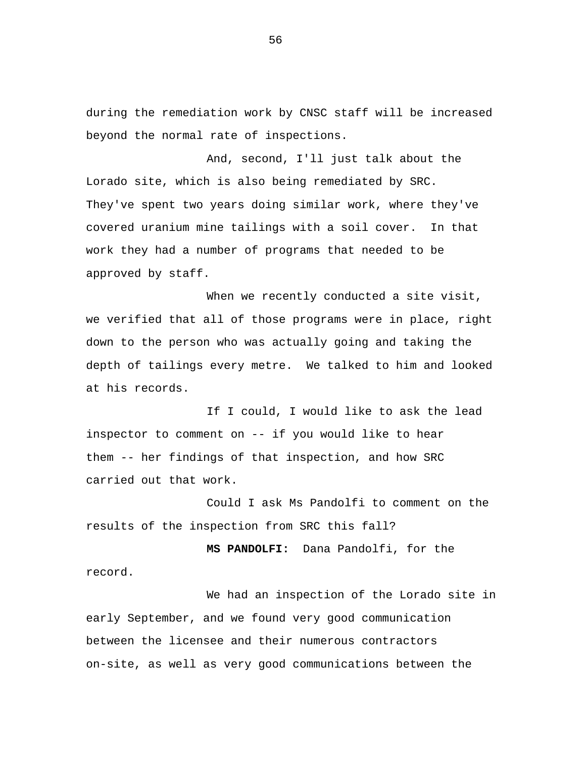during the remediation work by CNSC staff will be increased beyond the normal rate of inspections.

And, second, I'll just talk about the Lorado site, which is also being remediated by SRC. They've spent two years doing similar work, where they've covered uranium mine tailings with a soil cover. In that work they had a number of programs that needed to be approved by staff.

When we recently conducted a site visit, we verified that all of those programs were in place, right down to the person who was actually going and taking the depth of tailings every metre. We talked to him and looked at his records.

If I could, I would like to ask the lead inspector to comment on -- if you would like to hear them -- her findings of that inspection, and how SRC carried out that work.

Could I ask Ms Pandolfi to comment on the results of the inspection from SRC this fall?

**MS PANDOLFI:** Dana Pandolfi, for the record.

We had an inspection of the Lorado site in early September, and we found very good communication between the licensee and their numerous contractors on-site, as well as very good communications between the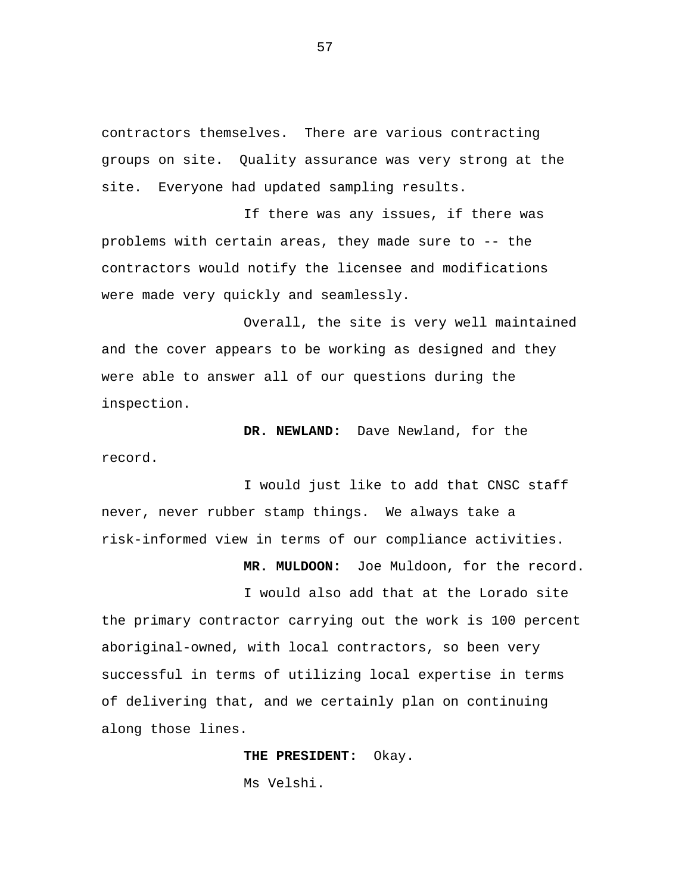contractors themselves. There are various contracting groups on site. Quality assurance was very strong at the site. Everyone had updated sampling results.

If there was any issues, if there was problems with certain areas, they made sure to -- the contractors would notify the licensee and modifications were made very quickly and seamlessly.

Overall, the site is very well maintained and the cover appears to be working as designed and they were able to answer all of our questions during the inspection.

**DR. NEWLAND:** Dave Newland, for the record.

I would just like to add that CNSC staff never, never rubber stamp things. We always take a risk-informed view in terms of our compliance activities.

**MR. MULDOON:** Joe Muldoon, for the record.

I would also add that at the Lorado site the primary contractor carrying out the work is 100 percent aboriginal-owned, with local contractors, so been very successful in terms of utilizing local expertise in terms of delivering that, and we certainly plan on continuing along those lines.

**THE PRESIDENT:** Okay.

Ms Velshi.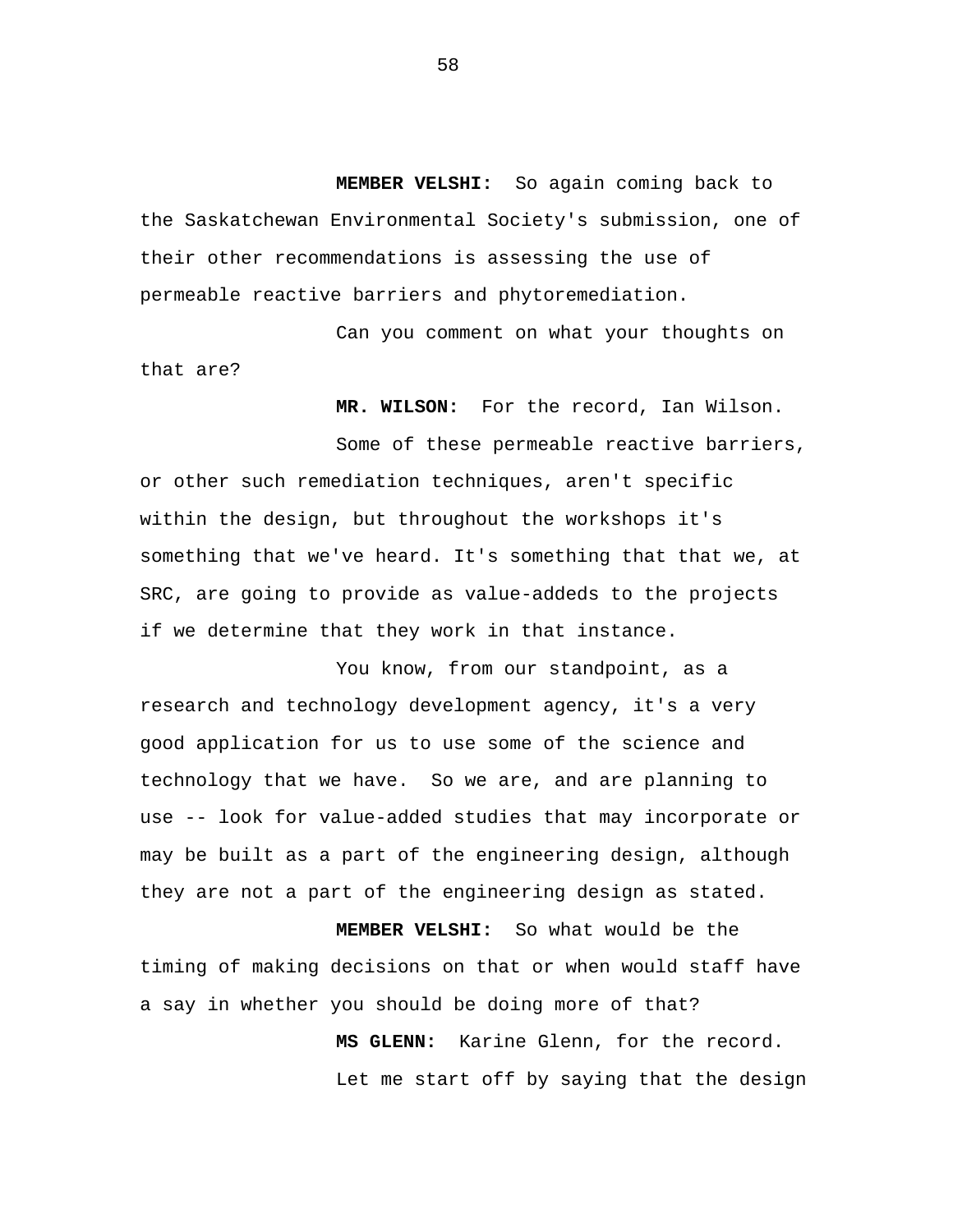**MEMBER VELSHI:** So again coming back to the Saskatchewan Environmental Society's submission, one of their other recommendations is assessing the use of permeable reactive barriers and phytoremediation.

Can you comment on what your thoughts on that are?

**MR. WILSON:** For the record, Ian Wilson.

Some of these permeable reactive barriers, or other such remediation techniques, aren't specific within the design, but throughout the workshops it's something that we've heard. It's something that that we, at SRC, are going to provide as value-addeds to the projects if we determine that they work in that instance.

You know, from our standpoint, as a research and technology development agency, it's a very good application for us to use some of the science and technology that we have. So we are, and are planning to use -- look for value-added studies that may incorporate or may be built as a part of the engineering design, although they are not a part of the engineering design as stated.

**MEMBER VELSHI:** So what would be the timing of making decisions on that or when would staff have a say in whether you should be doing more of that?

**MS GLENN:** Karine Glenn, for the record.

Let me start off by saying that the design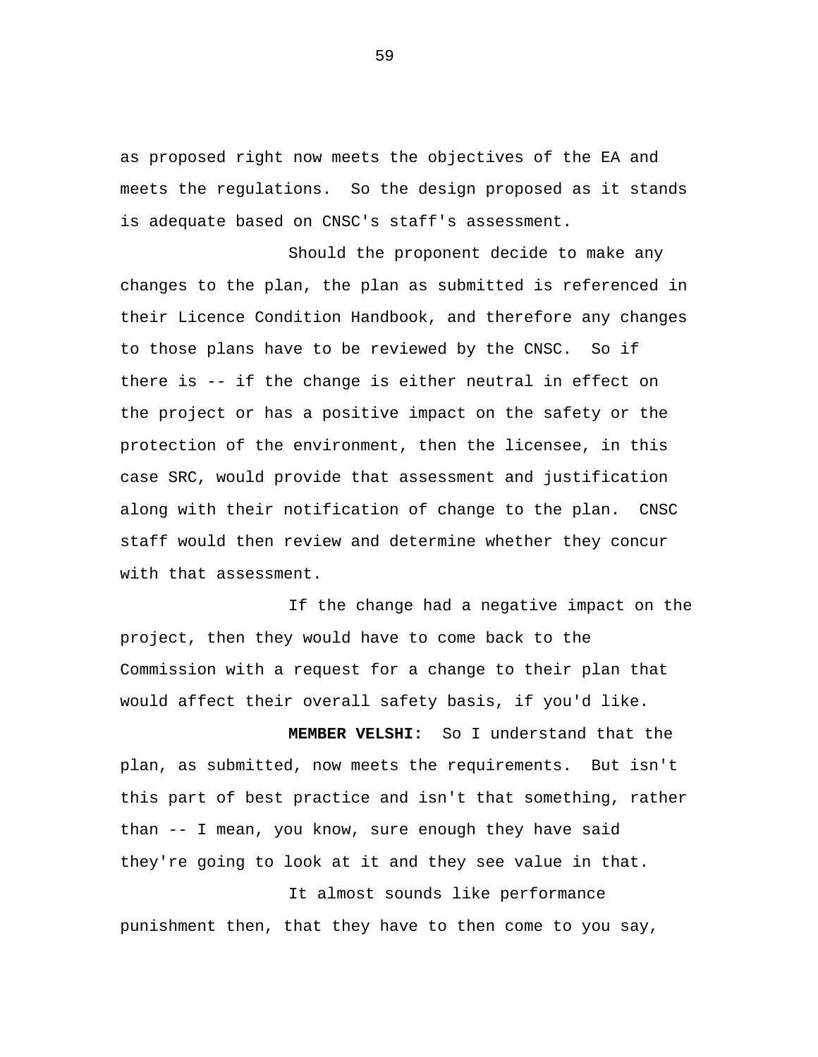as proposed right now meets the objectives of the EA and meets the regulations. So the design proposed as it stands is adequate based on CNSC's staff's assessment.

Should the proponent decide to make any changes to the plan, the plan as submitted is referenced in their Licence Condition Handbook, and therefore any changes to those plans have to be reviewed by the CNSC. So if there is -- if the change is either neutral in effect on the project or has a positive impact on the safety or the protection of the environment, then the licensee, in this case SRC, would provide that assessment and justification along with their notification of change to the plan. CNSC staff would then review and determine whether they concur with that assessment.

If the change had a negative impact on the project, then they would have to come back to the Commission with a request for a change to their plan that would affect their overall safety basis, if you'd like.

**MEMBER VELSHI:** So I understand that the plan, as submitted, now meets the requirements. But isn't this part of best practice and isn't that something, rather than -- I mean, you know, sure enough they have said they're going to look at it and they see value in that.

It almost sounds like performance punishment then, that they have to then come to you say,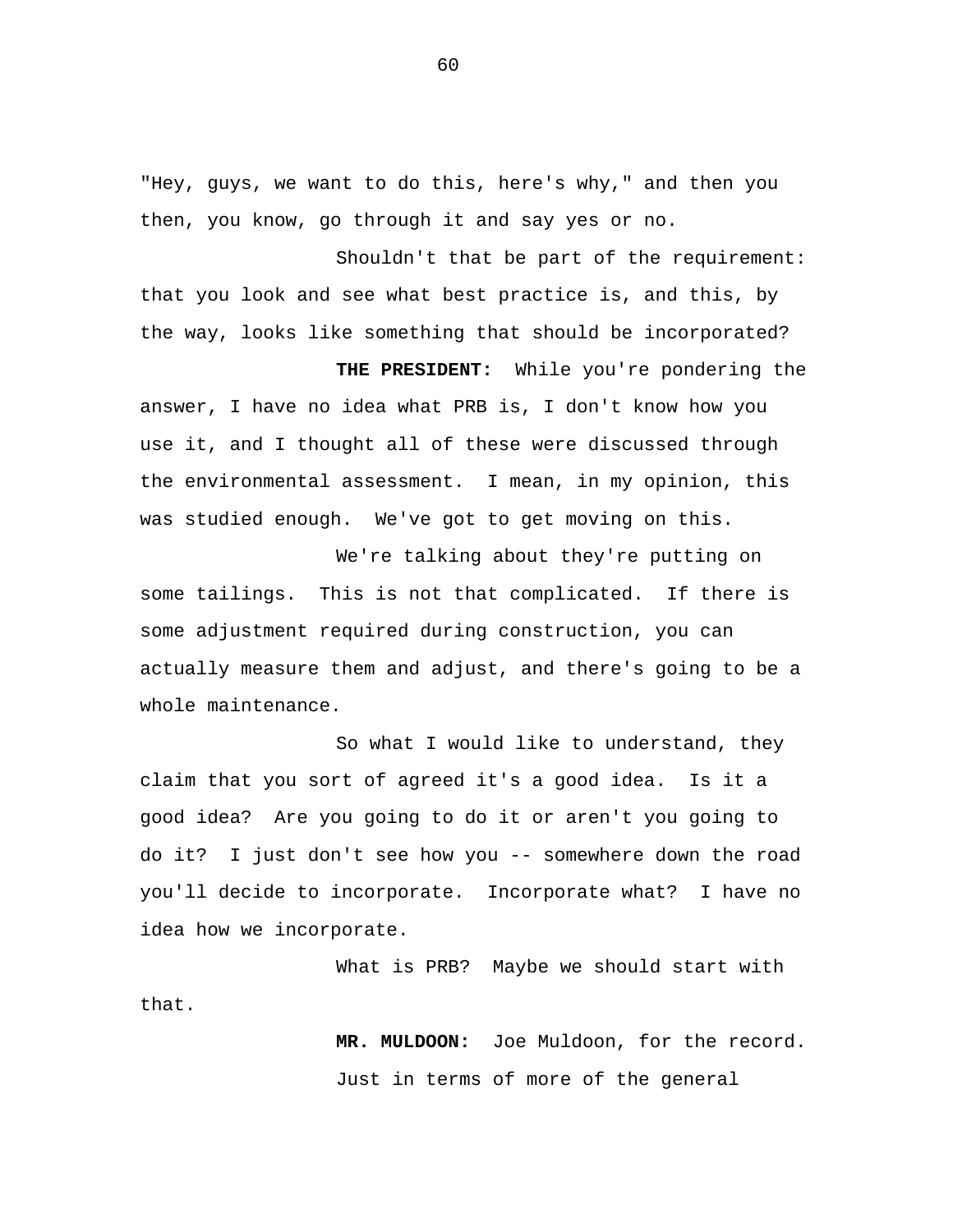"Hey, guys, we want to do this, here's why," and then you then, you know, go through it and say yes or no.

Shouldn't that be part of the requirement: that you look and see what best practice is, and this, by the way, looks like something that should be incorporated?

**THE PRESIDENT:** While you're pondering the answer, I have no idea what PRB is, I don't know how you use it, and I thought all of these were discussed through the environmental assessment. I mean, in my opinion, this was studied enough. We've got to get moving on this.

We're talking about they're putting on some tailings. This is not that complicated. If there is some adjustment required during construction, you can actually measure them and adjust, and there's going to be a whole maintenance.

So what I would like to understand, they claim that you sort of agreed it's a good idea. Is it a good idea? Are you going to do it or aren't you going to do it? I just don't see how you -- somewhere down the road you'll decide to incorporate. Incorporate what? I have no idea how we incorporate.

What is PRB? Maybe we should start with that.

**MR. MULDOON:** Joe Muldoon, for the record.

Just in terms of more of the general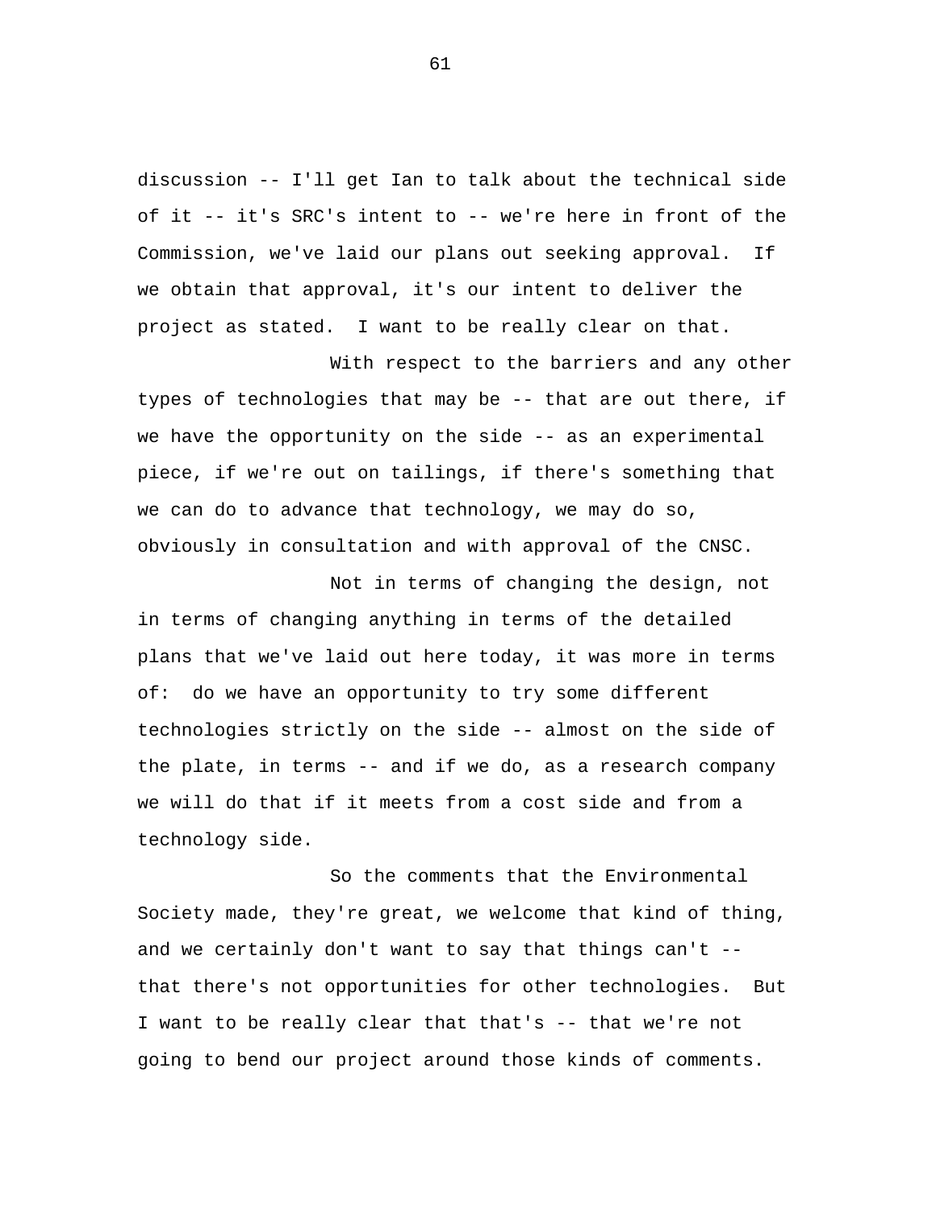discussion -- I'll get Ian to talk about the technical side of it -- it's SRC's intent to -- we're here in front of the Commission, we've laid our plans out seeking approval. If we obtain that approval, it's our intent to deliver the project as stated. I want to be really clear on that.

With respect to the barriers and any other types of technologies that may be -- that are out there, if we have the opportunity on the side -- as an experimental piece, if we're out on tailings, if there's something that we can do to advance that technology, we may do so, obviously in consultation and with approval of the CNSC.

Not in terms of changing the design, not in terms of changing anything in terms of the detailed plans that we've laid out here today, it was more in terms of: do we have an opportunity to try some different technologies strictly on the side -- almost on the side of the plate, in terms -- and if we do, as a research company we will do that if it meets from a cost side and from a technology side.

So the comments that the Environmental Society made, they're great, we welcome that kind of thing, and we certainly don't want to say that things can't -- that there's not opportunities for other technologies. But I want to be really clear that that's -- that we're not going to bend our project around those kinds of comments.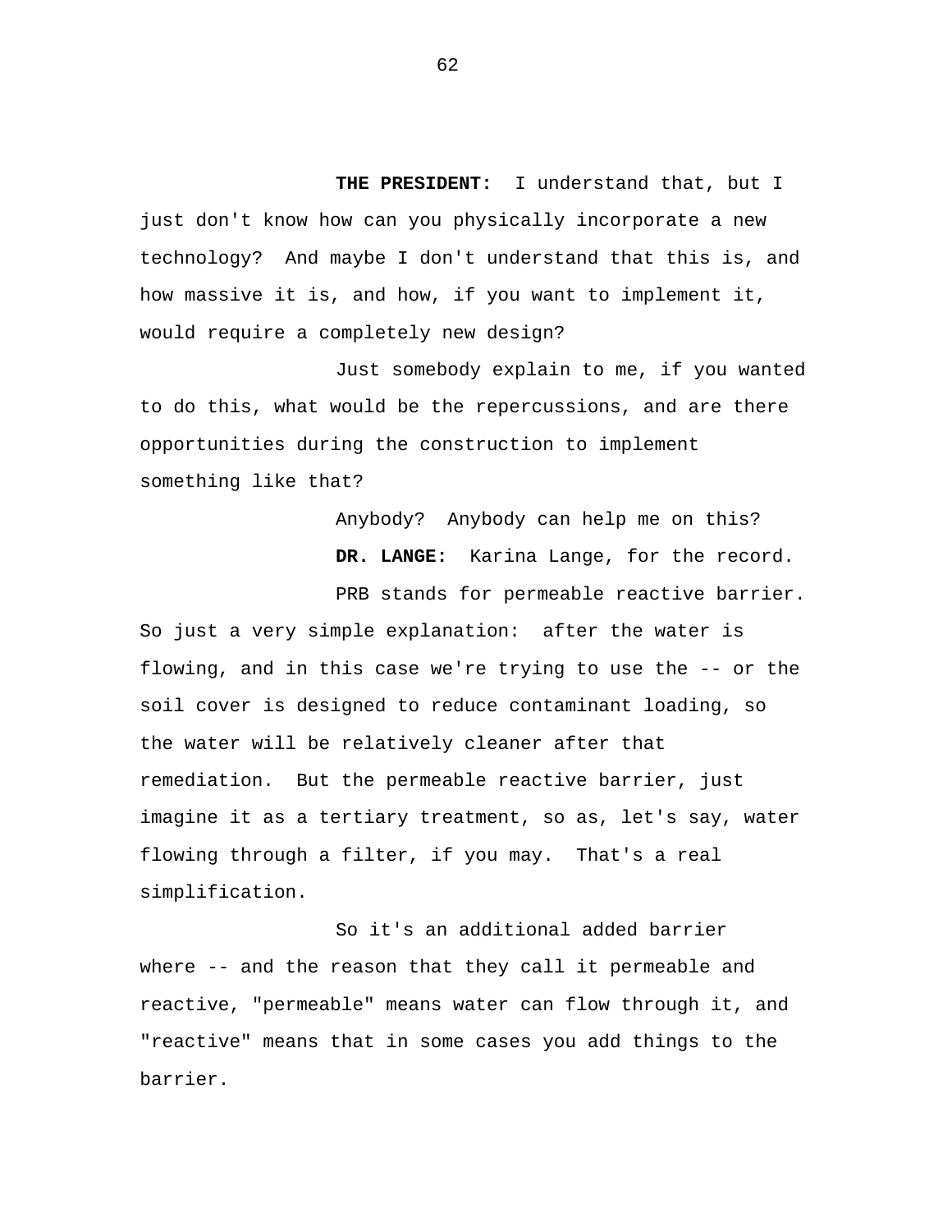**THE PRESIDENT:** I understand that, but I just don't know how can you physically incorporate a new technology? And maybe I don't understand that this is, and how massive it is, and how, if you want to implement it, would require a completely new design?

Just somebody explain to me, if you wanted to do this, what would be the repercussions, and are there opportunities during the construction to implement something like that?

Anybody? Anybody can help me on this?

**DR. LANGE:** Karina Lange, for the record.

PRB stands for permeable reactive barrier. So just a very simple explanation: after the water is flowing, and in this case we're trying to use the -- or the soil cover is designed to reduce contaminant loading, so the water will be relatively cleaner after that remediation. But the permeable reactive barrier, just imagine it as a tertiary treatment, so as, let's say, water flowing through a filter, if you may. That's a real simplification.

So it's an additional added barrier where -- and the reason that they call it permeable and reactive, "permeable" means water can flow through it, and "reactive" means that in some cases you add things to the barrier.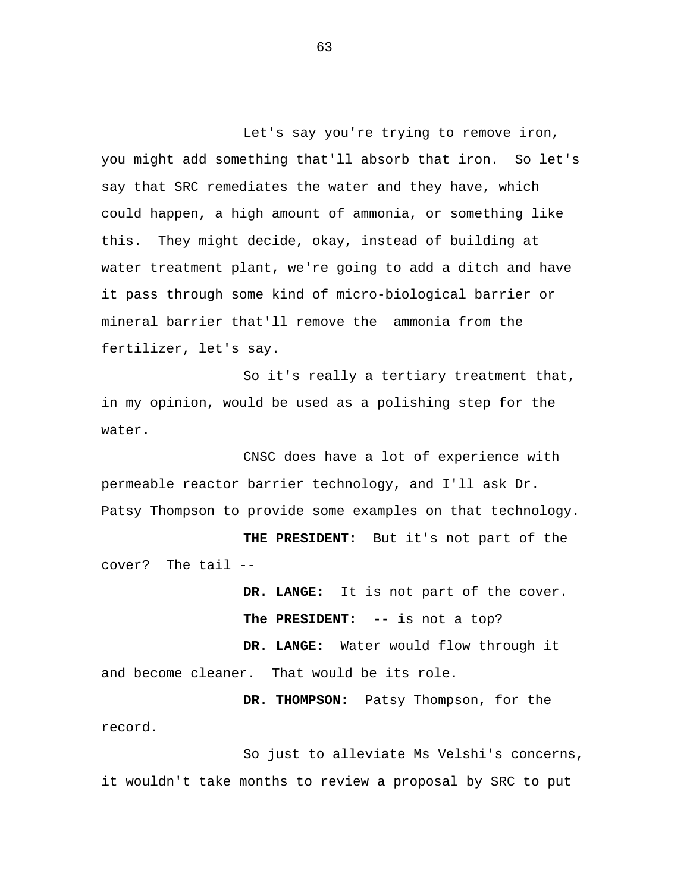Let's say you're trying to remove iron, you might add something that'll absorb that iron. So let's say that SRC remediates the water and they have, which could happen, a high amount of ammonia, or something like this. They might decide, okay, instead of building at water treatment plant, we're going to add a ditch and have it pass through some kind of micro-biological barrier or mineral barrier that'll remove the ammonia from the fertilizer, let's say.

So it's really a tertiary treatment that, in my opinion, would be used as a polishing step for the water.

CNSC does have a lot of experience with permeable reactor barrier technology, and I'll ask Dr. Patsy Thompson to provide some examples on that technology.

**THE PRESIDENT:** But it's not part of the cover? The tail --

**DR. LANGE:** It is not part of the cover.

**The PRESIDENT: -- i**s not a top?

**DR. LANGE:** Water would flow through it and become cleaner. That would be its role.

**DR. THOMPSON:** Patsy Thompson, for the record.

So just to alleviate Ms Velshi's concerns, it wouldn't take months to review a proposal by SRC to put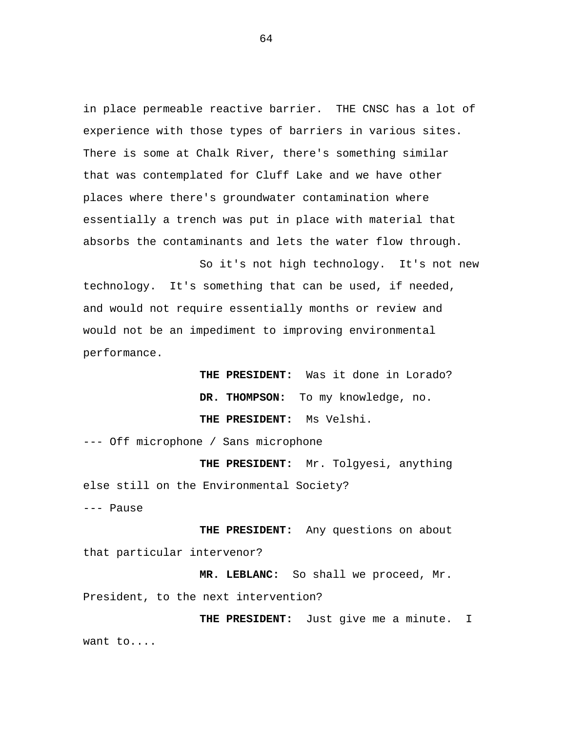in place permeable reactive barrier. THE CNSC has a lot of experience with those types of barriers in various sites. There is some at Chalk River, there's something similar that was contemplated for Cluff Lake and we have other places where there's groundwater contamination where essentially a trench was put in place with material that absorbs the contaminants and lets the water flow through.

So it's not high technology. It's not new technology. It's something that can be used, if needed, and would not require essentially months or review and would not be an impediment to improving environmental performance.

**THE PRESIDENT:** Was it done in Lorado?

**DR. THOMPSON:** To my knowledge, no.

**THE PRESIDENT:** Ms Velshi.

--- Off microphone / Sans microphone

**THE PRESIDENT:** Mr. Tolgyesi, anything else still on the Environmental Society?

--- Pause

**THE PRESIDENT:** Any questions on about that particular intervenor?

**MR. LEBLANC:** So shall we proceed, Mr. President, to the next intervention?

**THE PRESIDENT:** Just give me a minute. I want to....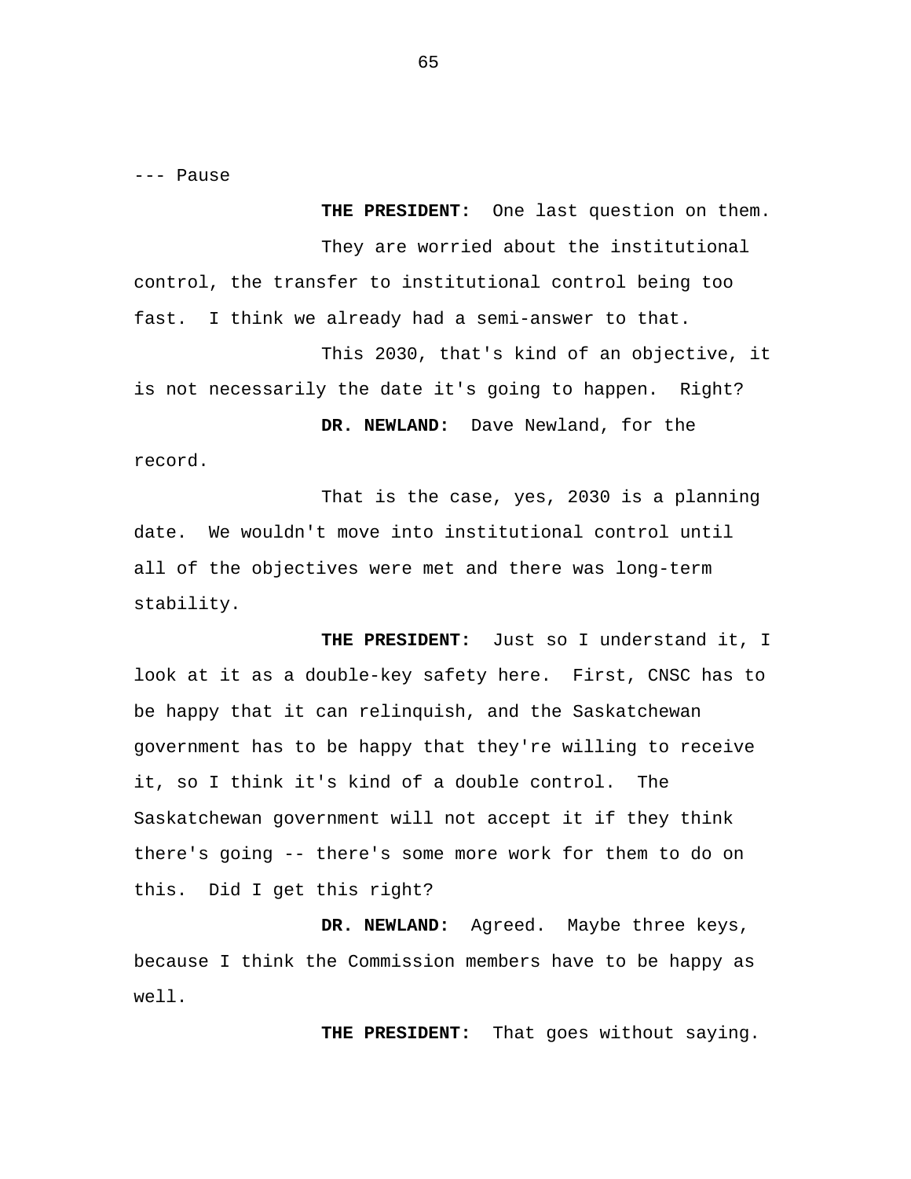--- Pause

**THE PRESIDENT:** One last question on them.

They are worried about the institutional control, the transfer to institutional control being too fast. I think we already had a semi-answer to that.

This 2030, that's kind of an objective, it is not necessarily the date it's going to happen. Right?

**DR. NEWLAND:** Dave Newland, for the record.

That is the case, yes, 2030 is a planning date. We wouldn't move into institutional control until all of the objectives were met and there was long-term stability.

**THE PRESIDENT:** Just so I understand it, I look at it as a double-key safety here. First, CNSC has to be happy that it can relinquish, and the Saskatchewan government has to be happy that they're willing to receive it, so I think it's kind of a double control. The Saskatchewan government will not accept it if they think there's going -- there's some more work for them to do on this. Did I get this right?

**DR. NEWLAND:** Agreed. Maybe three keys, because I think the Commission members have to be happy as well.

**THE PRESIDENT:** That goes without saying.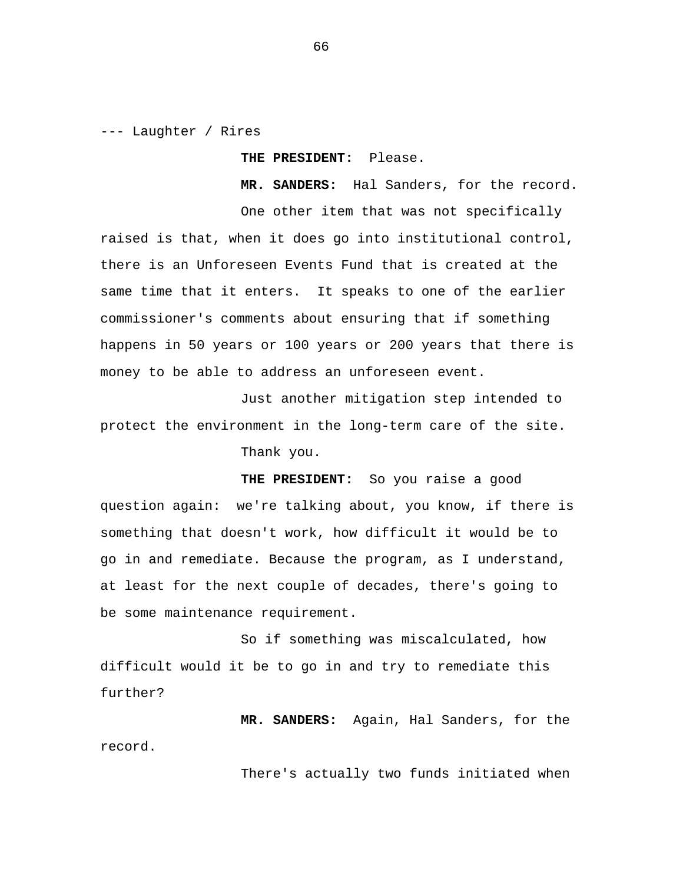--- Laughter / Rires

**THE PRESIDENT:** Please.

**MR. SANDERS:** Hal Sanders, for the record.

One other item that was not specifically raised is that, when it does go into institutional control, there is an Unforeseen Events Fund that is created at the same time that it enters. It speaks to one of the earlier commissioner's comments about ensuring that if something happens in 50 years or 100 years or 200 years that there is money to be able to address an unforeseen event.

Just another mitigation step intended to protect the environment in the long-term care of the site.

Thank you.

**THE PRESIDENT:** So you raise a good question again: we're talking about, you know, if there is something that doesn't work, how difficult it would be to go in and remediate. Because the program, as I understand, at least for the next couple of decades, there's going to be some maintenance requirement.

So if something was miscalculated, how difficult would it be to go in and try to remediate this further?

**MR. SANDERS:** Again, Hal Sanders, for the record.

There's actually two funds initiated when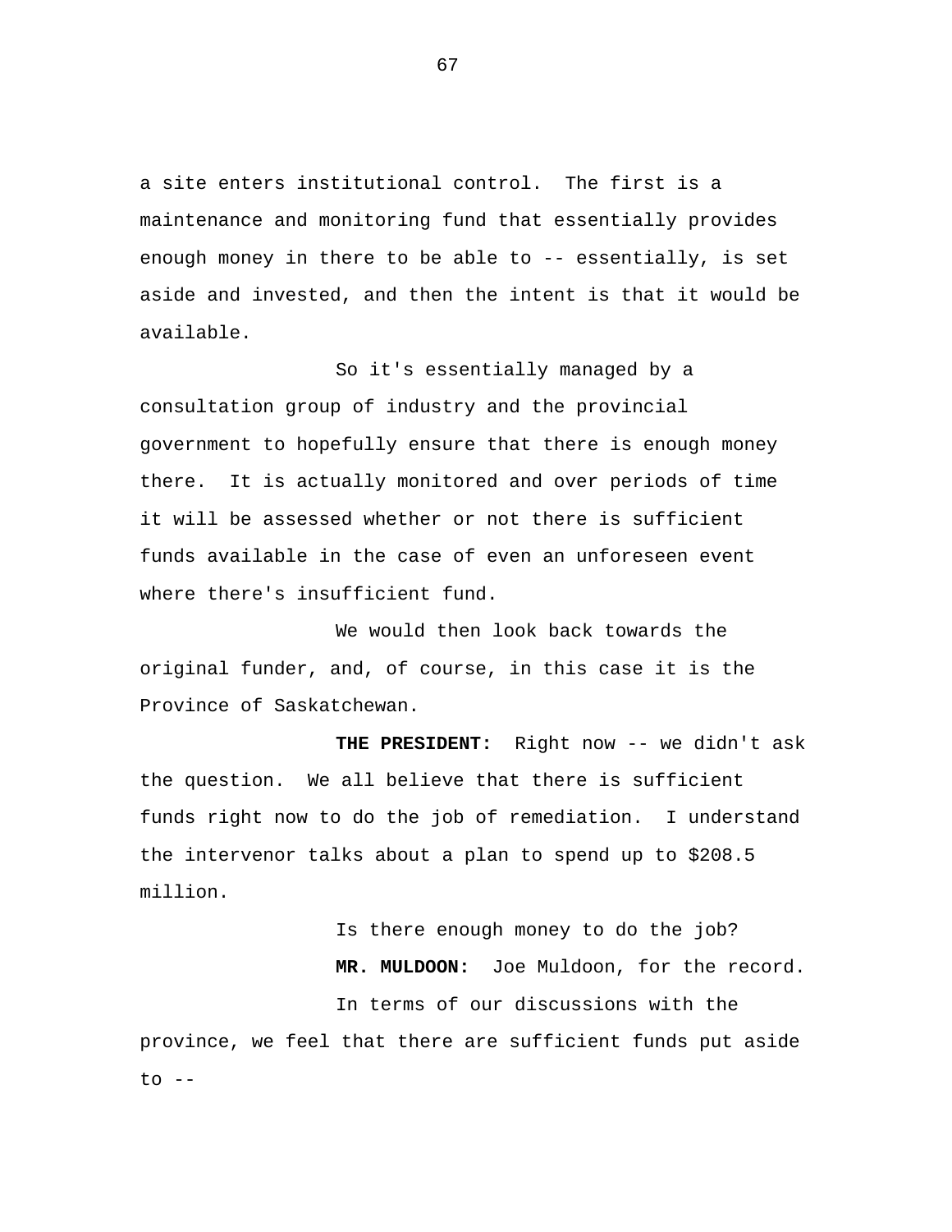a site enters institutional control. The first is a maintenance and monitoring fund that essentially provides enough money in there to be able to -- essentially, is set aside and invested, and then the intent is that it would be available.

So it's essentially managed by a consultation group of industry and the provincial government to hopefully ensure that there is enough money there. It is actually monitored and over periods of time it will be assessed whether or not there is sufficient funds available in the case of even an unforeseen event where there's insufficient fund.

We would then look back towards the original funder, and, of course, in this case it is the Province of Saskatchewan.

**THE PRESIDENT:** Right now -- we didn't ask the question. We all believe that there is sufficient funds right now to do the job of remediation. I understand the intervenor talks about a plan to spend up to $208.5 million.

Is there enough money to do the job?

**MR. MULDOON:** Joe Muldoon, for the record.

In terms of our discussions with the province, we feel that there are sufficient funds put aside to --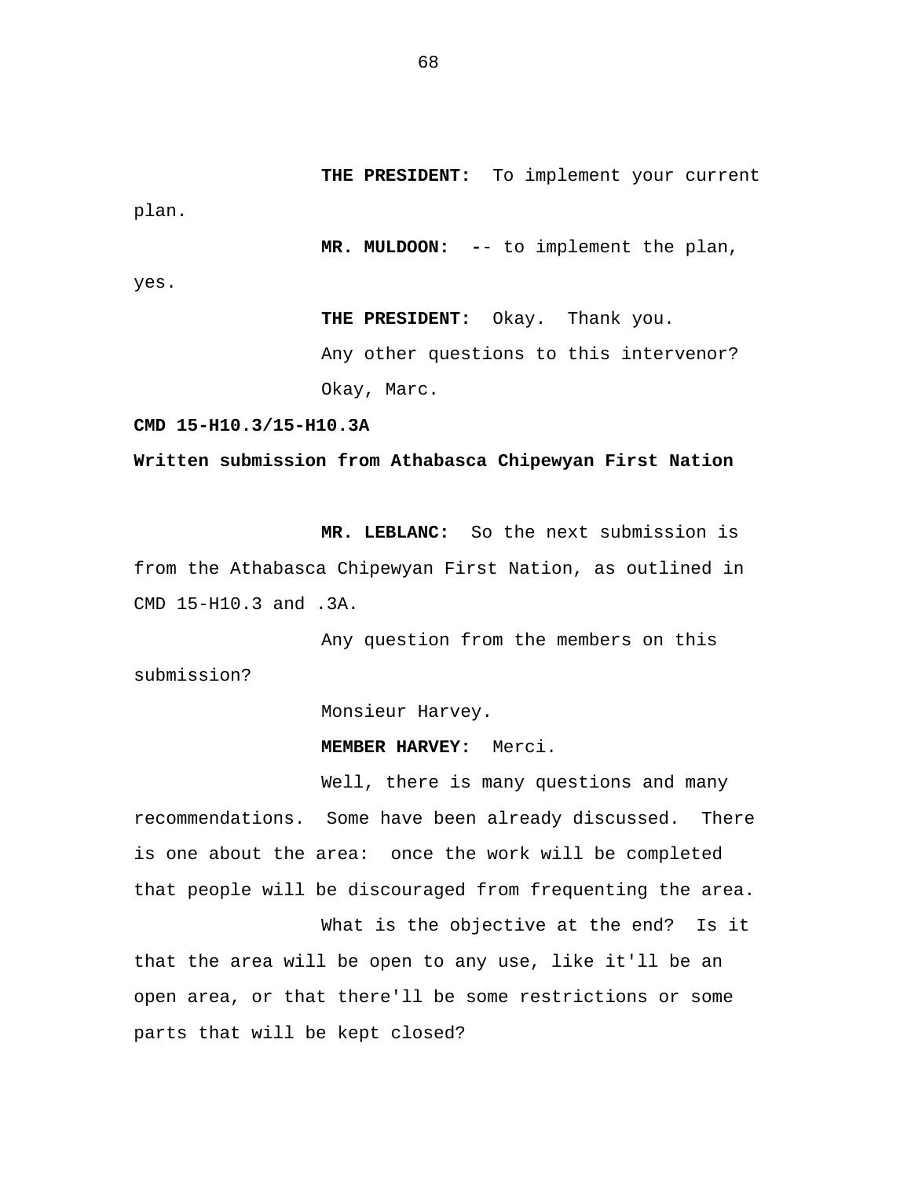**THE PRESIDENT:** To implement your current plan.

**MR. MULDOON:** -- to implement the plan, yes.

**THE PRESIDENT:** Okay. Thank you.

Any other questions to this intervenor?

Okay, Marc.

**CMD 15-H10.3/15-H10.3A**

**Written submission from Athabasca Chipewyan First Nation**

**MR. LEBLANC:** So the next submission is from the Athabasca Chipewyan First Nation, as outlined in CMD 15-H10.3 and .3A.

Any question from the members on this submission?

Monsieur Harvey.

**MEMBER HARVEY:** Merci.

Well, there is many questions and many recommendations. Some have been already discussed. There is one about the area: once the work will be completed that people will be discouraged from frequenting the area.

What is the objective at the end? Is it that the area will be open to any use, like it'll be an open area, or that there'll be some restrictions or some parts that will be kept closed?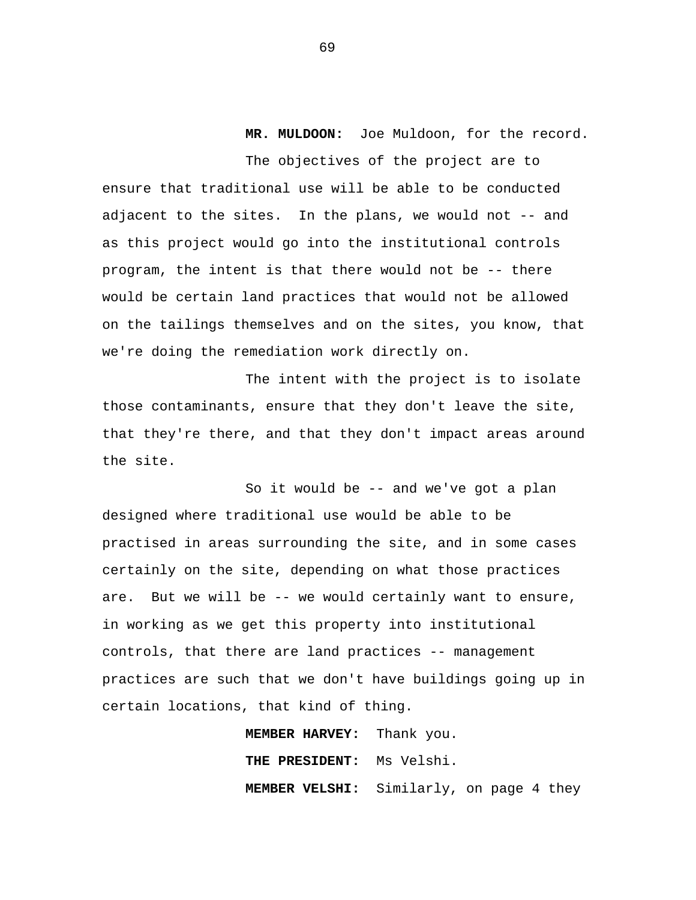**MR. MULDOON:** Joe Muldoon, for the record.

The objectives of the project are to ensure that traditional use will be able to be conducted adjacent to the sites. In the plans, we would not -- and as this project would go into the institutional controls program, the intent is that there would not be -- there would be certain land practices that would not be allowed on the tailings themselves and on the sites, you know, that we're doing the remediation work directly on.

The intent with the project is to isolate those contaminants, ensure that they don't leave the site, that they're there, and that they don't impact areas around the site.

So it would be -- and we've got a plan designed where traditional use would be able to be practised in areas surrounding the site, and in some cases certainly on the site, depending on what those practices are. But we will be -- we would certainly want to ensure, in working as we get this property into institutional controls, that there are land practices -- management practices are such that we don't have buildings going up in certain locations, that kind of thing.

**MEMBER HARVEY:** Thank you.

**THE PRESIDENT:** Ms Velshi.

**MEMBER VELSHI:** Similarly, on page 4 they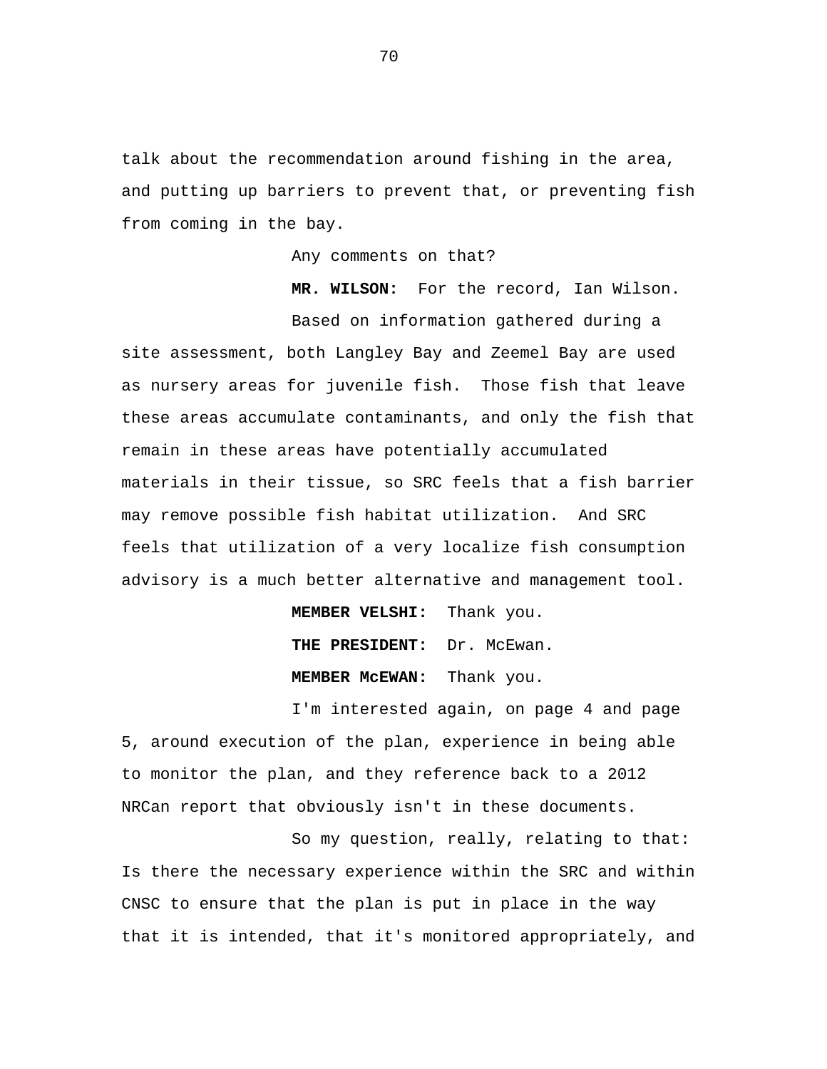talk about the recommendation around fishing in the area, and putting up barriers to prevent that, or preventing fish from coming in the bay.

Any comments on that?

**MR. WILSON:** For the record, Ian Wilson.

Based on information gathered during a site assessment, both Langley Bay and Zeemel Bay are used as nursery areas for juvenile fish. Those fish that leave these areas accumulate contaminants, and only the fish that remain in these areas have potentially accumulated materials in their tissue, so SRC feels that a fish barrier may remove possible fish habitat utilization. And SRC feels that utilization of a very localize fish consumption advisory is a much better alternative and management tool.

**MEMBER VELSHI:** Thank you.

**THE PRESIDENT:** Dr. McEwan.

**MEMBER McEWAN:** Thank you.

I'm interested again, on page 4 and page 5, around execution of the plan, experience in being able to monitor the plan, and they reference back to a 2012 NRCan report that obviously isn't in these documents.

So my question, really, relating to that: Is there the necessary experience within the SRC and within CNSC to ensure that the plan is put in place in the way that it is intended, that it's monitored appropriately, and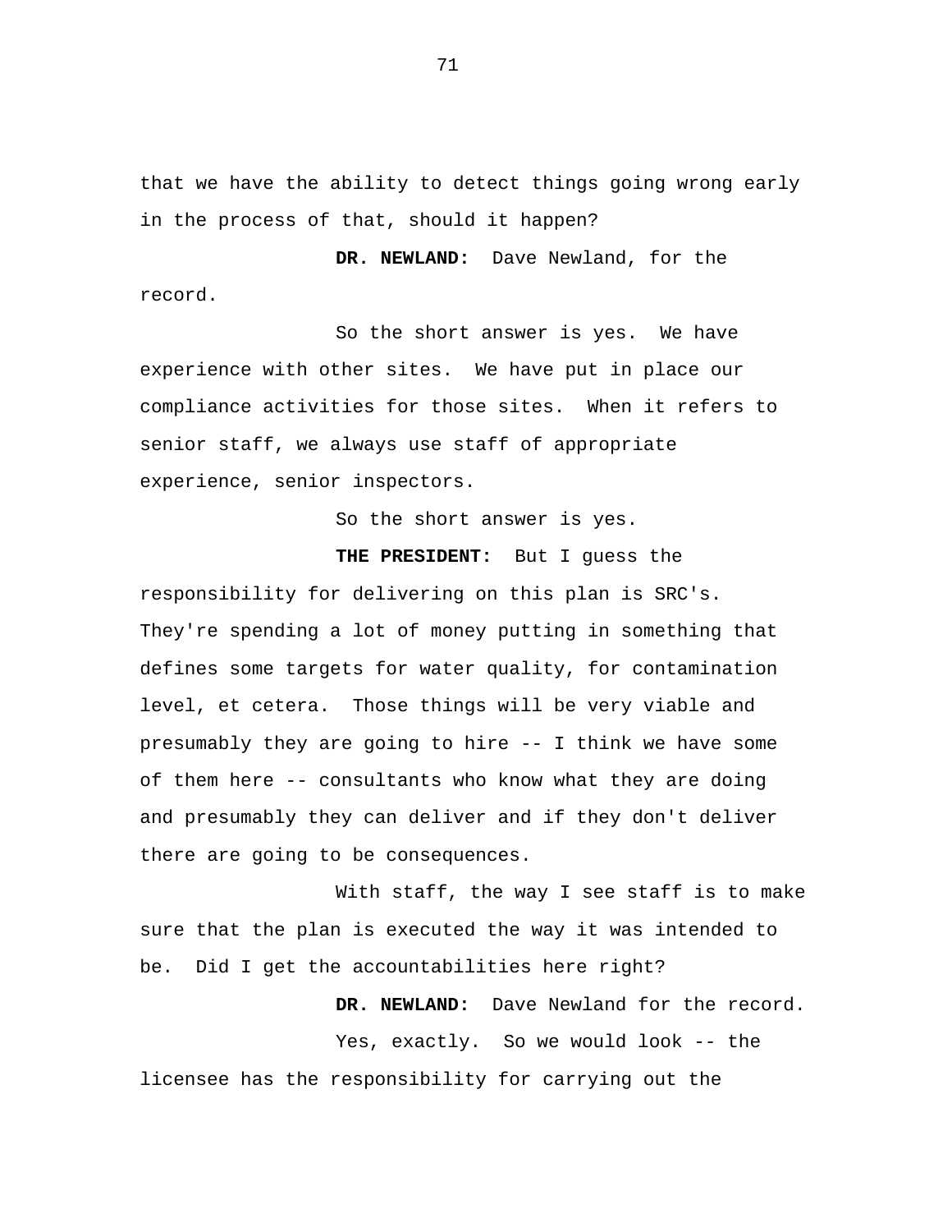that we have the ability to detect things going wrong early in the process of that, should it happen?

**DR. NEWLAND:** Dave Newland, for the record.

So the short answer is yes. We have experience with other sites. We have put in place our compliance activities for those sites. When it refers to senior staff, we always use staff of appropriate experience, senior inspectors.

So the short answer is yes.

**THE PRESIDENT:** But I guess the responsibility for delivering on this plan is SRC's. They're spending a lot of money putting in something that defines some targets for water quality, for contamination level, et cetera. Those things will be very viable and presumably they are going to hire -- I think we have some of them here -- consultants who know what they are doing and presumably they can deliver and if they don't deliver there are going to be consequences.

With staff, the way I see staff is to make sure that the plan is executed the way it was intended to be. Did I get the accountabilities here right?

**DR. NEWLAND:** Dave Newland for the record.

Yes, exactly. So we would look -- the licensee has the responsibility for carrying out the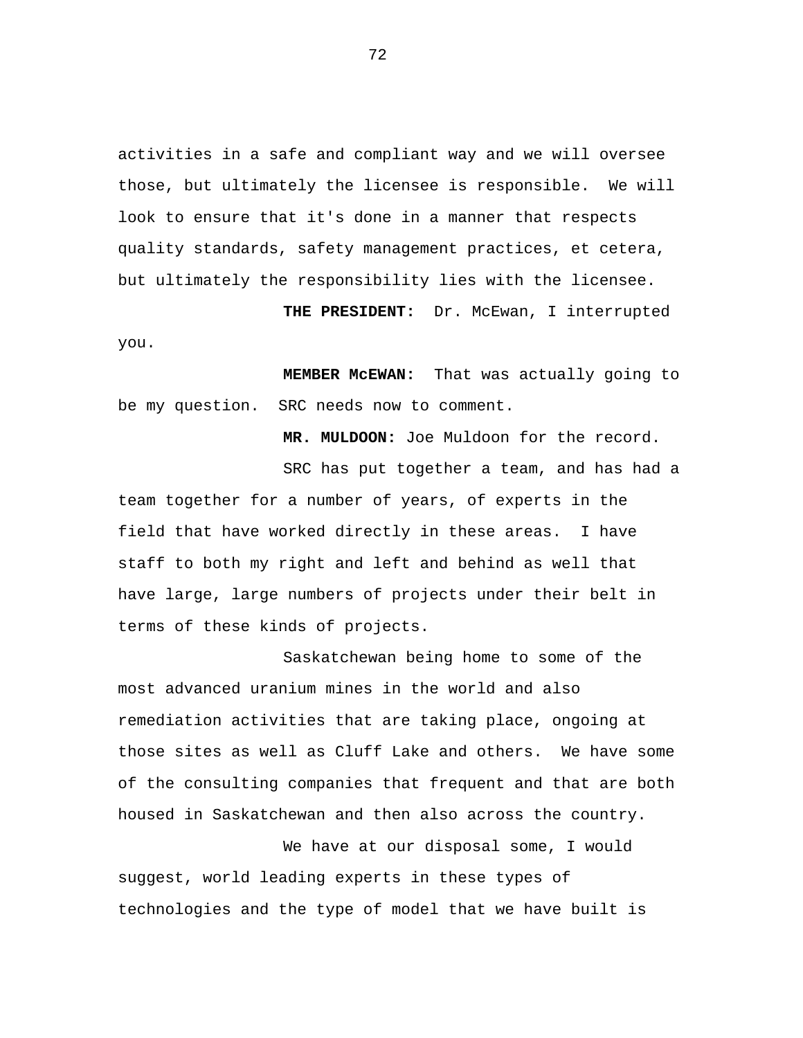activities in a safe and compliant way and we will oversee those, but ultimately the licensee is responsible. We will look to ensure that it's done in a manner that respects quality standards, safety management practices, et cetera, but ultimately the responsibility lies with the licensee.

**THE PRESIDENT:** Dr. McEwan, I interrupted you.

**MEMBER McEWAN:** That was actually going to be my question. SRC needs now to comment.

**MR. MULDOON:** Joe Muldoon for the record.

SRC has put together a team, and has had a team together for a number of years, of experts in the field that have worked directly in these areas. I have staff to both my right and left and behind as well that have large, large numbers of projects under their belt in terms of these kinds of projects.

Saskatchewan being home to some of the most advanced uranium mines in the world and also remediation activities that are taking place, ongoing at those sites as well as Cluff Lake and others. We have some of the consulting companies that frequent and that are both housed in Saskatchewan and then also across the country.

We have at our disposal some, I would suggest, world leading experts in these types of technologies and the type of model that we have built is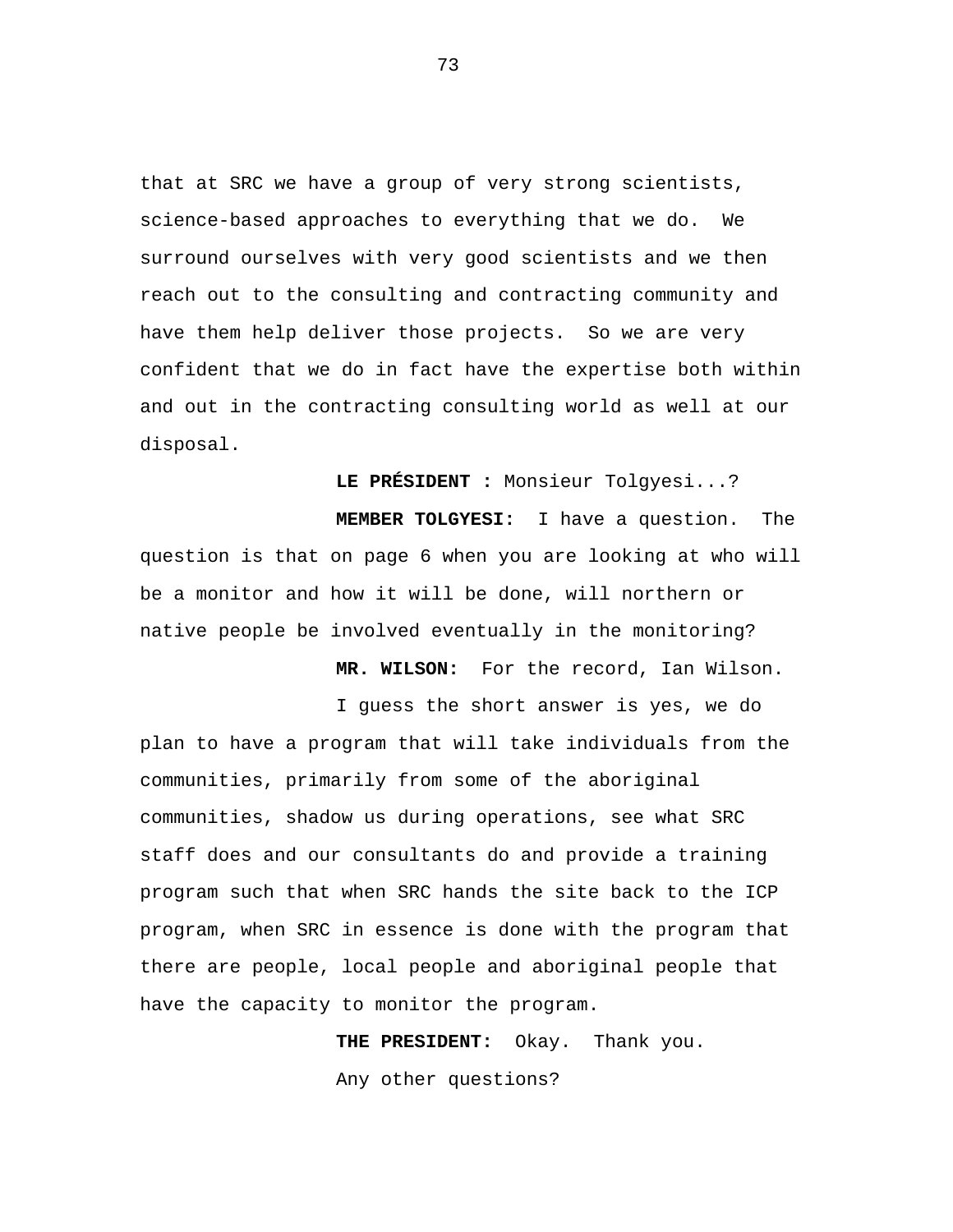that at SRC we have a group of very strong scientists, science-based approaches to everything that we do. We surround ourselves with very good scientists and we then reach out to the consulting and contracting community and have them help deliver those projects. So we are very confident that we do in fact have the expertise both within and out in the contracting consulting world as well at our disposal.

**LE PRÉSIDENT :** Monsieur Tolgyesi...?

**MEMBER TOLGYESI:** I have a question. The question is that on page 6 when you are looking at who will be a monitor and how it will be done, will northern or native people be involved eventually in the monitoring?

**MR. WILSON:** For the record, Ian Wilson.

I guess the short answer is yes, we do plan to have a program that will take individuals from the communities, primarily from some of the aboriginal communities, shadow us during operations, see what SRC staff does and our consultants do and provide a training program such that when SRC hands the site back to the ICP program, when SRC in essence is done with the program that there are people, local people and aboriginal people that have the capacity to monitor the program.

**THE PRESIDENT:** Okay. Thank you.

Any other questions?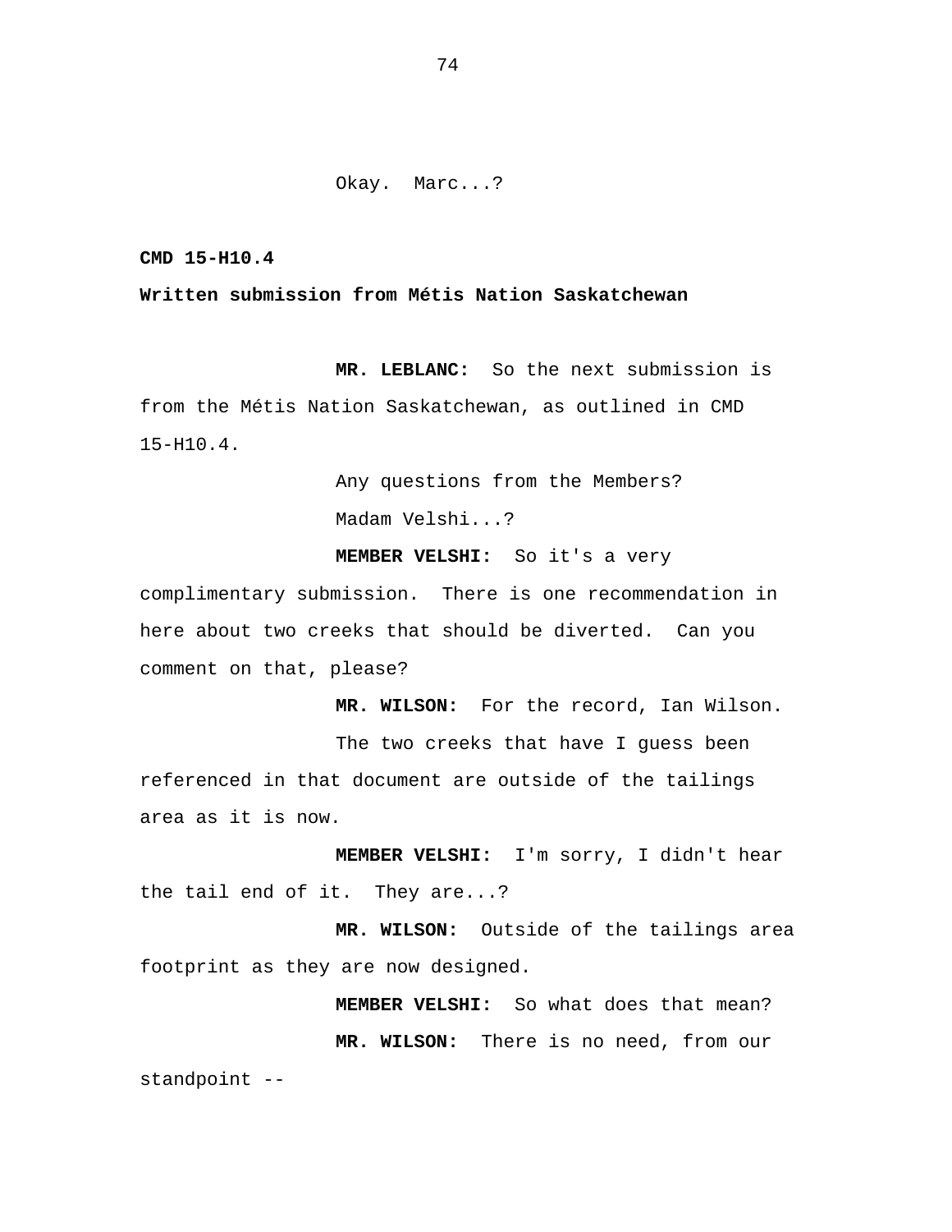Okay. Marc...?

**CMD 15-H10.4**

**Written submission from Métis Nation Saskatchewan**

**MR. LEBLANC:** So the next submission is from the Métis Nation Saskatchewan, as outlined in CMD 15-H10.4.

Any questions from the Members?

Madam Velshi...?

**MEMBER VELSHI:** So it's a very complimentary submission. There is one recommendation in here about two creeks that should be diverted. Can you comment on that, please?

**MR. WILSON:** For the record, Ian Wilson.

The two creeks that have I guess been referenced in that document are outside of the tailings area as it is now.

**MEMBER VELSHI:** I'm sorry, I didn't hear the tail end of it. They are...?

**MR. WILSON:** Outside of the tailings area footprint as they are now designed.

**MEMBER VELSHI:** So what does that mean?

**MR. WILSON:** There is no need, from our standpoint --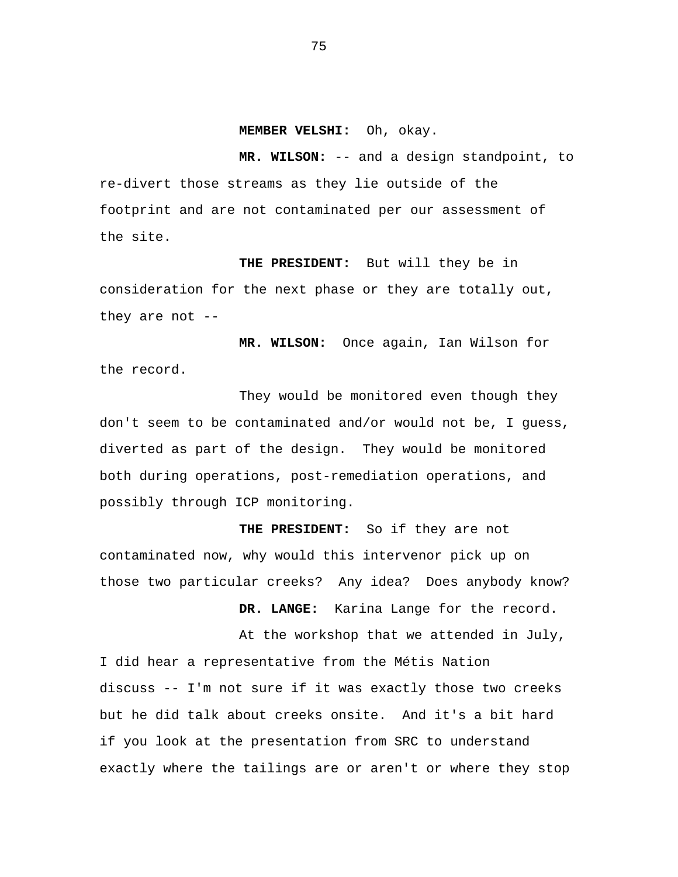**MEMBER VELSHI:** Oh, okay.

**MR. WILSON:** -- and a design standpoint, to re-divert those streams as they lie outside of the footprint and are not contaminated per our assessment of the site.

**THE PRESIDENT:** But will they be in consideration for the next phase or they are totally out, they are not --

**MR. WILSON:** Once again, Ian Wilson for the record.

They would be monitored even though they don't seem to be contaminated and/or would not be, I guess, diverted as part of the design. They would be monitored both during operations, post-remediation operations, and possibly through ICP monitoring.

**THE PRESIDENT:** So if they are not contaminated now, why would this intervenor pick up on those two particular creeks? Any idea? Does anybody know?

**DR. LANGE:** Karina Lange for the record.

At the workshop that we attended in July, I did hear a representative from the Métis Nation discuss -- I'm not sure if it was exactly those two creeks but he did talk about creeks onsite. And it's a bit hard if you look at the presentation from SRC to understand exactly where the tailings are or aren't or where they stop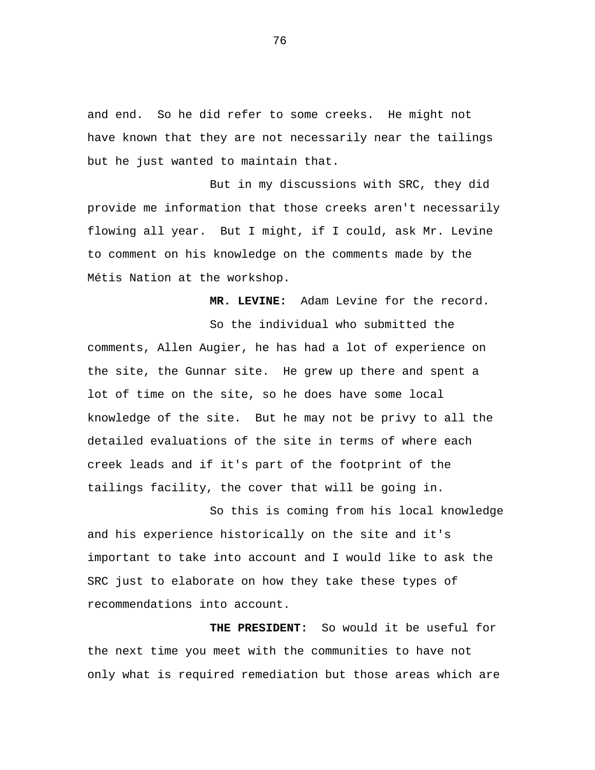and end. So he did refer to some creeks. He might not have known that they are not necessarily near the tailings but he just wanted to maintain that.

But in my discussions with SRC, they did provide me information that those creeks aren't necessarily flowing all year. But I might, if I could, ask Mr. Levine to comment on his knowledge on the comments made by the Métis Nation at the workshop.

**MR. LEVINE:** Adam Levine for the record.

So the individual who submitted the comments, Allen Augier, he has had a lot of experience on the site, the Gunnar site. He grew up there and spent a lot of time on the site, so he does have some local knowledge of the site. But he may not be privy to all the detailed evaluations of the site in terms of where each creek leads and if it's part of the footprint of the tailings facility, the cover that will be going in.

So this is coming from his local knowledge and his experience historically on the site and it's important to take into account and I would like to ask the SRC just to elaborate on how they take these types of recommendations into account.

**THE PRESIDENT:** So would it be useful for the next time you meet with the communities to have not only what is required remediation but those areas which are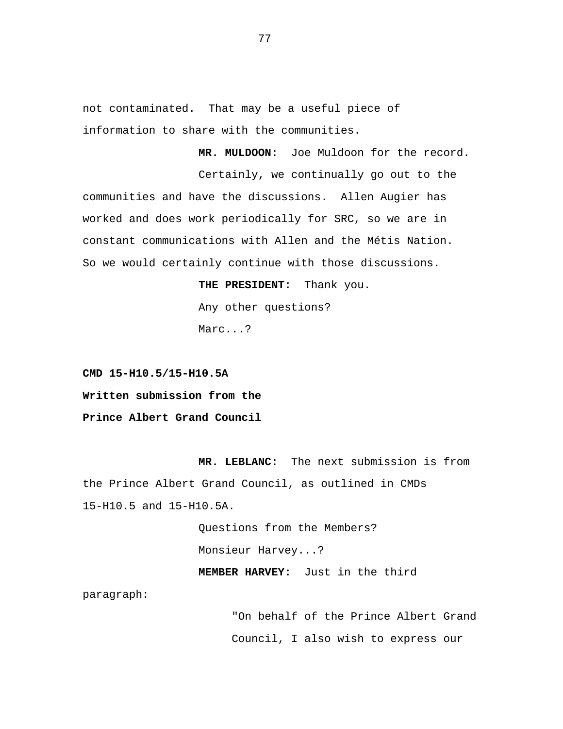not contaminated. That may be a useful piece of information to share with the communities.

**MR. MULDOON:** Joe Muldoon for the record.

Certainly, we continually go out to the communities and have the discussions. Allen Augier has worked and does work periodically for SRC, so we are in constant communications with Allen and the Métis Nation. So we would certainly continue with those discussions.

**THE PRESIDENT:** Thank you.

Any other questions?

Marc...?

**CMD 15-H10.5/15-H10.5A**
**Written submission from the**
**Prince Albert Grand Council**

**MR. LEBLANC:** The next submission is from the Prince Albert Grand Council, as outlined in CMDs 15-H10.5 and 15-H10.5A.

Questions from the Members?

Monsieur Harvey...?

**MEMBER HARVEY:** Just in the third paragraph:

> "On behalf of the Prince Albert Grand Council, I also wish to express our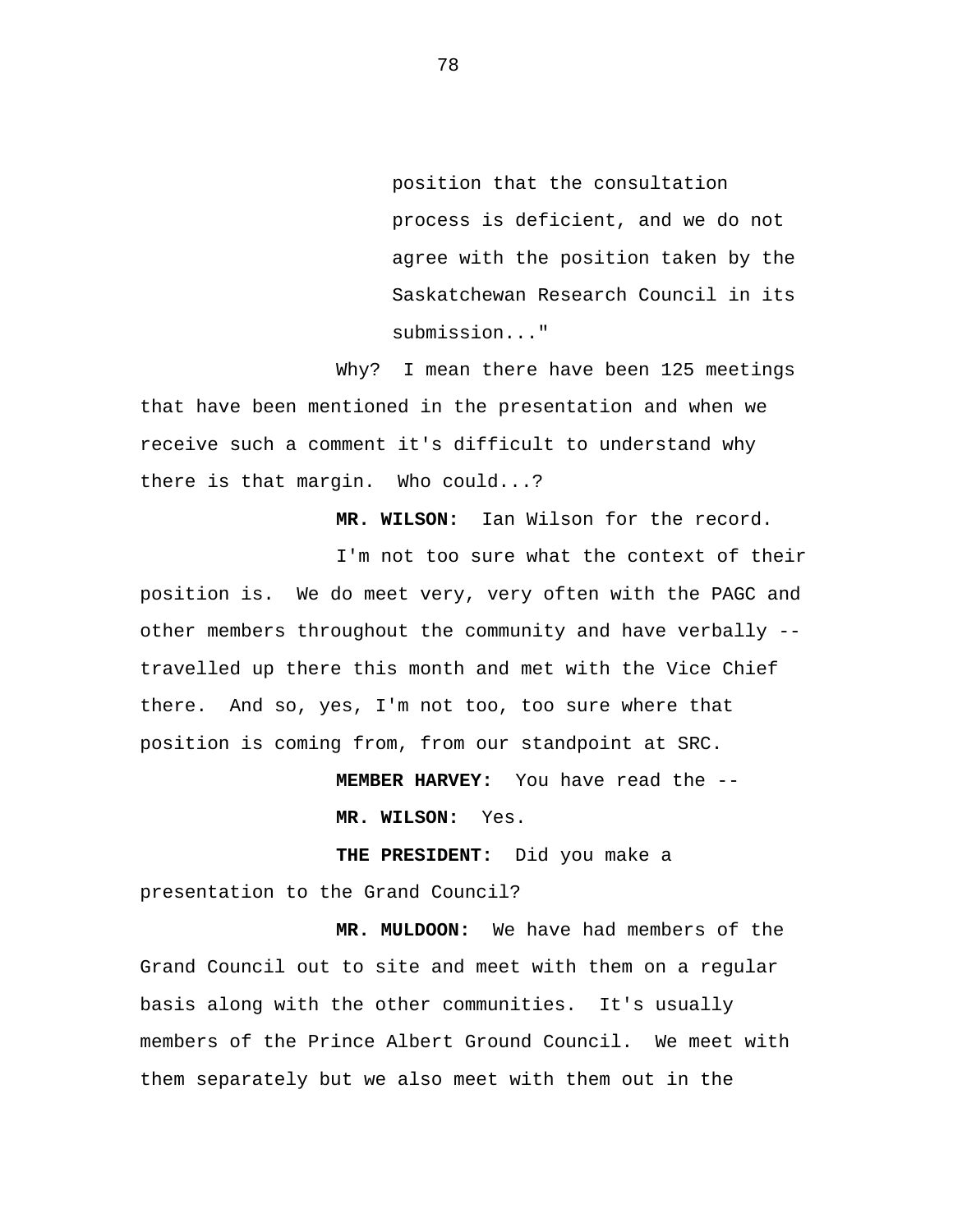position that the consultation process is deficient, and we do not agree with the position taken by the Saskatchewan Research Council in its submission..."

Why? I mean there have been 125 meetings that have been mentioned in the presentation and when we receive such a comment it's difficult to understand why there is that margin. Who could...?

**MR. WILSON:** Ian Wilson for the record.

I'm not too sure what the context of their position is. We do meet very, very often with the PAGC and other members throughout the community and have verbally -- travelled up there this month and met with the Vice Chief there. And so, yes, I'm not too, too sure where that position is coming from, from our standpoint at SRC.

**MEMBER HARVEY:** You have read the --

**MR. WILSON:** Yes.

**THE PRESIDENT:** Did you make a presentation to the Grand Council?

**MR. MULDOON:** We have had members of the Grand Council out to site and meet with them on a regular basis along with the other communities. It's usually members of the Prince Albert Ground Council. We meet with them separately but we also meet with them out in the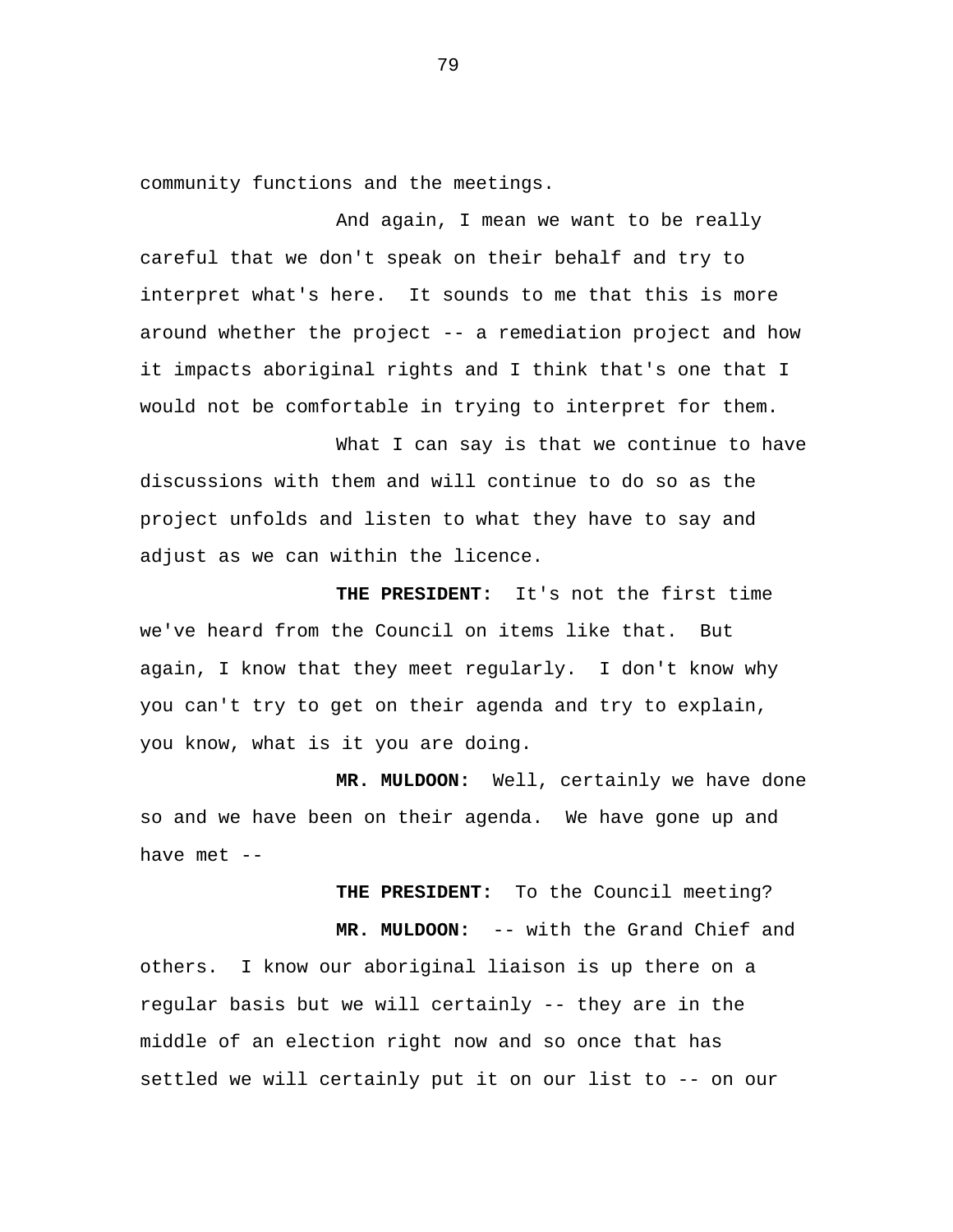community functions and the meetings.

And again, I mean we want to be really careful that we don't speak on their behalf and try to interpret what's here. It sounds to me that this is more around whether the project -- a remediation project and how it impacts aboriginal rights and I think that's one that I would not be comfortable in trying to interpret for them.

What I can say is that we continue to have discussions with them and will continue to do so as the project unfolds and listen to what they have to say and adjust as we can within the licence.

**THE PRESIDENT:** It's not the first time we've heard from the Council on items like that. But again, I know that they meet regularly. I don't know why you can't try to get on their agenda and try to explain, you know, what is it you are doing.

**MR. MULDOON:** Well, certainly we have done so and we have been on their agenda. We have gone up and have met --

**THE PRESIDENT:** To the Council meeting?

**MR. MULDOON:** -- with the Grand Chief and others. I know our aboriginal liaison is up there on a regular basis but we will certainly -- they are in the middle of an election right now and so once that has settled we will certainly put it on our list to -- on our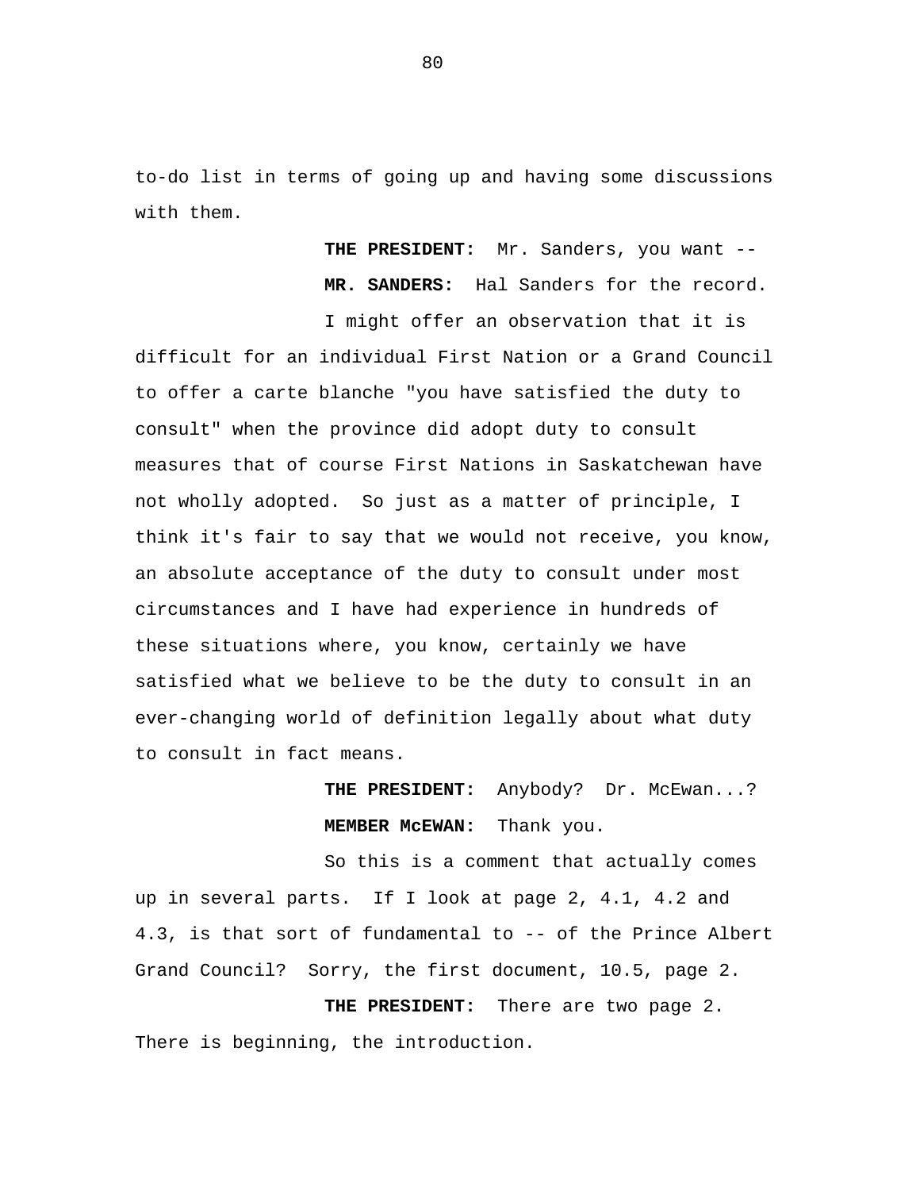to-do list in terms of going up and having some discussions with them.

**THE PRESIDENT:** Mr. Sanders, you want --

**MR. SANDERS:** Hal Sanders for the record.

I might offer an observation that it is difficult for an individual First Nation or a Grand Council to offer a carte blanche "you have satisfied the duty to consult" when the province did adopt duty to consult measures that of course First Nations in Saskatchewan have not wholly adopted. So just as a matter of principle, I think it's fair to say that we would not receive, you know, an absolute acceptance of the duty to consult under most circumstances and I have had experience in hundreds of these situations where, you know, certainly we have satisfied what we believe to be the duty to consult in an ever-changing world of definition legally about what duty to consult in fact means.

**THE PRESIDENT:** Anybody? Dr. McEwan...?

**MEMBER McEWAN:** Thank you.

So this is a comment that actually comes up in several parts. If I look at page 2, 4.1, 4.2 and 4.3, is that sort of fundamental to -- of the Prince Albert Grand Council? Sorry, the first document, 10.5, page 2.

**THE PRESIDENT:** There are two page 2. There is beginning, the introduction.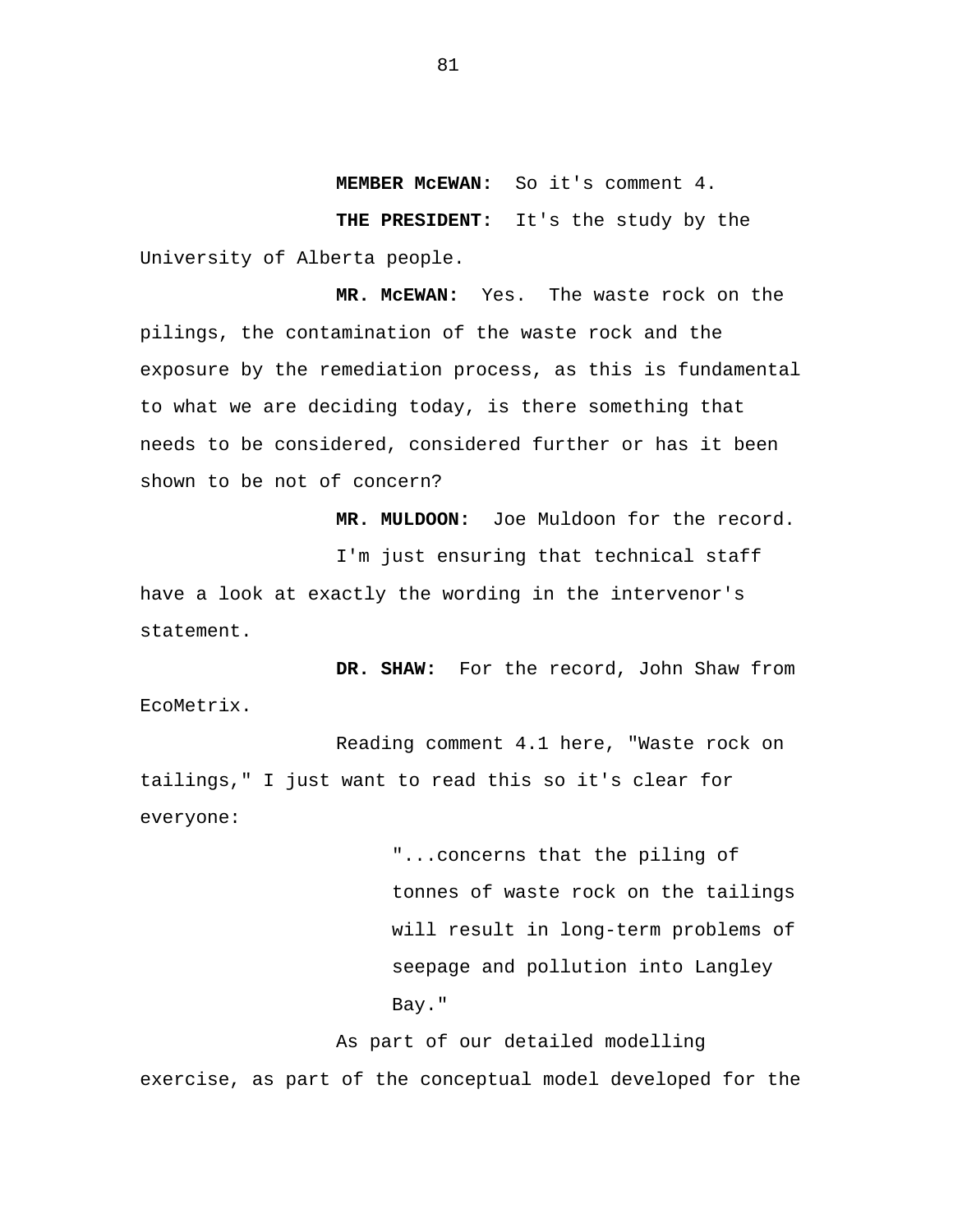**MEMBER McEWAN:** So it's comment 4.

**THE PRESIDENT:** It's the study by the University of Alberta people.

**MR. McEWAN:** Yes. The waste rock on the pilings, the contamination of the waste rock and the exposure by the remediation process, as this is fundamental to what we are deciding today, is there something that needs to be considered, considered further or has it been shown to be not of concern?

**MR. MULDOON:** Joe Muldoon for the record.

I'm just ensuring that technical staff have a look at exactly the wording in the intervenor's statement.

**DR. SHAW:** For the record, John Shaw from EcoMetrix.

Reading comment 4.1 here, "Waste rock on tailings," I just want to read this so it's clear for everyone:

> "...concerns that the piling of tonnes of waste rock on the tailings will result in long-term problems of seepage and pollution into Langley Bay."

As part of our detailed modelling exercise, as part of the conceptual model developed for the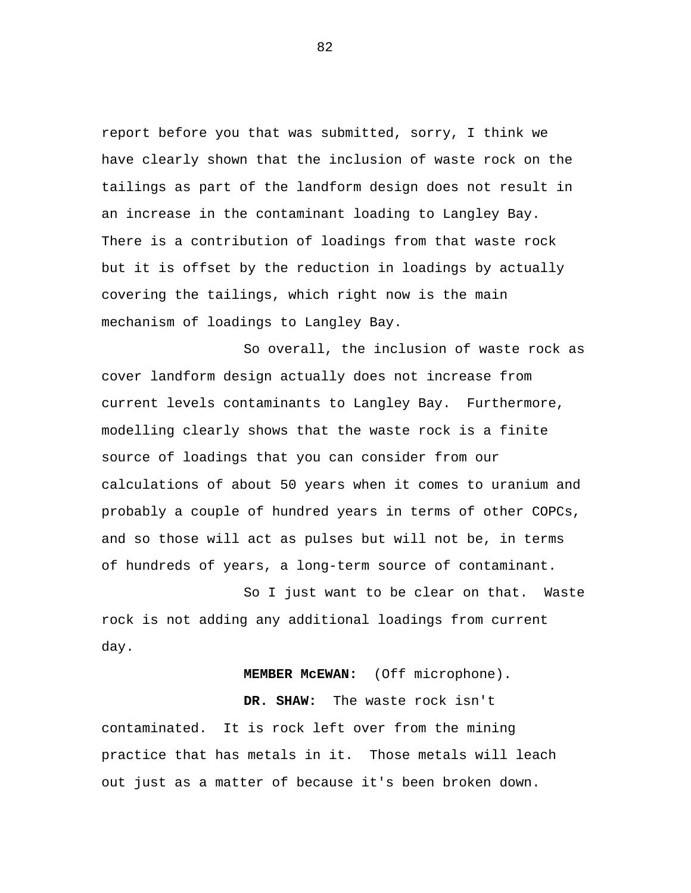report before you that was submitted, sorry, I think we have clearly shown that the inclusion of waste rock on the tailings as part of the landform design does not result in an increase in the contaminant loading to Langley Bay. There is a contribution of loadings from that waste rock but it is offset by the reduction in loadings by actually covering the tailings, which right now is the main mechanism of loadings to Langley Bay.

So overall, the inclusion of waste rock as cover landform design actually does not increase from current levels contaminants to Langley Bay. Furthermore, modelling clearly shows that the waste rock is a finite source of loadings that you can consider from our calculations of about 50 years when it comes to uranium and probably a couple of hundred years in terms of other COPCs, and so those will act as pulses but will not be, in terms of hundreds of years, a long-term source of contaminant.

So I just want to be clear on that. Waste rock is not adding any additional loadings from current day.

**MEMBER McEWAN:** (Off microphone).

**DR. SHAW:** The waste rock isn't contaminated. It is rock left over from the mining practice that has metals in it. Those metals will leach out just as a matter of because it's been broken down.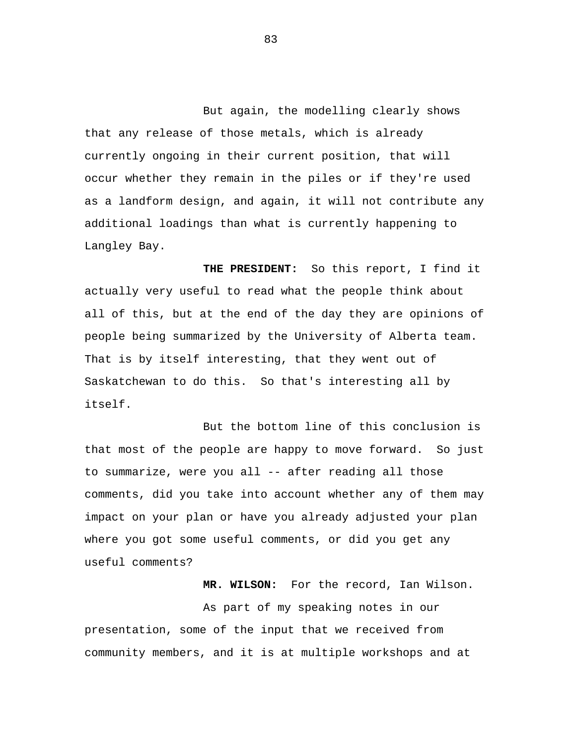But again, the modelling clearly shows that any release of those metals, which is already currently ongoing in their current position, that will occur whether they remain in the piles or if they're used as a landform design, and again, it will not contribute any additional loadings than what is currently happening to Langley Bay.

**THE PRESIDENT:** So this report, I find it actually very useful to read what the people think about all of this, but at the end of the day they are opinions of people being summarized by the University of Alberta team. That is by itself interesting, that they went out of Saskatchewan to do this. So that's interesting all by itself.

But the bottom line of this conclusion is that most of the people are happy to move forward. So just to summarize, were you all -- after reading all those comments, did you take into account whether any of them may impact on your plan or have you already adjusted your plan where you got some useful comments, or did you get any useful comments?

**MR. WILSON:** For the record, Ian Wilson.

As part of my speaking notes in our presentation, some of the input that we received from community members, and it is at multiple workshops and at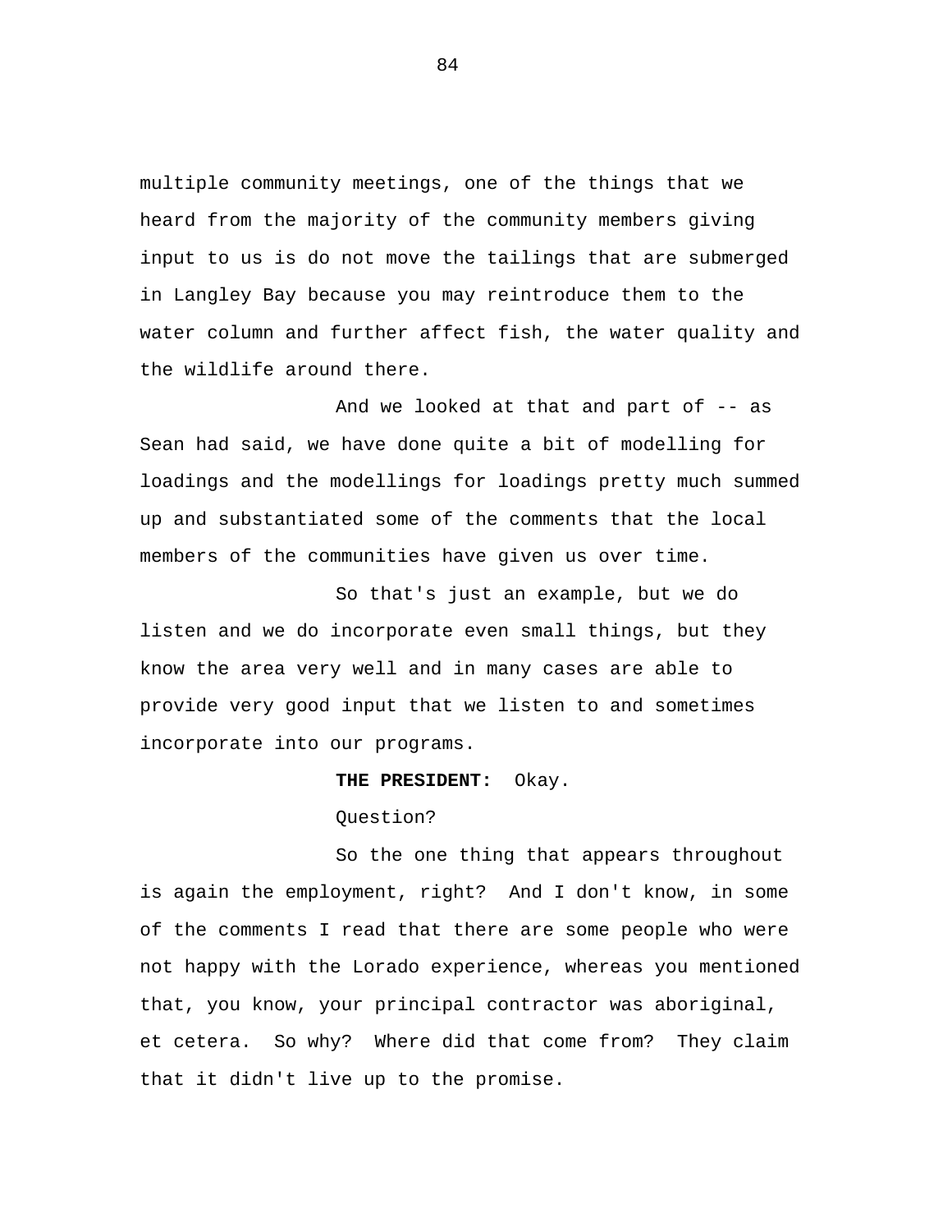multiple community meetings, one of the things that we heard from the majority of the community members giving input to us is do not move the tailings that are submerged in Langley Bay because you may reintroduce them to the water column and further affect fish, the water quality and the wildlife around there.

And we looked at that and part of -- as Sean had said, we have done quite a bit of modelling for loadings and the modellings for loadings pretty much summed up and substantiated some of the comments that the local members of the communities have given us over time.

So that's just an example, but we do listen and we do incorporate even small things, but they know the area very well and in many cases are able to provide very good input that we listen to and sometimes incorporate into our programs.

**THE PRESIDENT:** Okay.

Question?

So the one thing that appears throughout is again the employment, right? And I don't know, in some of the comments I read that there are some people who were not happy with the Lorado experience, whereas you mentioned that, you know, your principal contractor was aboriginal, et cetera. So why? Where did that come from? They claim that it didn't live up to the promise.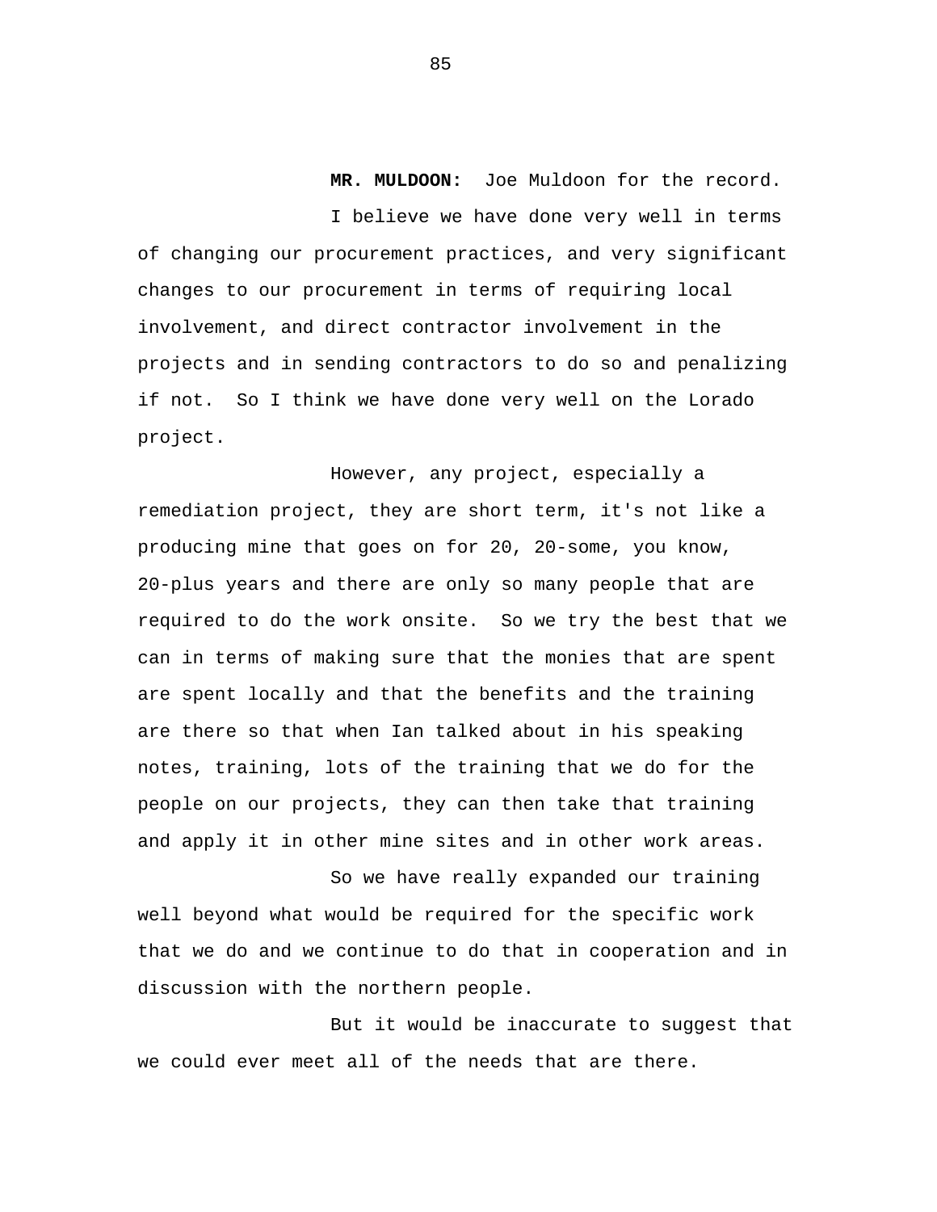**MR. MULDOON:** Joe Muldoon for the record.

I believe we have done very well in terms of changing our procurement practices, and very significant changes to our procurement in terms of requiring local involvement, and direct contractor involvement in the projects and in sending contractors to do so and penalizing if not. So I think we have done very well on the Lorado project.

However, any project, especially a remediation project, they are short term, it's not like a producing mine that goes on for 20, 20-some, you know, 20-plus years and there are only so many people that are required to do the work onsite. So we try the best that we can in terms of making sure that the monies that are spent are spent locally and that the benefits and the training are there so that when Ian talked about in his speaking notes, training, lots of the training that we do for the people on our projects, they can then take that training and apply it in other mine sites and in other work areas.

So we have really expanded our training well beyond what would be required for the specific work that we do and we continue to do that in cooperation and in discussion with the northern people.

But it would be inaccurate to suggest that we could ever meet all of the needs that are there.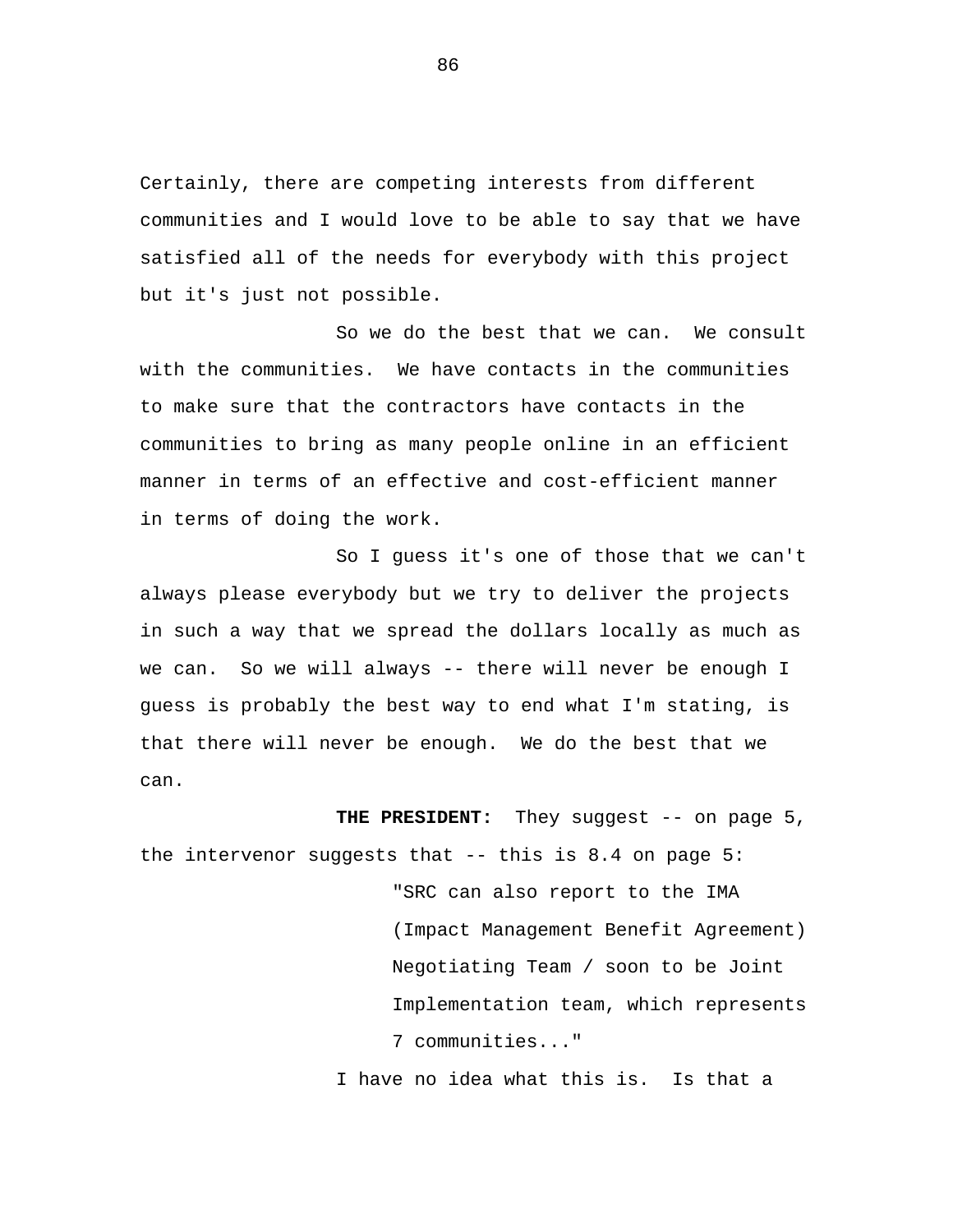Certainly, there are competing interests from different communities and I would love to be able to say that we have satisfied all of the needs for everybody with this project but it's just not possible.

So we do the best that we can. We consult with the communities. We have contacts in the communities to make sure that the contractors have contacts in the communities to bring as many people online in an efficient manner in terms of an effective and cost-efficient manner in terms of doing the work.

So I guess it's one of those that we can't always please everybody but we try to deliver the projects in such a way that we spread the dollars locally as much as we can. So we will always -- there will never be enough I guess is probably the best way to end what I'm stating, is that there will never be enough. We do the best that we can.

**THE PRESIDENT:** They suggest -- on page 5, the intervenor suggests that -- this is 8.4 on page 5:

> "SRC can also report to the IMA (Impact Management Benefit Agreement) Negotiating Team / soon to be Joint Implementation team, which represents 7 communities..."

I have no idea what this is. Is that a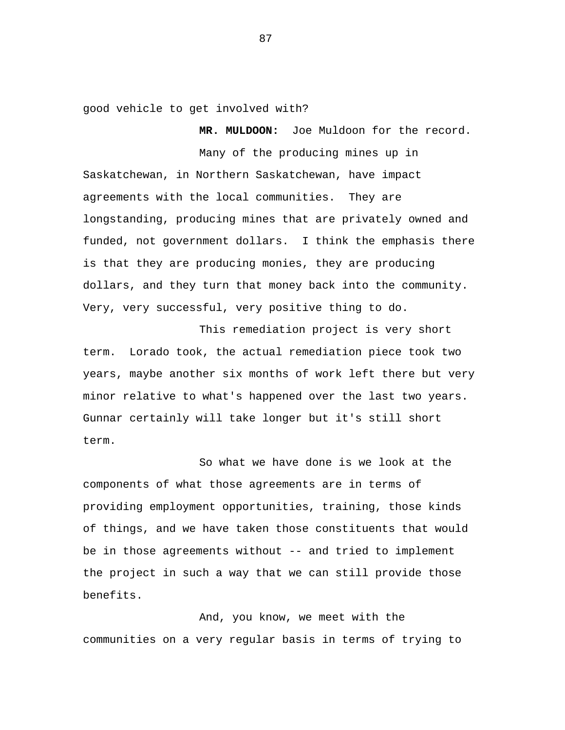good vehicle to get involved with?

**MR. MULDOON:** Joe Muldoon for the record.

Many of the producing mines up in Saskatchewan, in Northern Saskatchewan, have impact agreements with the local communities. They are longstanding, producing mines that are privately owned and funded, not government dollars. I think the emphasis there is that they are producing monies, they are producing dollars, and they turn that money back into the community. Very, very successful, very positive thing to do.

This remediation project is very short term. Lorado took, the actual remediation piece took two years, maybe another six months of work left there but very minor relative to what's happened over the last two years. Gunnar certainly will take longer but it's still short term.

So what we have done is we look at the components of what those agreements are in terms of providing employment opportunities, training, those kinds of things, and we have taken those constituents that would be in those agreements without -- and tried to implement the project in such a way that we can still provide those benefits.

And, you know, we meet with the communities on a very regular basis in terms of trying to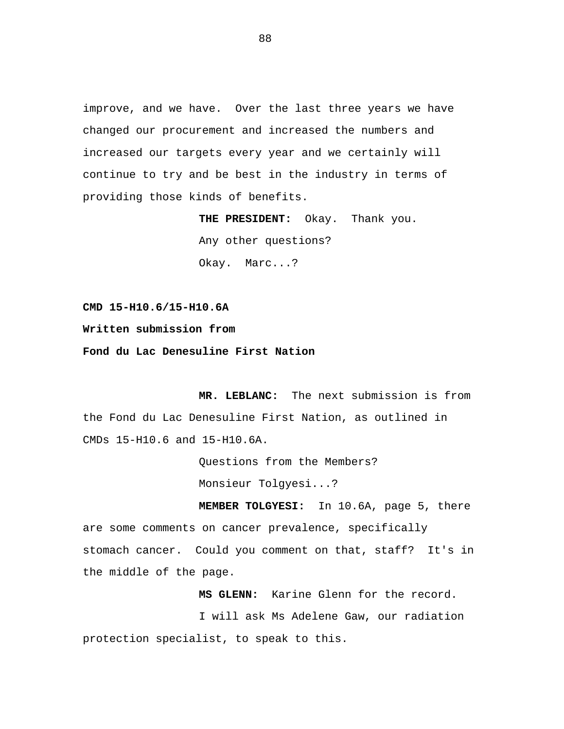improve, and we have. Over the last three years we have changed our procurement and increased the numbers and increased our targets every year and we certainly will continue to try and be best in the industry in terms of providing those kinds of benefits.

**THE PRESIDENT:** Okay. Thank you.

Any other questions?

Okay. Marc...?

**CMD 15-H10.6/15-H10.6A**

**Written submission from**

**Fond du Lac Denesuline First Nation**

**MR. LEBLANC:** The next submission is from the Fond du Lac Denesuline First Nation, as outlined in CMDs 15-H10.6 and 15-H10.6A.

Questions from the Members?

Monsieur Tolgyesi...?

**MEMBER TOLGYESI:** In 10.6A, page 5, there are some comments on cancer prevalence, specifically stomach cancer. Could you comment on that, staff? It's in the middle of the page.

**MS GLENN:** Karine Glenn for the record.

I will ask Ms Adelene Gaw, our radiation protection specialist, to speak to this.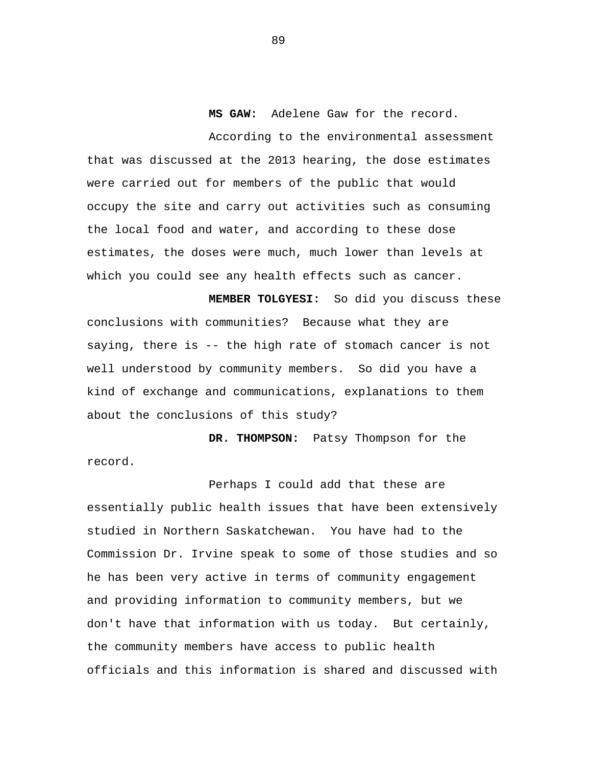**MS GAW:** Adelene Gaw for the record.

According to the environmental assessment that was discussed at the 2013 hearing, the dose estimates were carried out for members of the public that would occupy the site and carry out activities such as consuming the local food and water, and according to these dose estimates, the doses were much, much lower than levels at which you could see any health effects such as cancer.

**MEMBER TOLGYESI:** So did you discuss these conclusions with communities? Because what they are saying, there is -- the high rate of stomach cancer is not well understood by community members. So did you have a kind of exchange and communications, explanations to them about the conclusions of this study?

**DR. THOMPSON:** Patsy Thompson for the record.

Perhaps I could add that these are essentially public health issues that have been extensively studied in Northern Saskatchewan. You have had to the Commission Dr. Irvine speak to some of those studies and so he has been very active in terms of community engagement and providing information to community members, but we don't have that information with us today. But certainly, the community members have access to public health officials and this information is shared and discussed with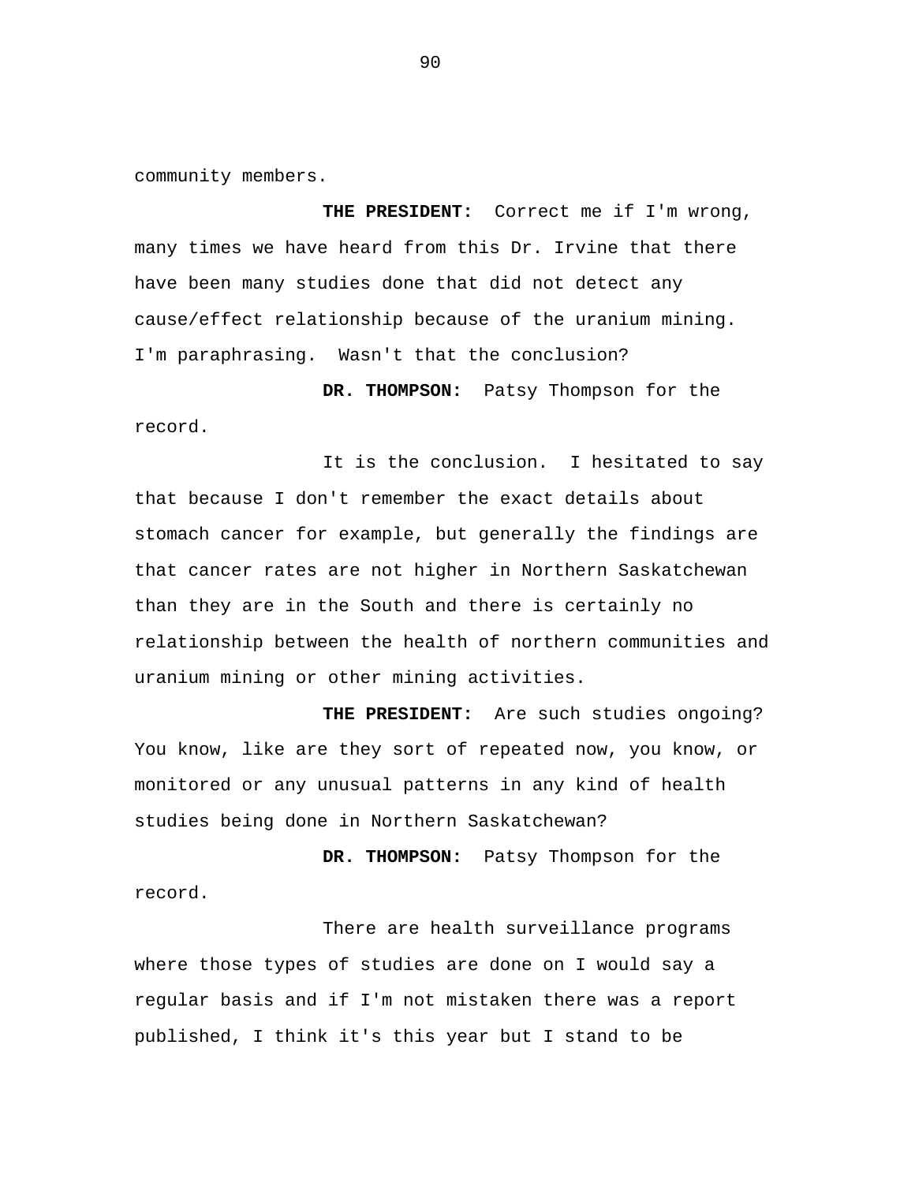community members.

**THE PRESIDENT:** Correct me if I'm wrong, many times we have heard from this Dr. Irvine that there have been many studies done that did not detect any cause/effect relationship because of the uranium mining. I'm paraphrasing. Wasn't that the conclusion?

**DR. THOMPSON:** Patsy Thompson for the record.

It is the conclusion. I hesitated to say that because I don't remember the exact details about stomach cancer for example, but generally the findings are that cancer rates are not higher in Northern Saskatchewan than they are in the South and there is certainly no relationship between the health of northern communities and uranium mining or other mining activities.

**THE PRESIDENT:** Are such studies ongoing? You know, like are they sort of repeated now, you know, or monitored or any unusual patterns in any kind of health studies being done in Northern Saskatchewan?

**DR. THOMPSON:** Patsy Thompson for the record.

There are health surveillance programs where those types of studies are done on I would say a regular basis and if I'm not mistaken there was a report published, I think it's this year but I stand to be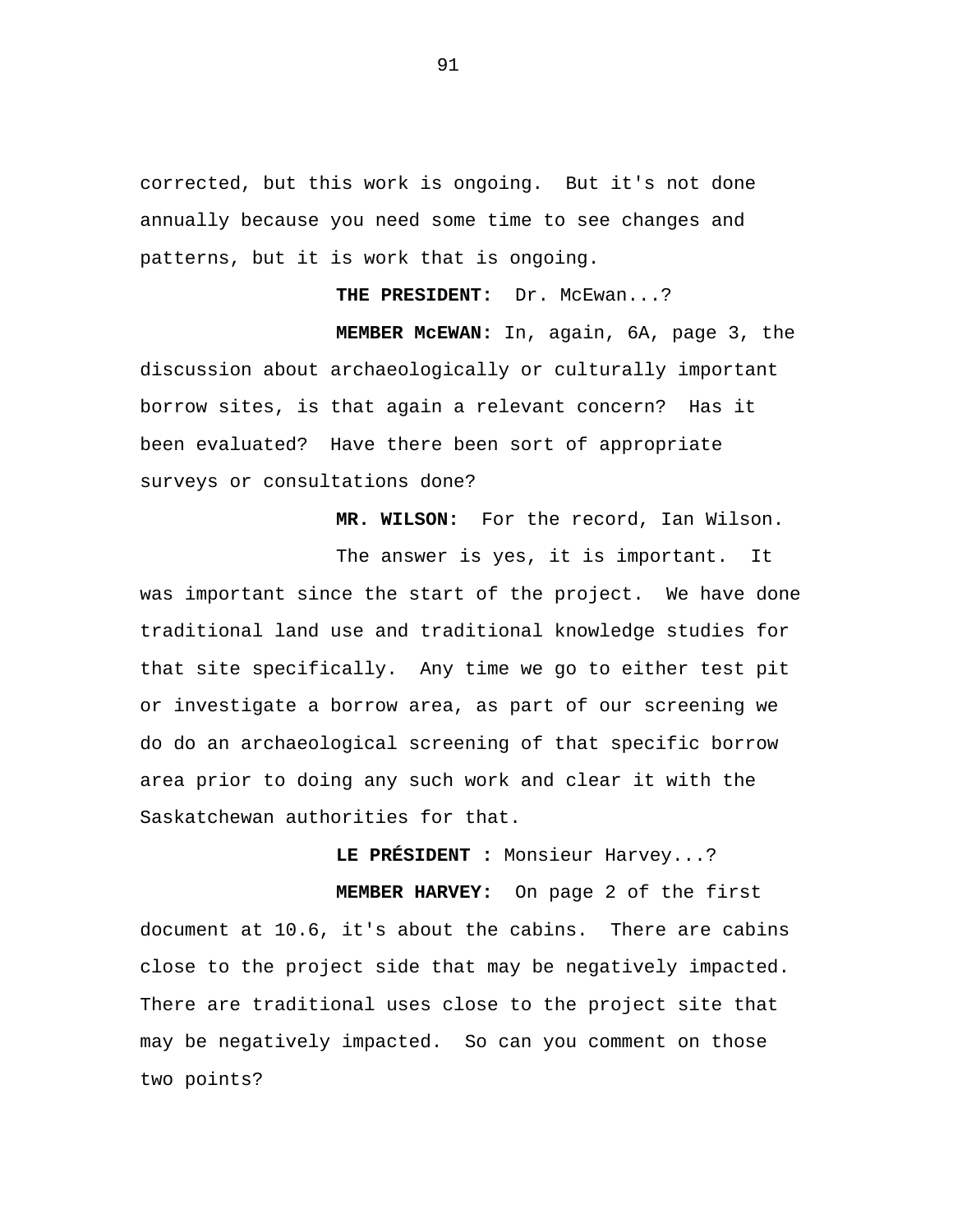corrected, but this work is ongoing. But it's not done annually because you need some time to see changes and patterns, but it is work that is ongoing.

**THE PRESIDENT:** Dr. McEwan...?

**MEMBER McEWAN:** In, again, 6A, page 3, the discussion about archaeologically or culturally important borrow sites, is that again a relevant concern? Has it been evaluated? Have there been sort of appropriate surveys or consultations done?

**MR. WILSON:** For the record, Ian Wilson.

The answer is yes, it is important. It was important since the start of the project. We have done traditional land use and traditional knowledge studies for that site specifically. Any time we go to either test pit or investigate a borrow area, as part of our screening we do do an archaeological screening of that specific borrow area prior to doing any such work and clear it with the Saskatchewan authorities for that.

**LE PRÉSIDENT :** Monsieur Harvey...?

**MEMBER HARVEY:** On page 2 of the first document at 10.6, it's about the cabins. There are cabins close to the project side that may be negatively impacted. There are traditional uses close to the project site that may be negatively impacted. So can you comment on those two points?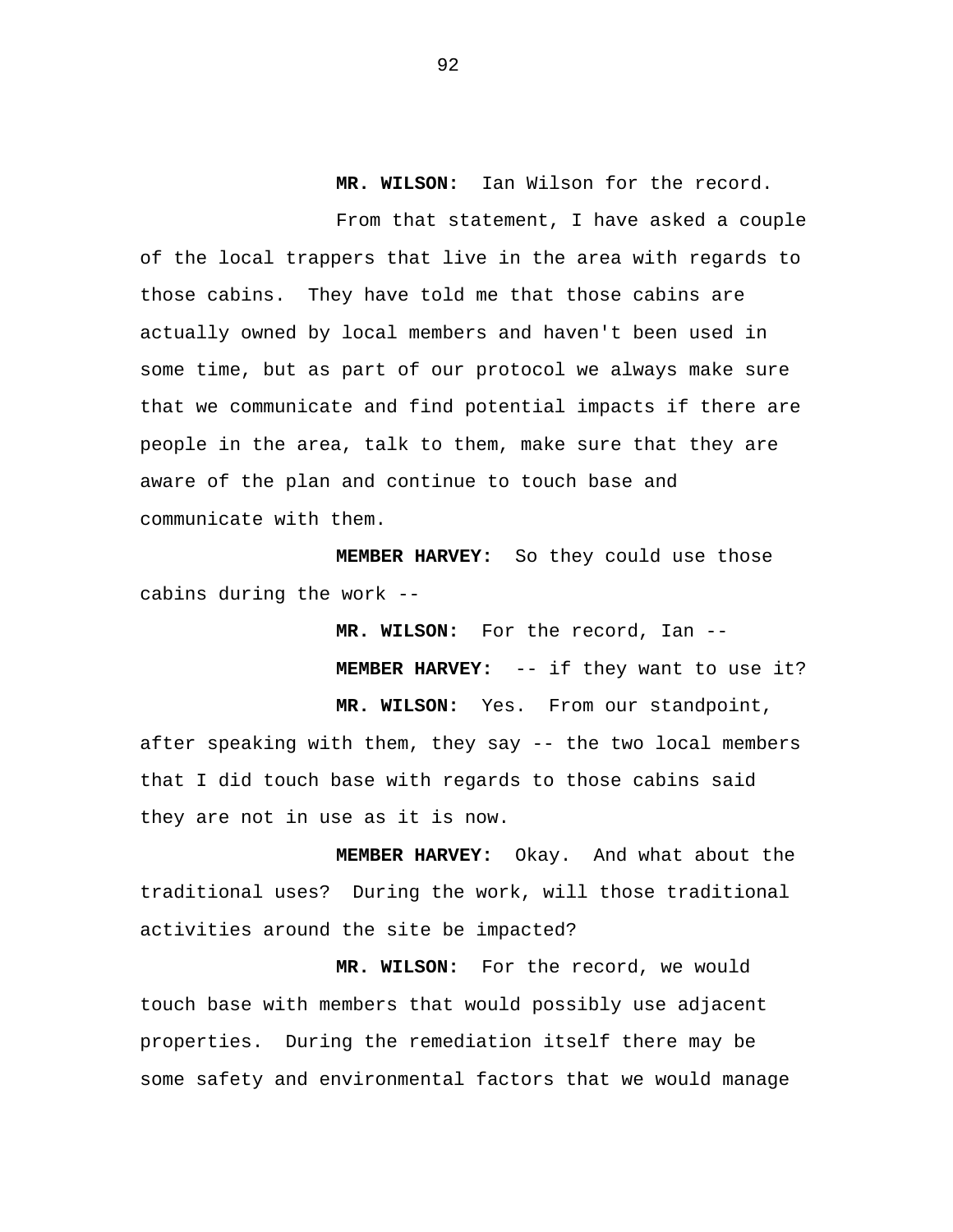**MR. WILSON:** Ian Wilson for the record.

From that statement, I have asked a couple of the local trappers that live in the area with regards to those cabins. They have told me that those cabins are actually owned by local members and haven't been used in some time, but as part of our protocol we always make sure that we communicate and find potential impacts if there are people in the area, talk to them, make sure that they are aware of the plan and continue to touch base and communicate with them.

**MEMBER HARVEY:** So they could use those cabins during the work --

**MR. WILSON:** For the record, Ian --

**MEMBER HARVEY:** -- if they want to use it?

**MR. WILSON:** Yes. From our standpoint, after speaking with them, they say -- the two local members that I did touch base with regards to those cabins said they are not in use as it is now.

**MEMBER HARVEY:** Okay. And what about the traditional uses? During the work, will those traditional activities around the site be impacted?

**MR. WILSON:** For the record, we would touch base with members that would possibly use adjacent properties. During the remediation itself there may be some safety and environmental factors that we would manage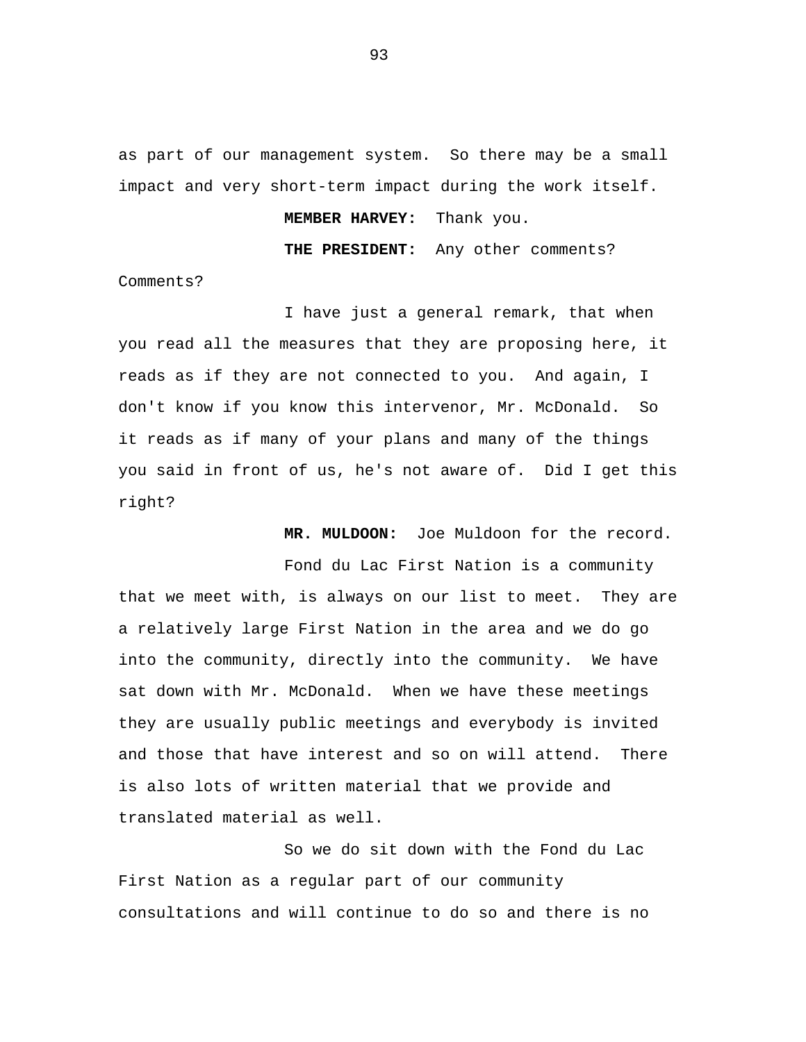as part of our management system. So there may be a small impact and very short-term impact during the work itself.

**MEMBER HARVEY:** Thank you.

**THE PRESIDENT:** Any other comments? Comments?

I have just a general remark, that when you read all the measures that they are proposing here, it reads as if they are not connected to you. And again, I don't know if you know this intervenor, Mr. McDonald. So it reads as if many of your plans and many of the things you said in front of us, he's not aware of. Did I get this right?

**MR. MULDOON:** Joe Muldoon for the record.

Fond du Lac First Nation is a community that we meet with, is always on our list to meet. They are a relatively large First Nation in the area and we do go into the community, directly into the community. We have sat down with Mr. McDonald. When we have these meetings they are usually public meetings and everybody is invited and those that have interest and so on will attend. There is also lots of written material that we provide and translated material as well.

So we do sit down with the Fond du Lac First Nation as a regular part of our community consultations and will continue to do so and there is no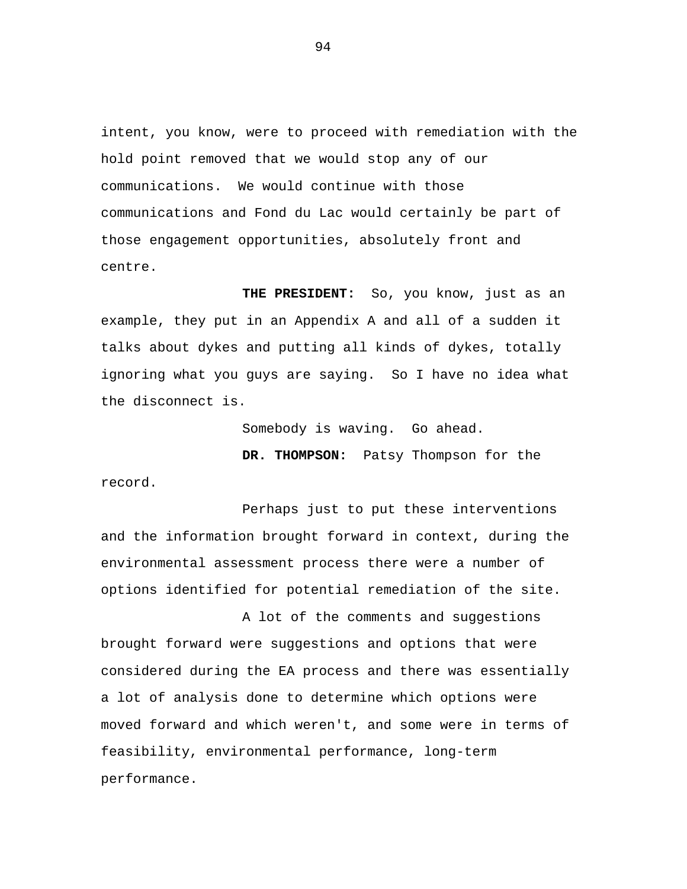intent, you know, were to proceed with remediation with the hold point removed that we would stop any of our communications. We would continue with those communications and Fond du Lac would certainly be part of those engagement opportunities, absolutely front and centre.

**THE PRESIDENT:** So, you know, just as an example, they put in an Appendix A and all of a sudden it talks about dykes and putting all kinds of dykes, totally ignoring what you guys are saying. So I have no idea what the disconnect is.

Somebody is waving. Go ahead.

**DR. THOMPSON:** Patsy Thompson for the record.

Perhaps just to put these interventions and the information brought forward in context, during the environmental assessment process there were a number of options identified for potential remediation of the site.

A lot of the comments and suggestions brought forward were suggestions and options that were considered during the EA process and there was essentially a lot of analysis done to determine which options were moved forward and which weren't, and some were in terms of feasibility, environmental performance, long-term performance.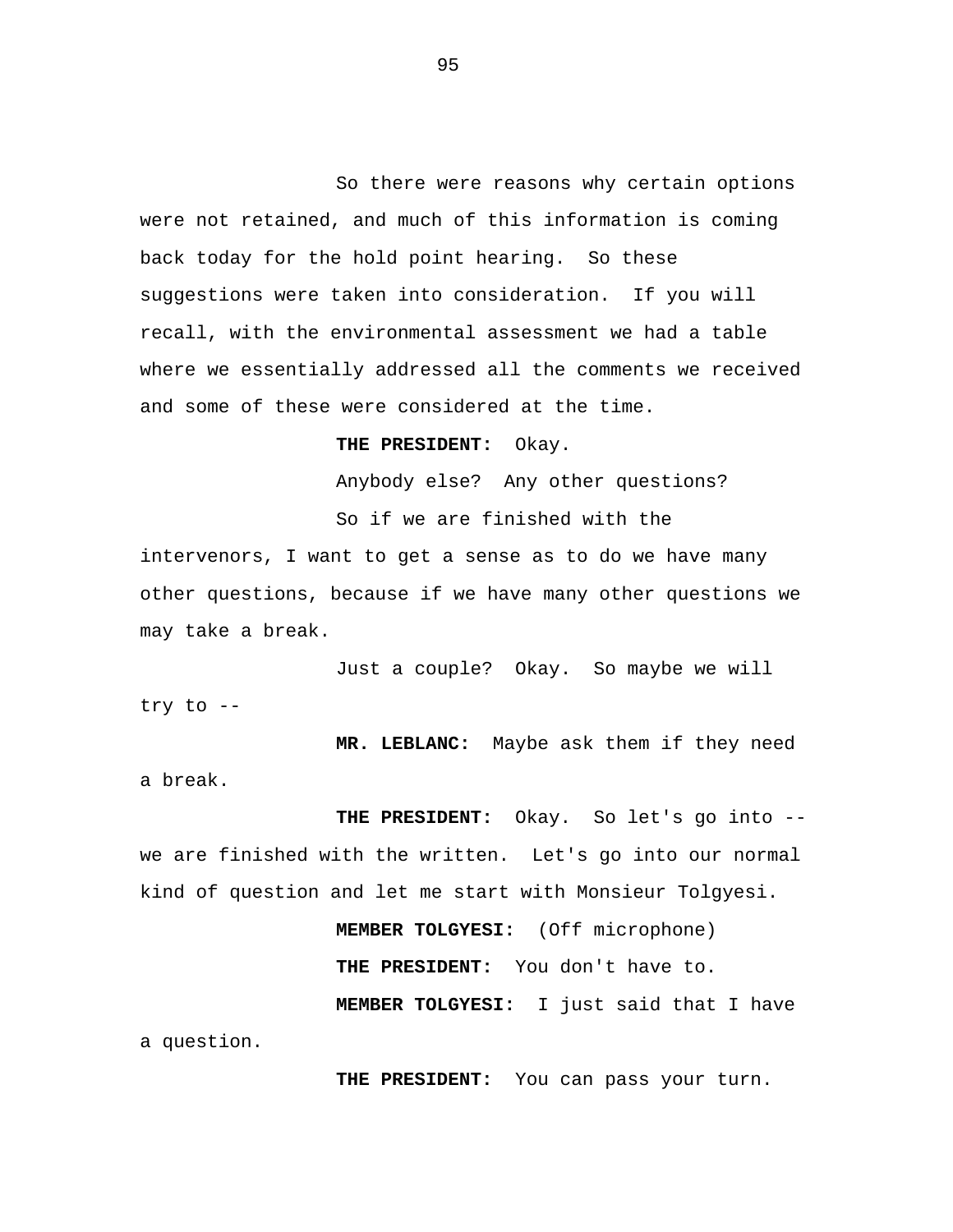So there were reasons why certain options were not retained, and much of this information is coming back today for the hold point hearing. So these suggestions were taken into consideration. If you will recall, with the environmental assessment we had a table where we essentially addressed all the comments we received and some of these were considered at the time.

**THE PRESIDENT:** Okay.

Anybody else? Any other questions?

So if we are finished with the intervenors, I want to get a sense as to do we have many other questions, because if we have many other questions we may take a break.

Just a couple? Okay. So maybe we will try to --

**MR. LEBLANC:** Maybe ask them if they need a break.

**THE PRESIDENT:** Okay. So let's go into -- we are finished with the written. Let's go into our normal kind of question and let me start with Monsieur Tolgyesi.

**MEMBER TOLGYESI:** (Off microphone)

**THE PRESIDENT:** You don't have to.

**MEMBER TOLGYESI:** I just said that I have a question.

**THE PRESIDENT:** You can pass your turn.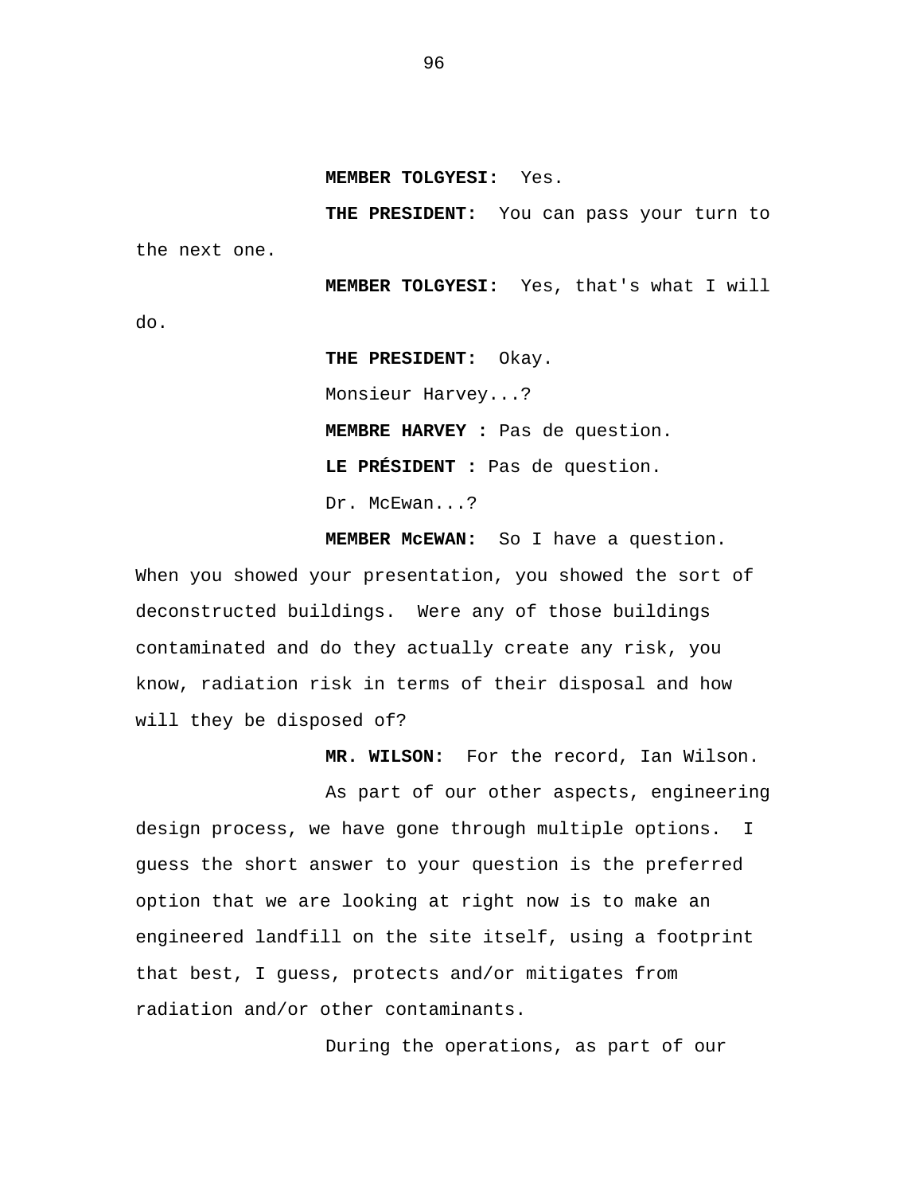**MEMBER TOLGYESI:** Yes.

**THE PRESIDENT:** You can pass your turn to the next one.

**MEMBER TOLGYESI:** Yes, that's what I will do.

**THE PRESIDENT:** Okay.

Monsieur Harvey...?

**MEMBRE HARVEY :** Pas de question.

**LE PRÉSIDENT :** Pas de question.

Dr. McEwan...?

**MEMBER McEWAN:** So I have a question. When you showed your presentation, you showed the sort of deconstructed buildings. Were any of those buildings contaminated and do they actually create any risk, you know, radiation risk in terms of their disposal and how will they be disposed of?

**MR. WILSON:** For the record, Ian Wilson.

As part of our other aspects, engineering design process, we have gone through multiple options. I guess the short answer to your question is the preferred option that we are looking at right now is to make an engineered landfill on the site itself, using a footprint that best, I guess, protects and/or mitigates from radiation and/or other contaminants.

During the operations, as part of our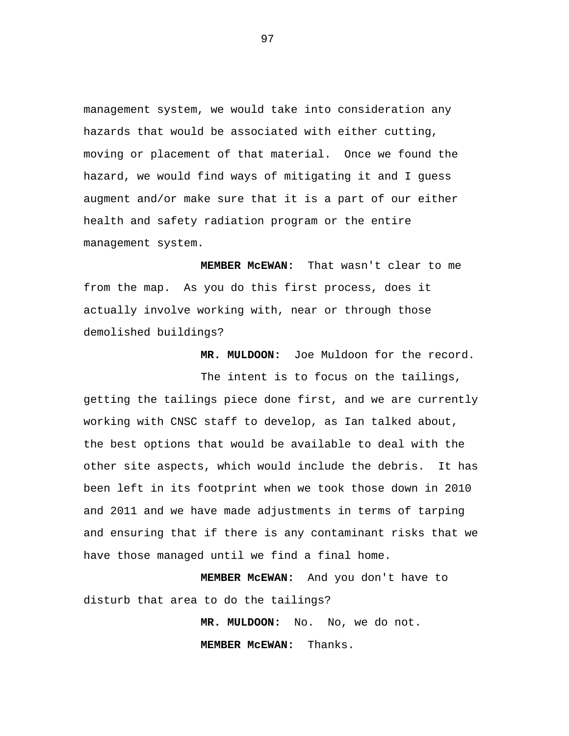management system, we would take into consideration any hazards that would be associated with either cutting, moving or placement of that material. Once we found the hazard, we would find ways of mitigating it and I guess augment and/or make sure that it is a part of our either health and safety radiation program or the entire management system.

**MEMBER McEWAN:** That wasn't clear to me from the map. As you do this first process, does it actually involve working with, near or through those demolished buildings?

**MR. MULDOON:** Joe Muldoon for the record.

The intent is to focus on the tailings, getting the tailings piece done first, and we are currently working with CNSC staff to develop, as Ian talked about, the best options that would be available to deal with the other site aspects, which would include the debris. It has been left in its footprint when we took those down in 2010 and 2011 and we have made adjustments in terms of tarping and ensuring that if there is any contaminant risks that we have those managed until we find a final home.

**MEMBER McEWAN:** And you don't have to disturb that area to do the tailings?

**MR. MULDOON:** No. No, we do not.

**MEMBER McEWAN:** Thanks.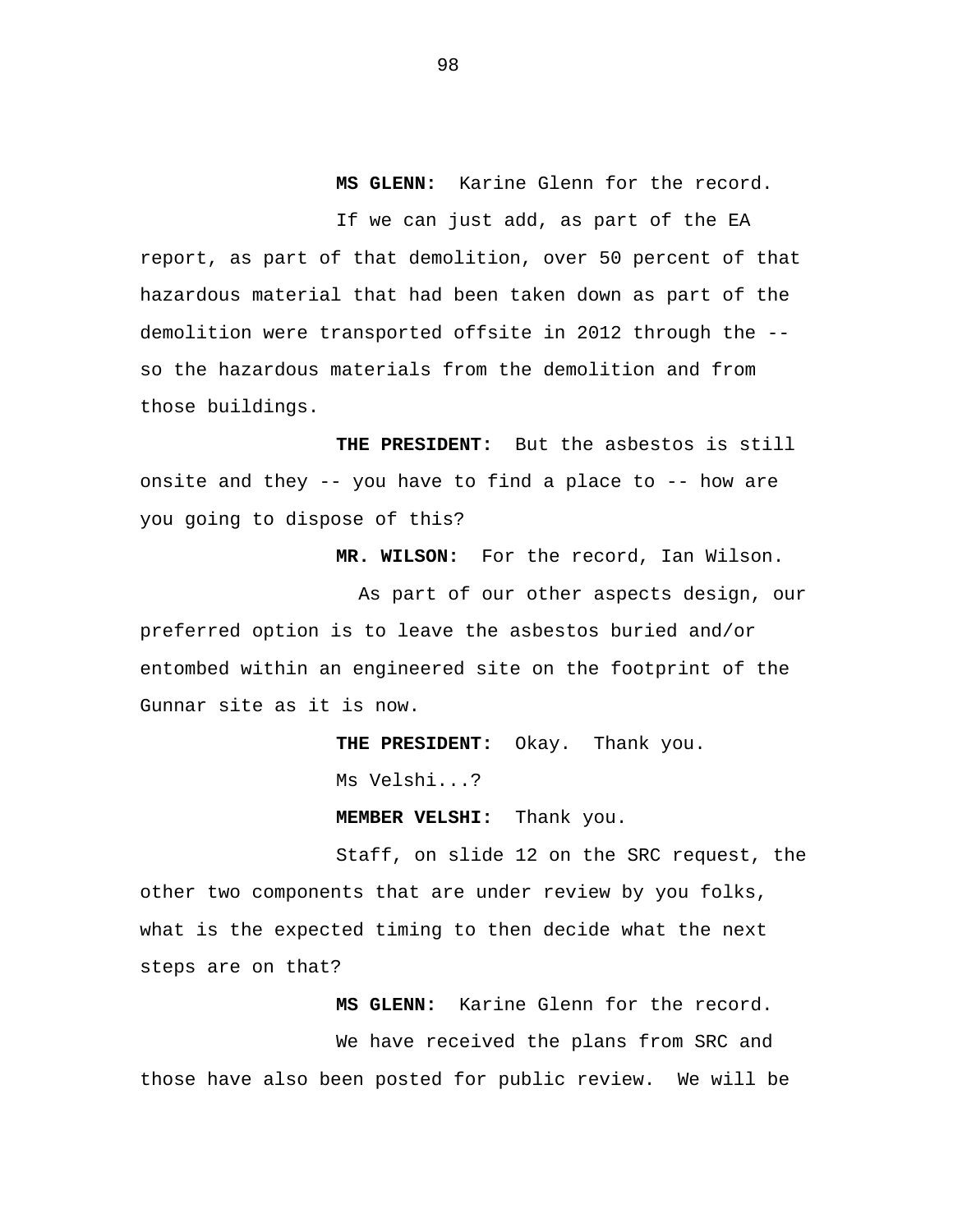**MS GLENN:** Karine Glenn for the record.

If we can just add, as part of the EA report, as part of that demolition, over 50 percent of that hazardous material that had been taken down as part of the demolition were transported offsite in 2012 through the -- so the hazardous materials from the demolition and from those buildings.

**THE PRESIDENT:** But the asbestos is still onsite and they -- you have to find a place to -- how are you going to dispose of this?

**MR. WILSON:** For the record, Ian Wilson.

As part of our other aspects design, our preferred option is to leave the asbestos buried and/or entombed within an engineered site on the footprint of the Gunnar site as it is now.

**THE PRESIDENT:** Okay. Thank you.

Ms Velshi...?

**MEMBER VELSHI:** Thank you.

Staff, on slide 12 on the SRC request, the other two components that are under review by you folks, what is the expected timing to then decide what the next steps are on that?

**MS GLENN:** Karine Glenn for the record.

We have received the plans from SRC and those have also been posted for public review. We will be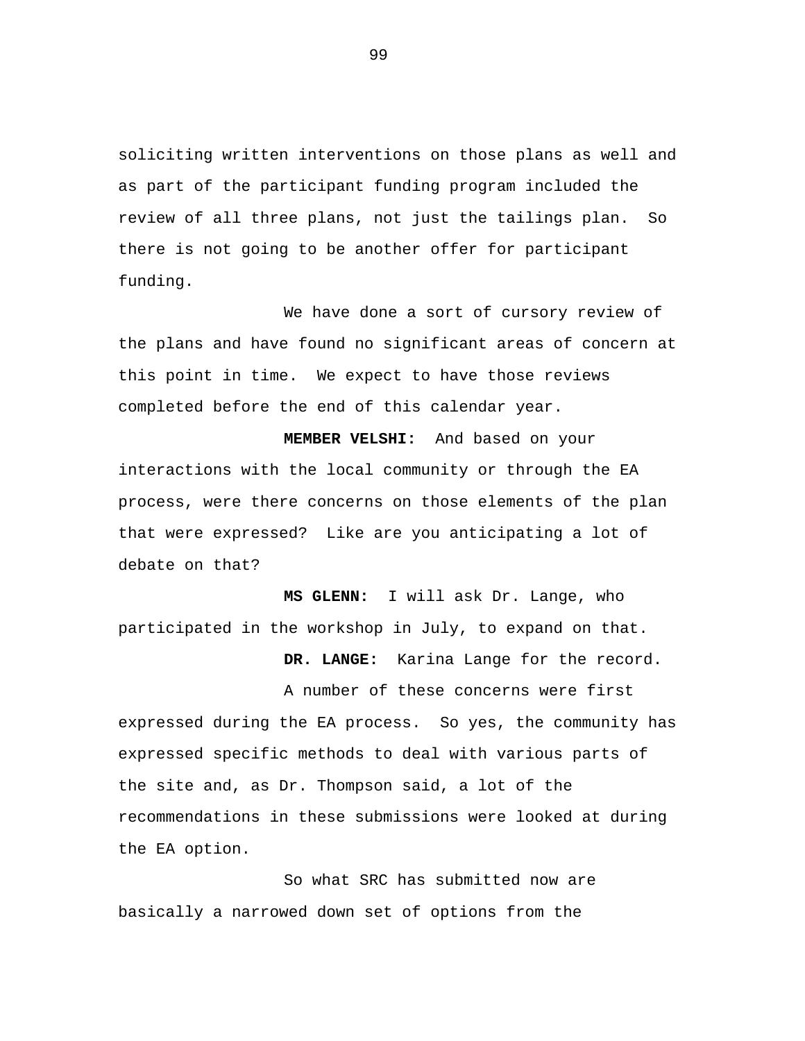soliciting written interventions on those plans as well and as part of the participant funding program included the review of all three plans, not just the tailings plan. So there is not going to be another offer for participant funding.

We have done a sort of cursory review of the plans and have found no significant areas of concern at this point in time. We expect to have those reviews completed before the end of this calendar year.

**MEMBER VELSHI:** And based on your interactions with the local community or through the EA process, were there concerns on those elements of the plan that were expressed? Like are you anticipating a lot of debate on that?

**MS GLENN:** I will ask Dr. Lange, who participated in the workshop in July, to expand on that.

**DR. LANGE:** Karina Lange for the record.

A number of these concerns were first expressed during the EA process. So yes, the community has expressed specific methods to deal with various parts of the site and, as Dr. Thompson said, a lot of the recommendations in these submissions were looked at during the EA option.

So what SRC has submitted now are basically a narrowed down set of options from the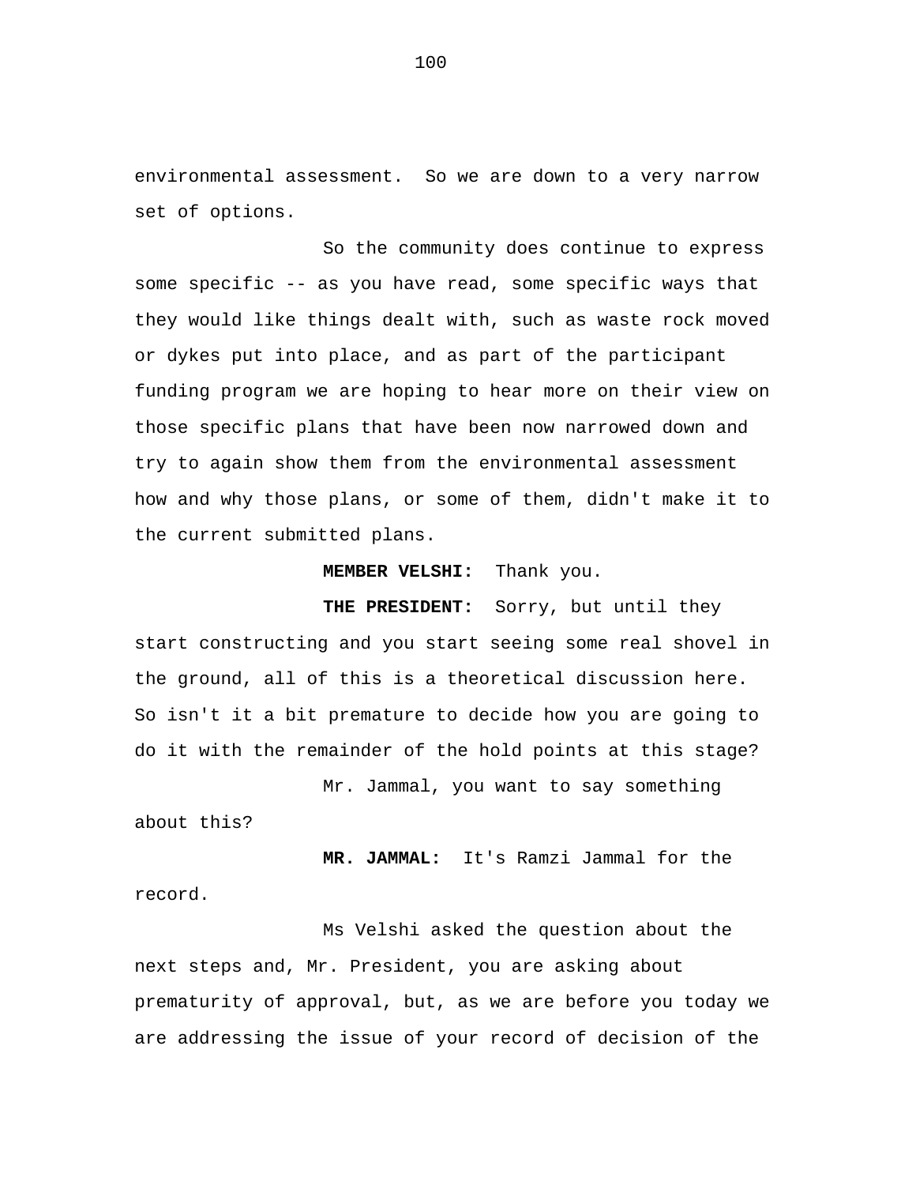environmental assessment.  So we are down to a very narrow set of options.

So the community does continue to express some specific -- as you have read, some specific ways that they would like things dealt with, such as waste rock moved or dykes put into place, and as part of the participant funding program we are hoping to hear more on their view on those specific plans that have been now narrowed down and try to again show them from the environmental assessment how and why those plans, or some of them, didn't make it to the current submitted plans.

**MEMBER VELSHI:**  Thank you.

**THE PRESIDENT:**  Sorry, but until they start constructing and you start seeing some real shovel in the ground, all of this is a theoretical discussion here. So isn't it a bit premature to decide how you are going to do it with the remainder of the hold points at this stage?

Mr. Jammal, you want to say something about this?

**MR. JAMMAL:**  It's Ramzi Jammal for the record.

Ms Velshi asked the question about the next steps and, Mr. President, you are asking about prematurity of approval, but, as we are before you today we are addressing the issue of your record of decision of the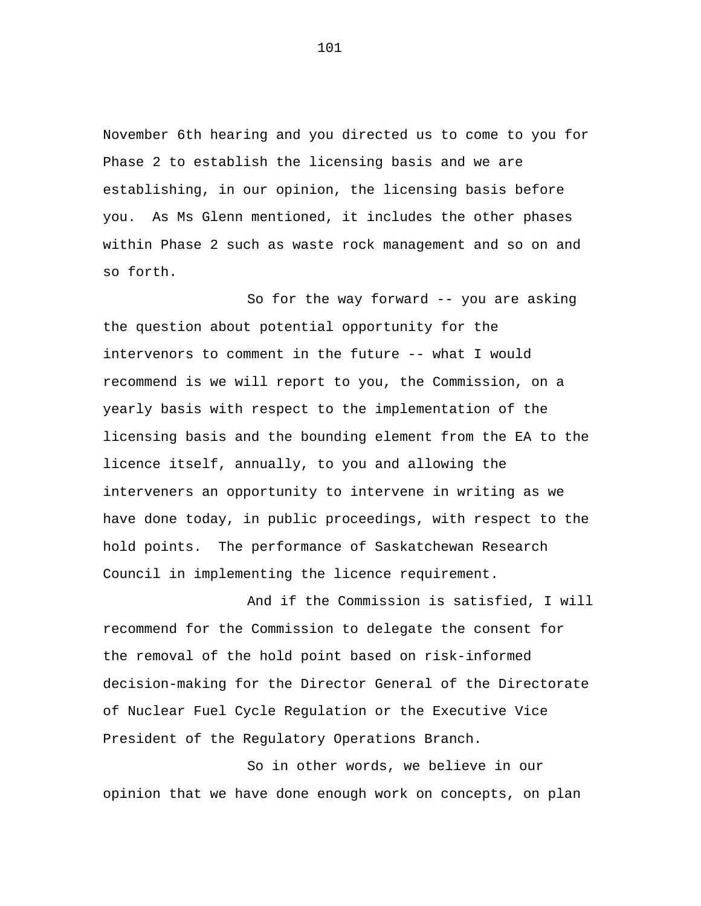November 6th hearing and you directed us to come to you for Phase 2 to establish the licensing basis and we are establishing, in our opinion, the licensing basis before you. As Ms Glenn mentioned, it includes the other phases within Phase 2 such as waste rock management and so on and so forth.

So for the way forward -- you are asking the question about potential opportunity for the intervenors to comment in the future -- what I would recommend is we will report to you, the Commission, on a yearly basis with respect to the implementation of the licensing basis and the bounding element from the EA to the licence itself, annually, to you and allowing the interveners an opportunity to intervene in writing as we have done today, in public proceedings, with respect to the hold points. The performance of Saskatchewan Research Council in implementing the licence requirement.

And if the Commission is satisfied, I will recommend for the Commission to delegate the consent for the removal of the hold point based on risk-informed decision-making for the Director General of the Directorate of Nuclear Fuel Cycle Regulation or the Executive Vice President of the Regulatory Operations Branch.

So in other words, we believe in our opinion that we have done enough work on concepts, on plan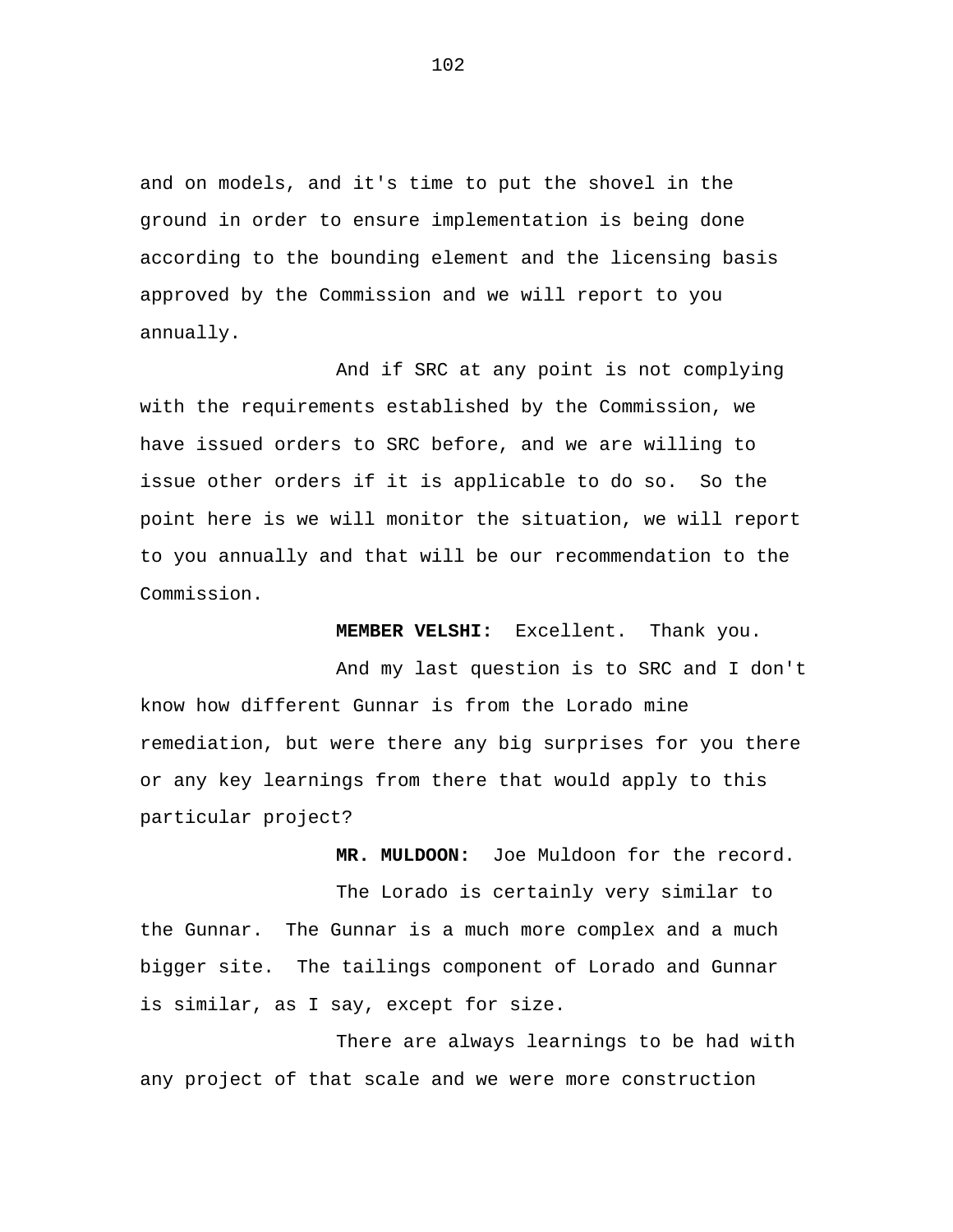and on models, and it's time to put the shovel in the ground in order to ensure implementation is being done according to the bounding element and the licensing basis approved by the Commission and we will report to you annually.

And if SRC at any point is not complying with the requirements established by the Commission, we have issued orders to SRC before, and we are willing to issue other orders if it is applicable to do so. So the point here is we will monitor the situation, we will report to you annually and that will be our recommendation to the Commission.

**MEMBER VELSHI:** Excellent. Thank you.

And my last question is to SRC and I don't know how different Gunnar is from the Lorado mine remediation, but were there any big surprises for you there or any key learnings from there that would apply to this particular project?

**MR. MULDOON:** Joe Muldoon for the record.

The Lorado is certainly very similar to the Gunnar. The Gunnar is a much more complex and a much bigger site. The tailings component of Lorado and Gunnar is similar, as I say, except for size.

There are always learnings to be had with any project of that scale and we were more construction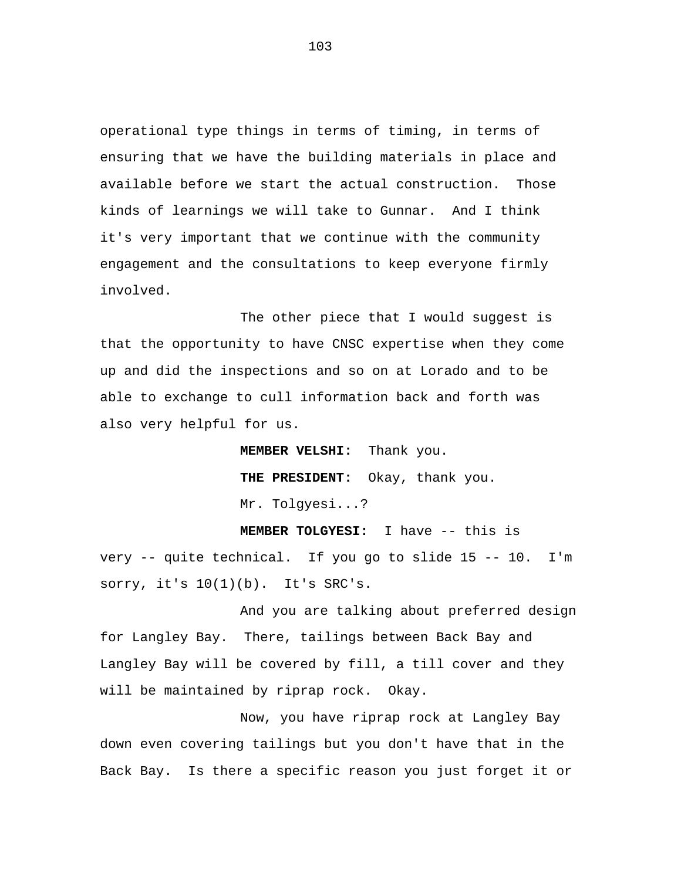operational type things in terms of timing, in terms of ensuring that we have the building materials in place and available before we start the actual construction. Those kinds of learnings we will take to Gunnar. And I think it's very important that we continue with the community engagement and the consultations to keep everyone firmly involved.

The other piece that I would suggest is that the opportunity to have CNSC expertise when they come up and did the inspections and so on at Lorado and to be able to exchange to cull information back and forth was also very helpful for us.

**MEMBER VELSHI:** Thank you.

**THE PRESIDENT:** Okay, thank you.

Mr. Tolgyesi...?

**MEMBER TOLGYESI:** I have -- this is very -- quite technical. If you go to slide 15 -- 10. I'm sorry, it's 10(1)(b). It's SRC's.

And you are talking about preferred design for Langley Bay. There, tailings between Back Bay and Langley Bay will be covered by fill, a till cover and they will be maintained by riprap rock. Okay.

Now, you have riprap rock at Langley Bay down even covering tailings but you don't have that in the Back Bay. Is there a specific reason you just forget it or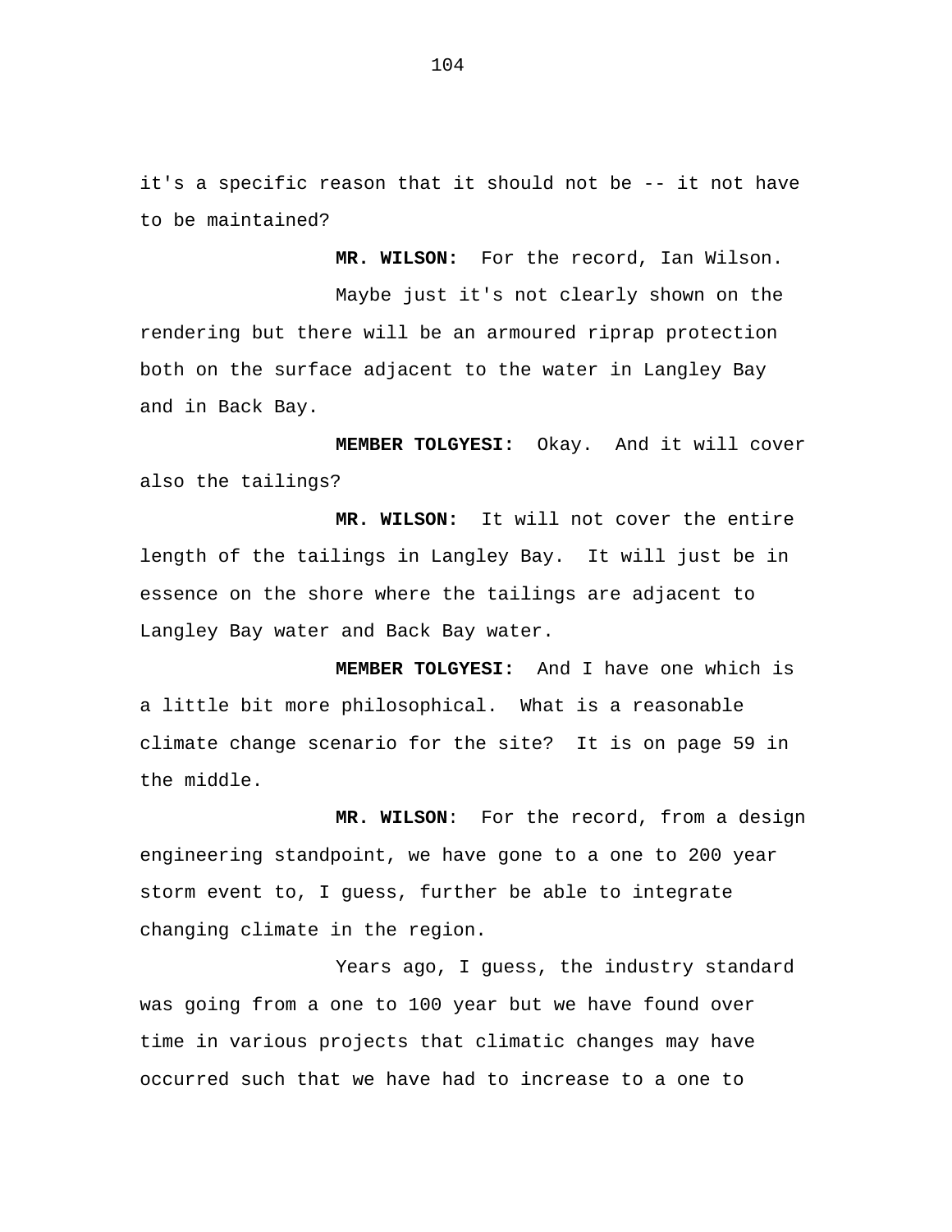it's a specific reason that it should not be -- it not have to be maintained?

**MR. WILSON:** For the record, Ian Wilson.

Maybe just it's not clearly shown on the rendering but there will be an armoured riprap protection both on the surface adjacent to the water in Langley Bay and in Back Bay.

**MEMBER TOLGYESI:** Okay. And it will cover also the tailings?

**MR. WILSON:** It will not cover the entire length of the tailings in Langley Bay. It will just be in essence on the shore where the tailings are adjacent to Langley Bay water and Back Bay water.

**MEMBER TOLGYESI:** And I have one which is a little bit more philosophical. What is a reasonable climate change scenario for the site? It is on page 59 in the middle.

**MR. WILSON**: For the record, from a design engineering standpoint, we have gone to a one to 200 year storm event to, I guess, further be able to integrate changing climate in the region.

Years ago, I guess, the industry standard was going from a one to 100 year but we have found over time in various projects that climatic changes may have occurred such that we have had to increase to a one to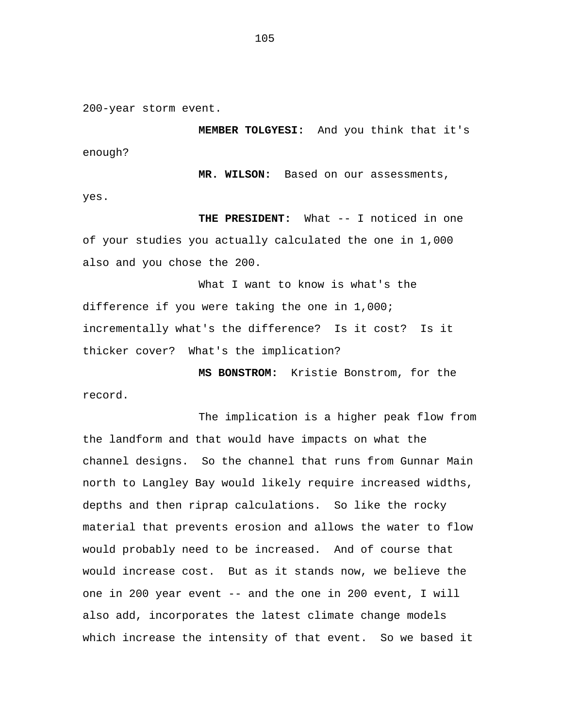200-year storm event.

**MEMBER TOLGYESI:** And you think that it's enough?

**MR. WILSON:** Based on our assessments, yes.

**THE PRESIDENT:** What -- I noticed in one of your studies you actually calculated the one in 1,000 also and you chose the 200.

What I want to know is what's the difference if you were taking the one in 1,000; incrementally what's the difference? Is it cost? Is it thicker cover? What's the implication?

**MS BONSTROM:** Kristie Bonstrom, for the record.

The implication is a higher peak flow from the landform and that would have impacts on what the channel designs. So the channel that runs from Gunnar Main north to Langley Bay would likely require increased widths, depths and then riprap calculations. So like the rocky material that prevents erosion and allows the water to flow would probably need to be increased. And of course that would increase cost. But as it stands now, we believe the one in 200 year event -- and the one in 200 event, I will also add, incorporates the latest climate change models which increase the intensity of that event. So we based it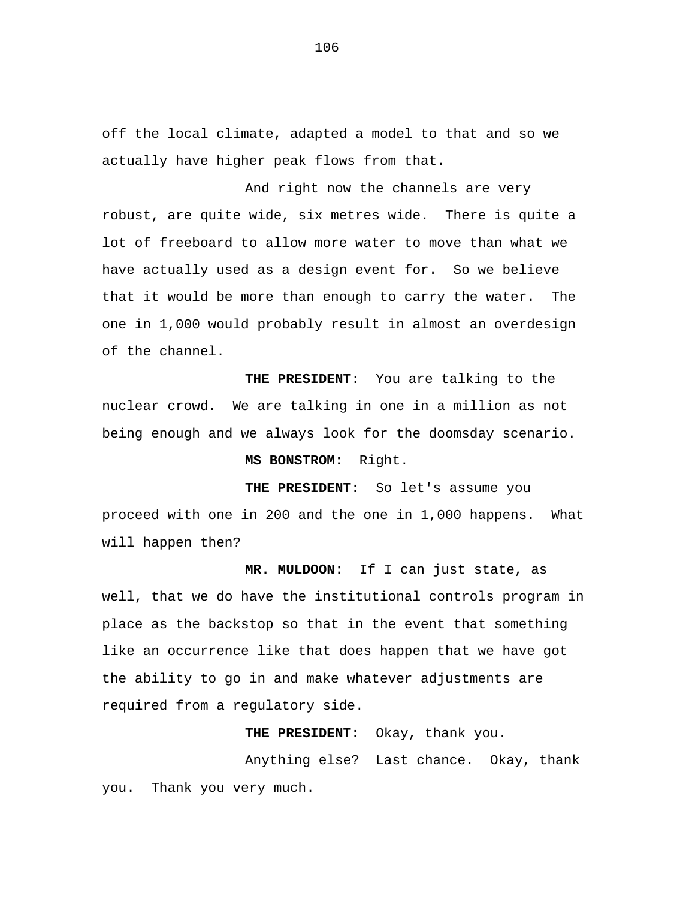off the local climate, adapted a model to that and so we actually have higher peak flows from that.

And right now the channels are very robust, are quite wide, six metres wide. There is quite a lot of freeboard to allow more water to move than what we have actually used as a design event for. So we believe that it would be more than enough to carry the water. The one in 1,000 would probably result in almost an overdesign of the channel.

**THE PRESIDENT**: You are talking to the nuclear crowd. We are talking in one in a million as not being enough and we always look for the doomsday scenario.

**MS BONSTROM:** Right.

**THE PRESIDENT:** So let's assume you proceed with one in 200 and the one in 1,000 happens. What will happen then?

**MR. MULDOON**: If I can just state, as well, that we do have the institutional controls program in place as the backstop so that in the event that something like an occurrence like that does happen that we have got the ability to go in and make whatever adjustments are required from a regulatory side.

**THE PRESIDENT:** Okay, thank you.

Anything else? Last chance. Okay, thank you. Thank you very much.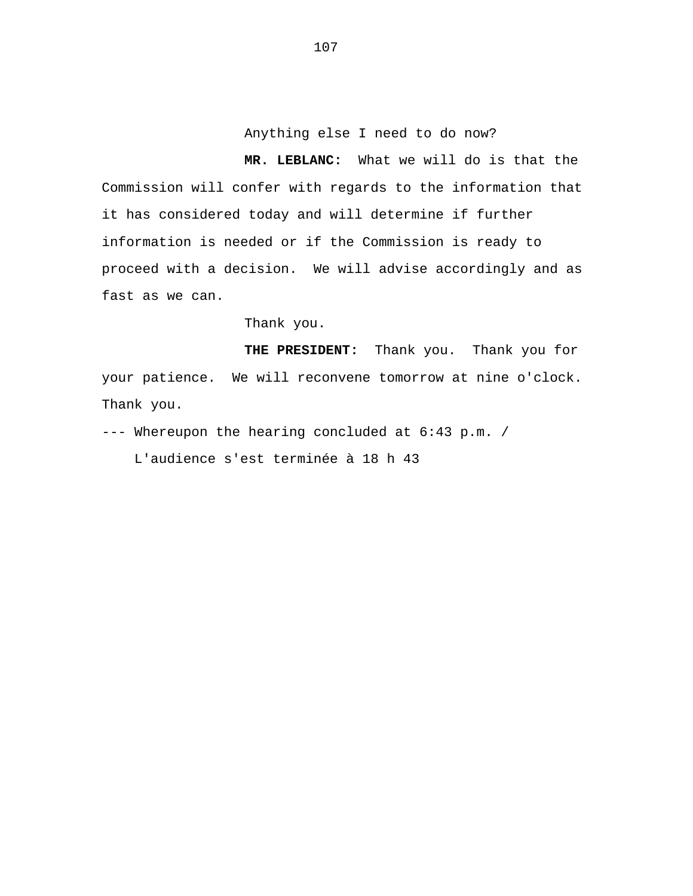Anything else I need to do now?

**MR. LEBLANC:** What we will do is that the Commission will confer with regards to the information that it has considered today and will determine if further information is needed or if the Commission is ready to proceed with a decision. We will advise accordingly and as fast as we can.

Thank you.

**THE PRESIDENT:** Thank you. Thank you for your patience. We will reconvene tomorrow at nine o'clock. Thank you.

--- Whereupon the hearing concluded at 6:43 p.m. / L'audience s'est terminée à 18 h 43